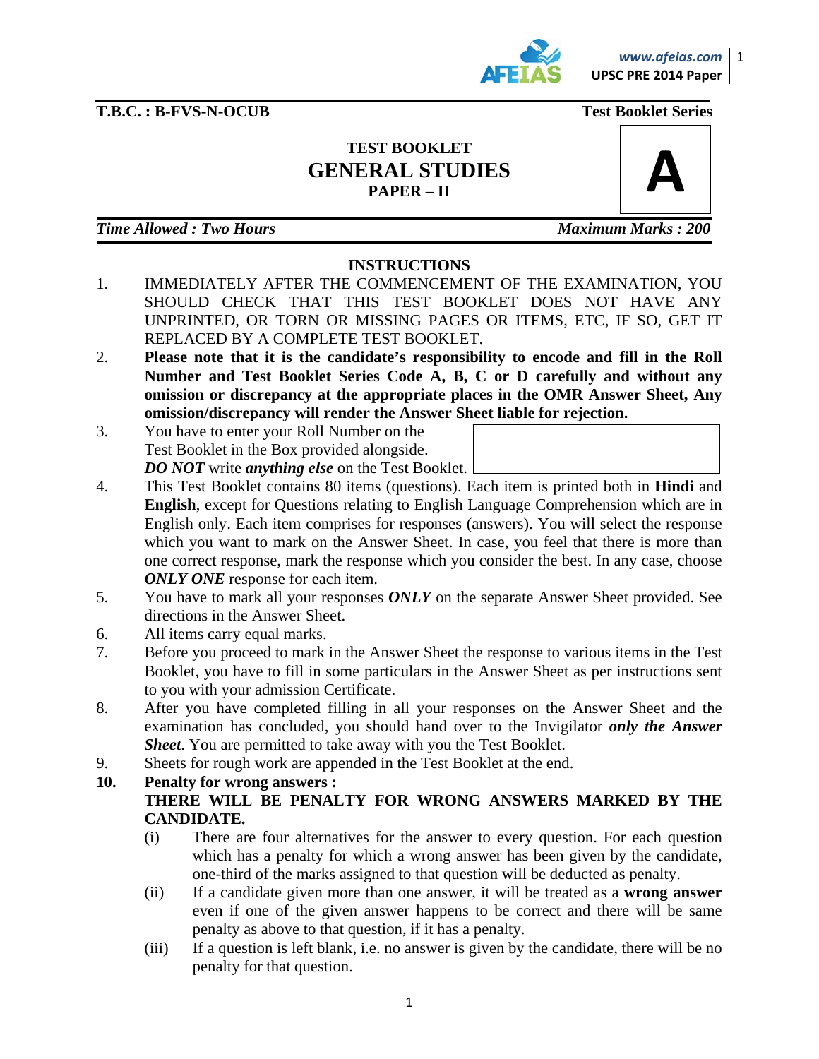**T.B.C. : B-FVS-N-OCUB** **Test Booklet Series**

# TEST BOOKLET
# GENERAL STUDIES
## PAPER – II

**A**

***Time Allowed : Two Hours*** ***Maximum Marks : 200***

### INSTRUCTIONS

1. IMMEDIATELY AFTER THE COMMENCEMENT OF THE EXAMINATION, YOU SHOULD CHECK THAT THIS TEST BOOKLET DOES NOT HAVE ANY UNPRINTED, OR TORN OR MISSING PAGES OR ITEMS, ETC, IF SO, GET IT REPLACED BY A COMPLETE TEST BOOKLET.
2. **Please note that it is the candidate's responsibility to encode and fill in the Roll Number and Test Booklet Series Code A, B, C or D carefully and without any omission or discrepancy at the appropriate places in the OMR Answer Sheet, Any omission/discrepancy will render the Answer Sheet liable for rejection.**
3. You have to enter your Roll Number on the Test Booklet in the Box provided alongside. ***DO NOT*** write ***anything else*** on the Test Booklet.
4. This Test Booklet contains 80 items (questions). Each item is printed both in **Hindi** and **English**, except for Questions relating to English Language Comprehension which are in English only. Each item comprises for responses (answers). You will select the response which you want to mark on the Answer Sheet. In case, you feel that there is more than one correct response, mark the response which you consider the best. In any case, choose ***ONLY ONE*** response for each item.
5. You have to mark all your responses ***ONLY*** on the separate Answer Sheet provided. See directions in the Answer Sheet.
6. All items carry equal marks.
7. Before you proceed to mark in the Answer Sheet the response to various items in the Test Booklet, you have to fill in some particulars in the Answer Sheet as per instructions sent to you with your admission Certificate.
8. After you have completed filling in all your responses on the Answer Sheet and the examination has concluded, you should hand over to the Invigilator ***only the Answer Sheet***. You are permitted to take away with you the Test Booklet.
9. Sheets for rough work are appended in the Test Booklet at the end.
10. **Penalty for wrong answers :**
    **THERE WILL BE PENALTY FOR WRONG ANSWERS MARKED BY THE CANDIDATE.**
    (i) There are four alternatives for the answer to every question. For each question which has a penalty for which a wrong answer has been given by the candidate, one-third of the marks assigned to that question will be deducted as penalty.
    (ii) If a candidate given more than one answer, it will be treated as a **wrong answer** even if one of the given answer happens to be correct and there will be same penalty as above to that question, if it has a penalty.
    (iii) If a question is left blank, i.e. no answer is given by the candidate, there will be no penalty for that question.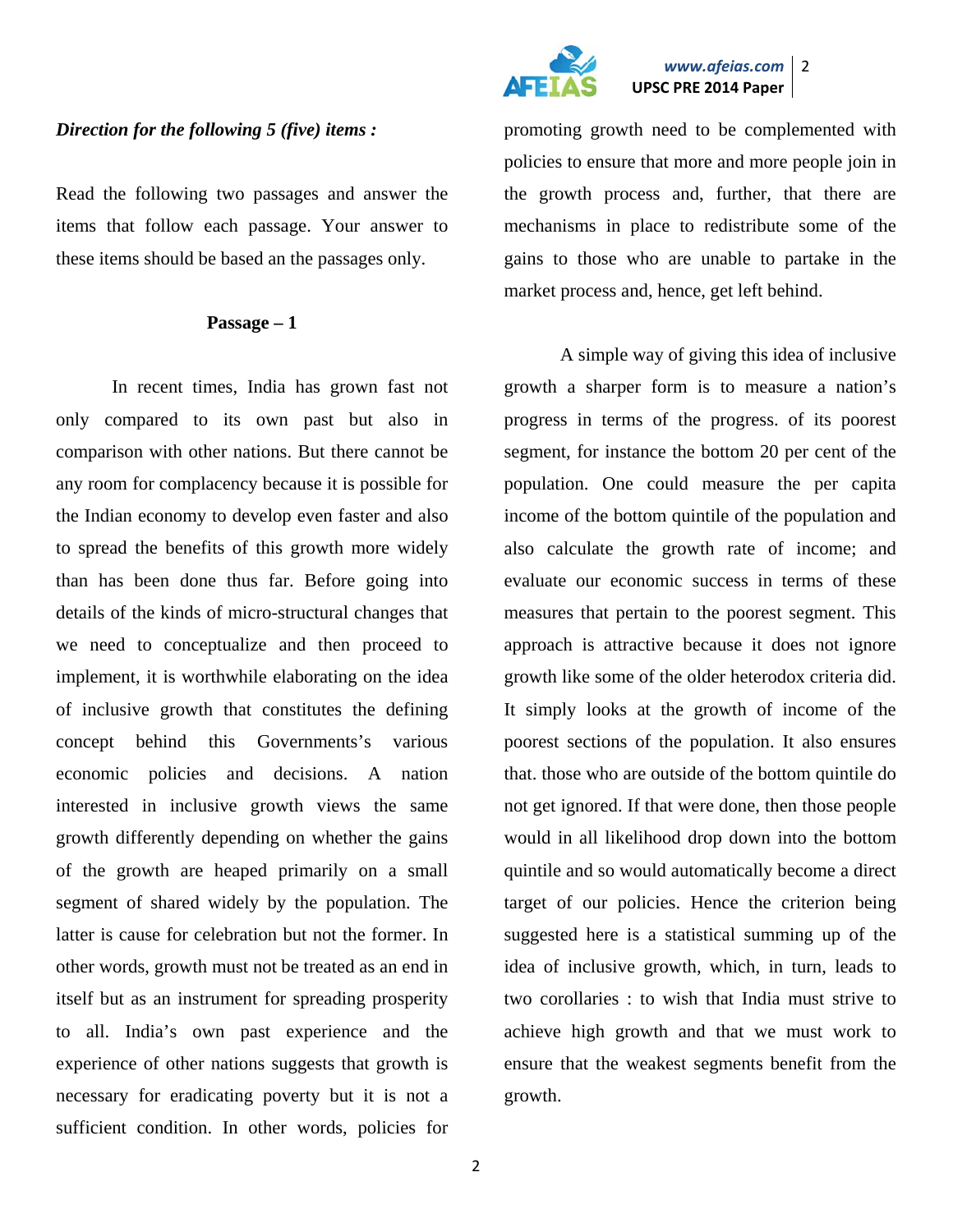***Direction for the following 5 (five) items :***

Read the following two passages and answer the items that follow each passage. Your answer to these items should be based an the passages only.

**Passage – 1**

In recent times, India has grown fast not only compared to its own past but also in comparison with other nations. But there cannot be any room for complacency because it is possible for the Indian economy to develop even faster and also to spread the benefits of this growth more widely than has been done thus far. Before going into details of the kinds of micro-structural changes that we need to conceptualize and then proceed to implement, it is worthwhile elaborating on the idea of inclusive growth that constitutes the defining concept behind this Governments's various economic policies and decisions. A nation interested in inclusive growth views the same growth differently depending on whether the gains of the growth are heaped primarily on a small segment of shared widely by the population. The latter is cause for celebration but not the former. In other words, growth must not be treated as an end in itself but as an instrument for spreading prosperity to all. India's own past experience and the experience of other nations suggests that growth is necessary for eradicating poverty but it is not a sufficient condition. In other words, policies for promoting growth need to be complemented with policies to ensure that more and more people join in the growth process and, further, that there are mechanisms in place to redistribute some of the gains to those who are unable to partake in the market process and, hence, get left behind.

A simple way of giving this idea of inclusive growth a sharper form is to measure a nation's progress in terms of the progress. of its poorest segment, for instance the bottom 20 per cent of the population. One could measure the per capita income of the bottom quintile of the population and also calculate the growth rate of income; and evaluate our economic success in terms of these measures that pertain to the poorest segment. This approach is attractive because it does not ignore growth like some of the older heterodox criteria did. It simply looks at the growth of income of the poorest sections of the population. It also ensures that. those who are outside of the bottom quintile do not get ignored. If that were done, then those people would in all likelihood drop down into the bottom quintile and so would automatically become a direct target of our policies. Hence the criterion being suggested here is a statistical summing up of the idea of inclusive growth, which, in turn, leads to two corollaries : to wish that India must strive to achieve high growth and that we must work to ensure that the weakest segments benefit from the growth.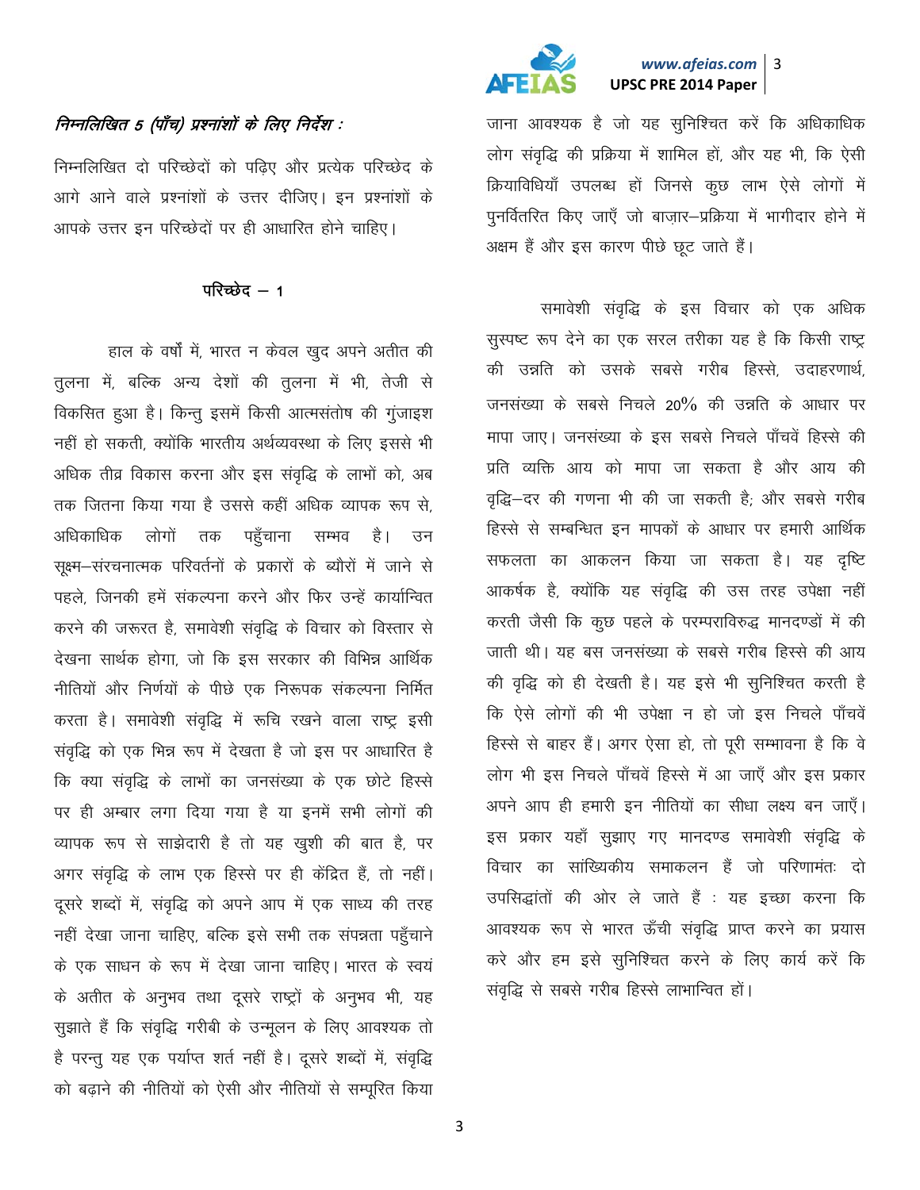*निम्नलिखित 5 (पाँच) प्रश्नांशों के लिए निर्देश :*

निम्नलिखित दो परिच्छेदों को पढ़िए और प्रत्येक परिच्छेद के आगे आने वाले प्रश्नांशों के उत्तर दीजिए। इन प्रश्नांशों के आपके उत्तर इन परिच्छेदों पर ही आधारित होने चाहिए।

## परिच्छेद – 1

हाल के वर्षों में, भारत न केवल खुद अपने अतीत की तुलना में, बल्कि अन्य देशों की तुलना में भी, तेजी से विकसित हुआ है। किन्तु इसमें किसी आत्मसंतोष की गुंजाइश नहीं हो सकती, क्योंकि भारतीय अर्थव्यवस्था के लिए इससे भी अधिक तीव्र विकास करना और इस संवृद्धि के लाभों को, अब तक जितना किया गया है उससे कहीं अधिक व्यापक रूप से, अधिकाधिक लोगों तक पहुँचाना सम्भव है। उन सूक्ष्म–संरचनात्मक परिवर्तनों के प्रकारों के ब्यौरों में जाने से पहले, जिनकी हमें संकल्पना करने और फिर उन्हें कार्यान्वित करने की जरूरत है, समावेशी संवृद्धि के विचार को विस्तार से देखना सार्थक होगा, जो कि इस सरकार की विभिन्न आर्थिक नीतियों और निर्णयों के पीछे एक निरूपक संकल्पना निर्मित करता है। समावेशी संवृद्धि में रुचि रखने वाला राष्ट्र इसी संवृद्धि को एक भिन्न रूप में देखता है जो इस पर आधारित है कि क्या संवृद्धि के लाभों का जनसंख्या के एक छोटे हिस्से पर ही अम्बार लगा दिया गया है या इनमें सभी लोगों की व्यापक रूप से साझेदारी है तो यह खुशी की बात है, पर अगर संवृद्धि के लाभ एक हिस्से पर ही केंद्रित हैं, तो नहीं। दूसरे शब्दों में, संवृद्धि को अपने आप में एक साध्य की तरह नहीं देखा जाना चाहिए, बल्कि इसे सभी तक संपन्नता पहुँचाने के एक साधन के रूप में देखा जाना चाहिए। भारत के स्वयं के अतीत के अनुभव तथा दूसरे राष्ट्रों के अनुभव भी, यह सुझाते हैं कि संवृद्धि गरीबी के उन्मूलन के लिए आवश्यक तो है परन्तु यह एक पर्याप्त शर्त नहीं है। दूसरे शब्दों में, संवृद्धि को बढ़ाने की नीतियों को ऐसी और नीतियों से सम्पूरित किया जाना आवश्यक है जो यह सुनिश्चित करें कि अधिकाधिक लोग संवृद्धि की प्रक्रिया में शामिल हों, और यह भी, कि ऐसी क्रियाविधियाँ उपलब्ध हों जिनसे कुछ लाभ ऐसे लोगों में पुनर्वितरित किए जाएँ जो बाज़ार–प्रक्रिया में भागीदार होने में अक्षम हैं और इस कारण पीछे छूट जाते हैं।

समावेशी संवृद्धि के इस विचार को एक अधिक सुस्पष्ट रूप देने का एक सरल तरीका यह है कि किसी राष्ट्र की उन्नति को उसके सबसे गरीब हिस्से, उदाहरणार्थ, जनसंख्या के सबसे निचले 20% की उन्नति के आधार पर मापा जाए। जनसंख्या के इस सबसे निचले पाँचवें हिस्से की प्रति व्यक्ति आय को मापा जा सकता है और आय की वृद्धि–दर की गणना भी की जा सकती है; और सबसे गरीब हिस्से से सम्बन्धित इन मापकों के आधार पर हमारी आर्थिक सफलता का आकलन किया जा सकता है। यह दृष्टि आकर्षक है, क्योंकि यह संवृद्धि की उस तरह उपेक्षा नहीं करती जैसी कि कुछ पहले के परम्पराविरुद्ध मानदण्डों में की जाती थी। यह बस जनसंख्या के सबसे गरीब हिस्से की आय की वृद्धि को ही देखती है। यह इसे भी सुनिश्चित करती है कि ऐसे लोगों की भी उपेक्षा न हो जो इस निचले पाँचवें हिस्से से बाहर हैं। अगर ऐसा हो, तो पूरी सम्भावना है कि वे लोग भी इस निचले पाँचवें हिस्से में आ जाएँ और इस प्रकार अपने आप ही हमारी इन नीतियों का सीधा लक्ष्य बन जाएँ। इस प्रकार यहाँ सुझाए गए मानदण्ड समावेशी संवृद्धि के विचार का सांख्यिकीय समाकलन हैं जो परिणामतः दो उपसिद्धांतों की ओर ले जाते हैं : यह इच्छा करना कि आवश्यक रूप से भारत ऊँची संवृद्धि प्राप्त करने का प्रयास करे और हम इसे सुनिश्चित करने के लिए कार्य करें कि संवृद्धि से सबसे गरीब हिस्से लाभान्वित हों।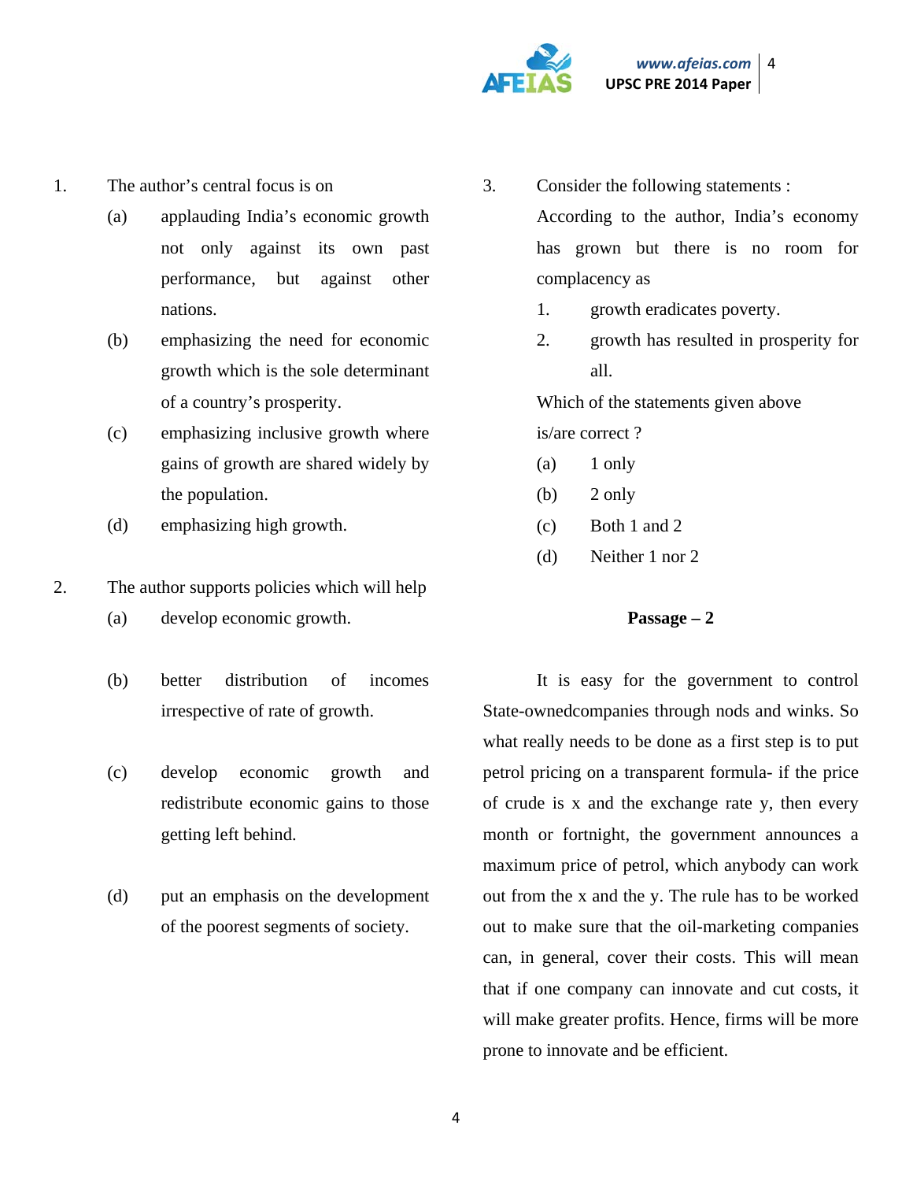1. The author's central focus is on
   - (a) applauding India's economic growth not only against its own past performance, but against other nations.
   - (b) emphasizing the need for economic growth which is the sole determinant of a country's prosperity.
   - (c) emphasizing inclusive growth where gains of growth are shared widely by the population.
   - (d) emphasizing high growth.

2. The author supports policies which will help
   - (a) develop economic growth.
   - (b) better distribution of incomes irrespective of rate of growth.
   - (c) develop economic growth and redistribute economic gains to those getting left behind.
   - (d) put an emphasis on the development of the poorest segments of society.

3. Consider the following statements :

   According to the author, India's economy has grown but there is no room for complacency as

   1. growth eradicates poverty.
   2. growth has resulted in prosperity for all.

   Which of the statements given above is/are correct ?

   - (a) 1 only
   - (b) 2 only
   - (c) Both 1 and 2
   - (d) Neither 1 nor 2

**Passage – 2**

It is easy for the government to control State-ownedcompanies through nods and winks. So what really needs to be done as a first step is to put petrol pricing on a transparent formula- if the price of crude is x and the exchange rate y, then every month or fortnight, the government announces a maximum price of petrol, which anybody can work out from the x and the y. The rule has to be worked out to make sure that the oil-marketing companies can, in general, cover their costs. This will mean that if one company can innovate and cut costs, it will make greater profits. Hence, firms will be more prone to innovate and be efficient.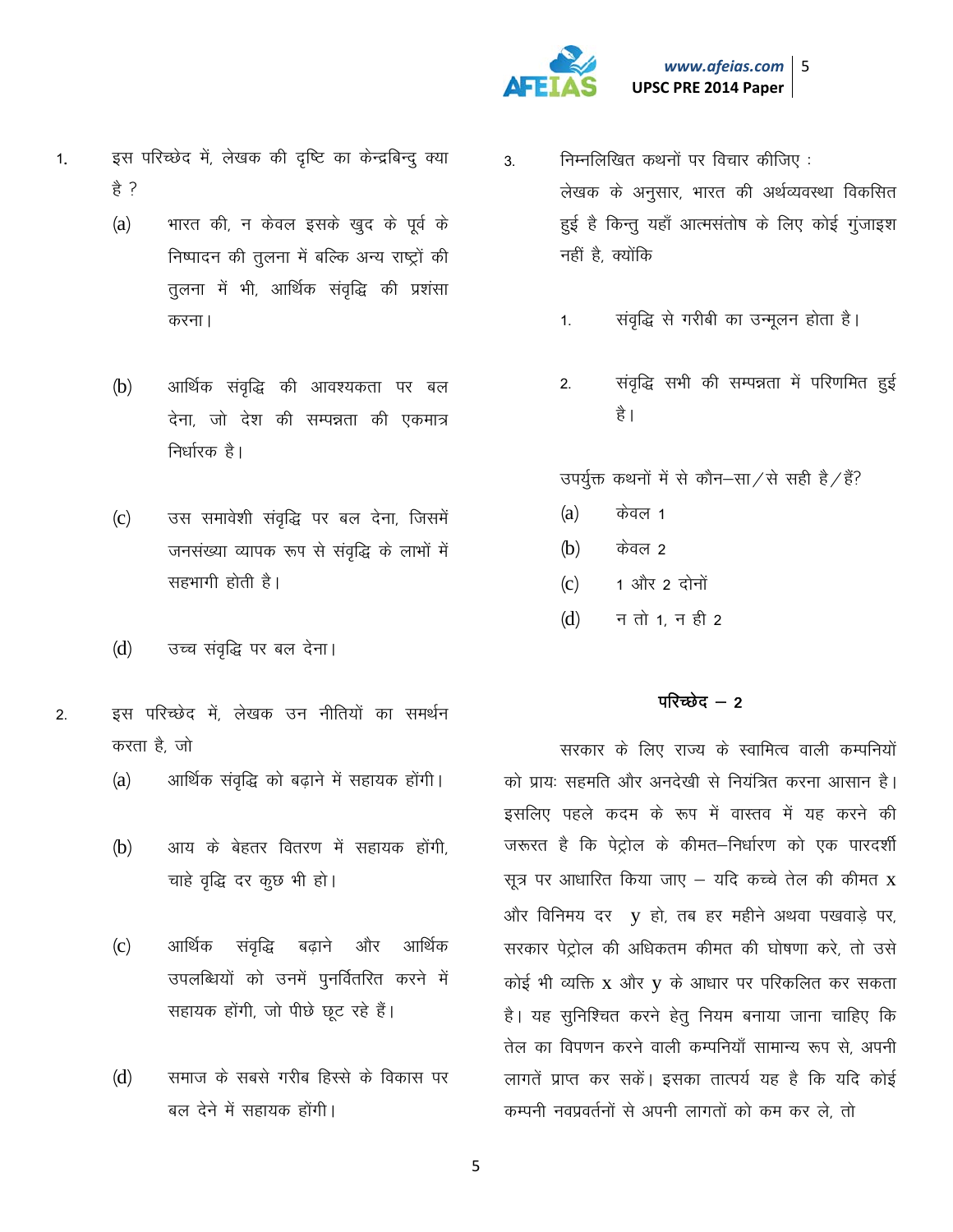1. इस परिच्छेद में, लेखक की दृष्टि का केन्द्रबिन्दु क्या है ?

   (a) भारत की, न केवल इसके खुद के पूर्व के निष्पादन की तुलना में बल्कि अन्य राष्ट्रों की तुलना में भी, आर्थिक संवृद्धि की प्रशंसा करना।

   (b) आर्थिक संवृद्धि की आवश्यकता पर बल देना, जो देश की सम्पन्नता की एकमात्र निर्धारक है।

   (c) उस समावेशी संवृद्धि पर बल देना, जिसमें जनसंख्या व्यापक रूप से संवृद्धि के लाभों में सहभागी होती है।

   (d) उच्च संवृद्धि पर बल देना।

2. इस परिच्छेद में, लेखक उन नीतियों का समर्थन करता है, जो

   (a) आर्थिक संवृद्धि को बढ़ाने में सहायक होंगी।

   (b) आय के बेहतर वितरण में सहायक होंगी, चाहे वृद्धि दर कुछ भी हो।

   (c) आर्थिक संवृद्धि बढ़ाने और आर्थिक उपलब्धियों को उनमें पुनर्वितरित करने में सहायक होंगी, जो पीछे छूट रहे हैं।

   (d) समाज के सबसे गरीब हिस्से के विकास पर बल देने में सहायक होंगी।

3. निम्नलिखित कथनों पर विचार कीजिए :

   लेखक के अनुसार, भारत की अर्थव्यवस्था विकसित हुई है किन्तु यहाँ आत्मसंतोष के लिए कोई गुंजाइश नहीं है, क्योंकि

   1. संवृद्धि से गरीबी का उन्मूलन होता है।

   2. संवृद्धि सभी की सम्पन्नता में परिणमित हुई है।

   उपर्युक्त कथनों में से कौन–सा/से सही है/हैं?

   (a) केवल 1

   (b) केवल 2

   (c) 1 और 2 दोनों

   (d) न तो 1, न ही 2

## परिच्छेद – 2

सरकार के लिए राज्य के स्वामित्व वाली कम्पनियों को प्रायः सहमति और अनदेखी से नियंत्रित करना आसान है। इसलिए पहले कदम के रूप में वास्तव में यह करने की जरूरत है कि पेट्रोल के कीमत–निर्धारण को एक पारदर्शी सूत्र पर आधारित किया जाए – यदि कच्चे तेल की कीमत x और विनिमय दर y हो, तब हर महीने अथवा पखवाड़े पर, सरकार पेट्रोल की अधिकतम कीमत की घोषणा करे, तो उसे कोई भी व्यक्ति x और y के आधार पर परिकलित कर सकता है। यह सुनिश्चित करने हेतु नियम बनाया जाना चाहिए कि तेल का विपणन करने वाली कम्पनियाँ सामान्य रूप से, अपनी लागतें प्राप्त कर सकें। इसका तात्पर्य यह है कि यदि कोई कम्पनी नवप्रवर्तनों से अपनी लागतों को कम कर ले, तो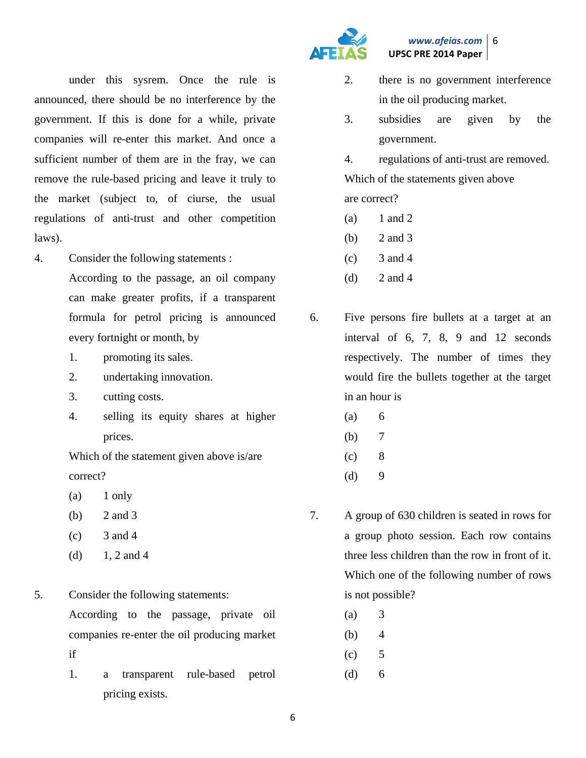under this sysrem. Once the rule is announced, there should be no interference by the government. If this is done for a while, private companies will re-enter this market. And once a sufficient number of them are in the fray, we can remove the rule-based pricing and leave it truly to the market (subject to, of ciurse, the usual regulations of anti-trust and other competition laws).

4. Consider the following statements :

   According to the passage, an oil company can make greater profits, if a transparent formula for petrol pricing is announced every fortnight or month, by

   1. promoting its sales.
   2. undertaking innovation.
   3. cutting costs.
   4. selling its equity shares at higher prices.

   Which of the statement given above is/are correct?

   (a) 1 only
   (b) 2 and 3
   (c) 3 and 4
   (d) 1, 2 and 4

5. Consider the following statements:

   According to the passage, private oil companies re-enter the oil producing market if

   1. a transparent rule-based petrol pricing exists.
   2. there is no government interference in the oil producing market.
   3. subsidies are given by the government.
   4. regulations of anti-trust are removed.

   Which of the statements given above are correct?

   (a) 1 and 2
   (b) 2 and 3
   (c) 3 and 4
   (d) 2 and 4

6. Five persons fire bullets at a target at an interval of 6, 7, 8, 9 and 12 seconds respectively. The number of times they would fire the bullets together at the target in an hour is

   (a) 6
   (b) 7
   (c) 8
   (d) 9

7. A group of 630 children is seated in rows for a group photo session. Each row contains three less children than the row in front of it. Which one of the following number of rows is not possible?

   (a) 3
   (b) 4
   (c) 5
   (d) 6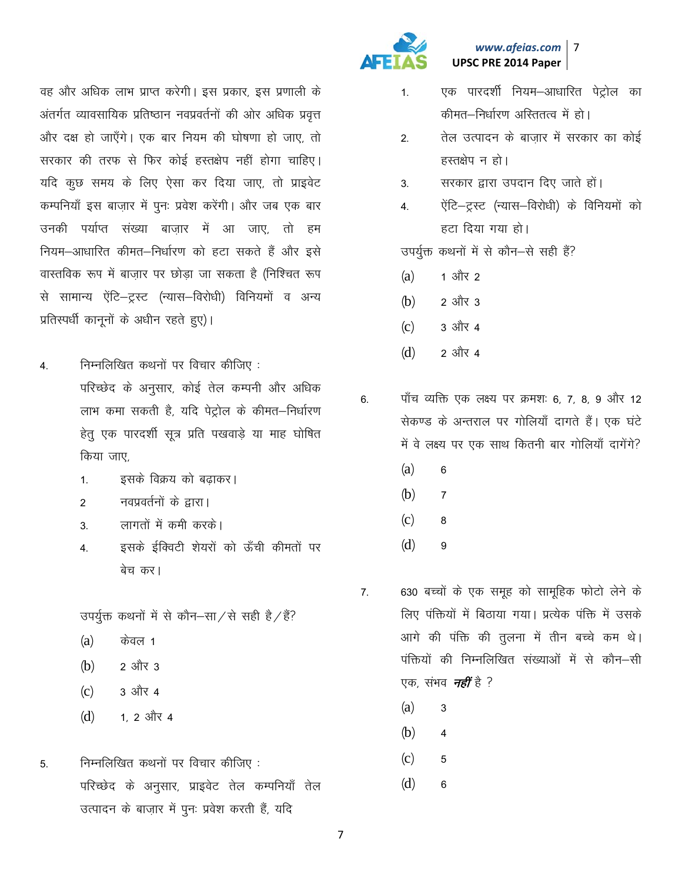वह और अधिक लाभ प्राप्त करेगी। इस प्रकार, इस प्रणाली के अंतर्गत व्यावसायिक प्रतिष्ठान नवप्रवर्तनों की ओर अधिक प्रवृत्त और दक्ष हो जाएँगे। एक बार नियम की घोषणा हो जाए, तो सरकार की तरफ से फिर कोई हस्तक्षेप नहीं होगा चाहिए। यदि कुछ समय के लिए ऐसा कर दिया जाए, तो प्राइवेट कम्पनियाँ इस बाज़ार में पुनः प्रवेश करेंगी। और जब एक बार उनकी पर्याप्त संख्या बाज़ार में आ जाए, तो हम नियम–आधारित कीमत–निर्धारण को हटा सकते हैं और इसे वास्तविक रूप में बाज़ार पर छोड़ा जा सकता है (निश्चित रूप से सामान्य ऐंटि–ट्रस्ट (न्यास–विरोधी) विनियमों व अन्य प्रतिस्पर्धी कानूनों के अधीन रहते हुए)।

4. निम्नलिखित कथनों पर विचार कीजिए :

   परिच्छेद के अनुसार, कोई तेल कम्पनी और अधिक लाभ कमा सकती है, यदि पेट्रोल के कीमत–निर्धारण हेतु एक पारदर्शी सूत्र प्रति पखवाड़े या माह घोषित किया जाए,

   1. इसके विक्रय को बढ़ाकर।
   2 नवप्रवर्तनों के द्वारा।
   3. लागतों में कमी करके।
   4. इसके ईक्विटी शेयरों को ऊँची कीमतों पर बेच कर।

   उपर्युक्त कथनों में से कौन–सा/से सही है/हैं?

   (a) केवल 1
   (b) 2 और 3
   (c) 3 और 4
   (d) 1, 2 और 4

5. निम्नलिखित कथनों पर विचार कीजिए :

   परिच्छेद के अनुसार, प्राइवेट तेल कम्पनियाँ तेल उत्पादन के बाज़ार में पुनः प्रवेश करती हैं, यदि

   1. एक पारदर्शी नियम–आधारित पेट्रोल का कीमत–निर्धारण अस्तितत्व में हो।
   2. तेल उत्पादन के बाज़ार में सरकार का कोई हस्तक्षेप न हो।
   3. सरकार द्वारा उपदान दिए जाते हों।
   4. ऐंटि–ट्रस्ट (न्यास–विरोधी) के विनियमों को हटा दिया गया हो।

   उपर्युक्त कथनों में से कौन–से सही हैं?

   (a) 1 और 2
   (b) 2 और 3
   (c) 3 और 4
   (d) 2 और 4

6. पाँच व्यक्ति एक लक्ष्य पर क्रमशः 6, 7, 8, 9 और 12 सेकण्ड के अन्तराल पर गोलियाँ दागते हैं। एक घंटे में वे लक्ष्य पर एक साथ कितनी बार गोलियाँ दागेंगे?

   (a) 6
   (b) 7
   (c) 8
   (d) 9

7. 630 बच्चों के एक समूह को सामूहिक फोटो लेने के लिए पंक्तियों में बिठाया गया। प्रत्येक पंक्ति में उसके आगे की पंक्ति की तुलना में तीन बच्चे कम थे। पंक्तियों की निम्नलिखित संख्याओं में से कौन–सी एक, संभव ***नहीं*** है ?

   (a) 3
   (b) 4
   (c) 5
   (d) 6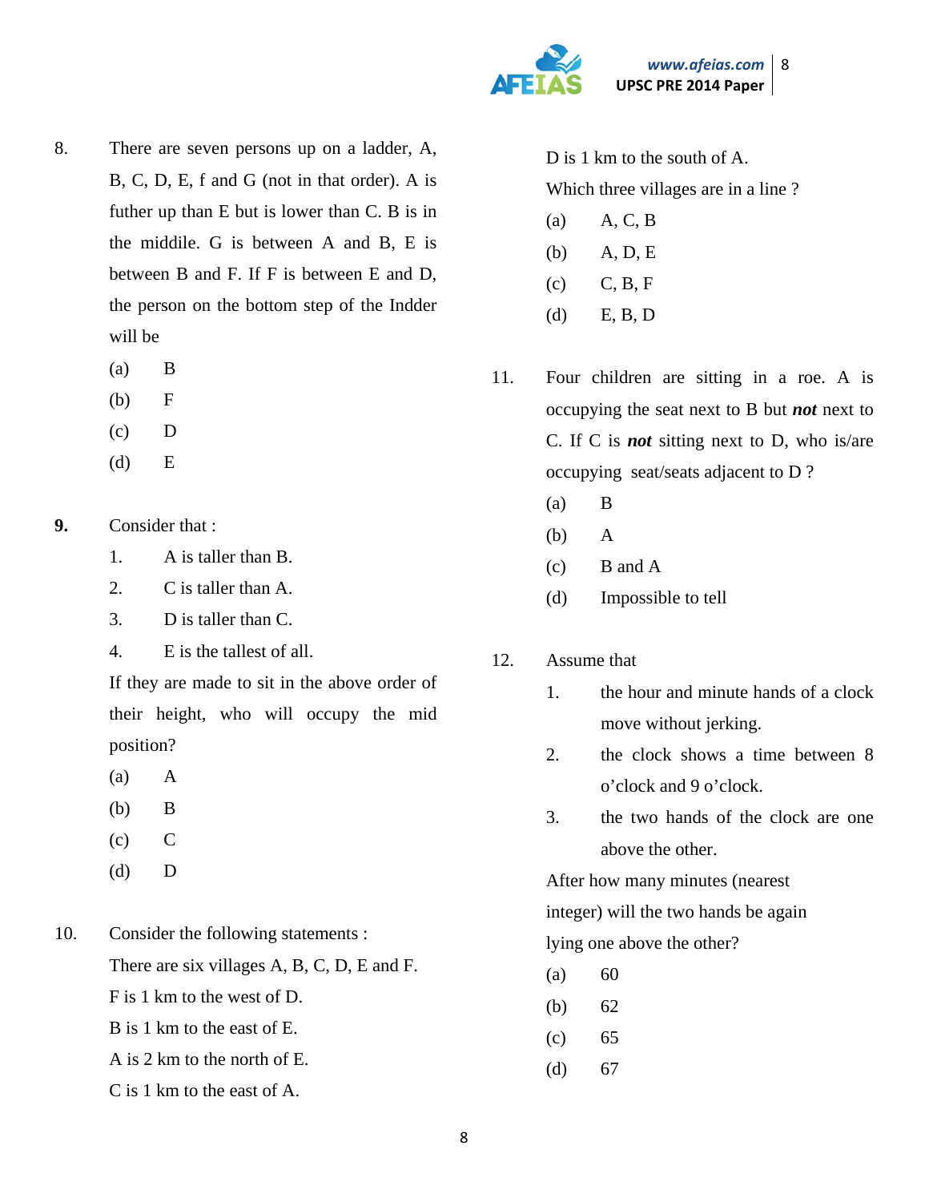8. There are seven persons up on a ladder, A, B, C, D, E, f and G (not in that order). A is futher up than E but is lower than C. B is in the middle. G is between A and B, E is between B and F. If F is between E and D, the person on the bottom step of the Indder will be

(a) B

(b) F

(c) D

(d) E

**9.** Consider that :

1. A is taller than B.
2. C is taller than A.
3. D is taller than C.
4. E is the tallest of all.

If they are made to sit in the above order of their height, who will occupy the mid position?

(a) A

(b) B

(c) C

(d) D

10. Consider the following statements :

There are six villages A, B, C, D, E and F.

F is 1 km to the west of D.

B is 1 km to the east of E.

A is 2 km to the north of E.

C is 1 km to the east of A.

D is 1 km to the south of A.

Which three villages are in a line ?

(a) A, C, B

(b) A, D, E

(c) C, B, F

(d) E, B, D

11. Four children are sitting in a roe. A is occupying the seat next to B but ***not*** next to C. If C is ***not*** sitting next to D, who is/are occupying seat/seats adjacent to D ?

(a) B

(b) A

(c) B and A

(d) Impossible to tell

12. Assume that

1. the hour and minute hands of a clock move without jerking.
2. the clock shows a time between 8 o'clock and 9 o'clock.
3. the two hands of the clock are one above the other.

After how many minutes (nearest integer) will the two hands be again lying one above the other?

(a) 60

(b) 62

(c) 65

(d) 67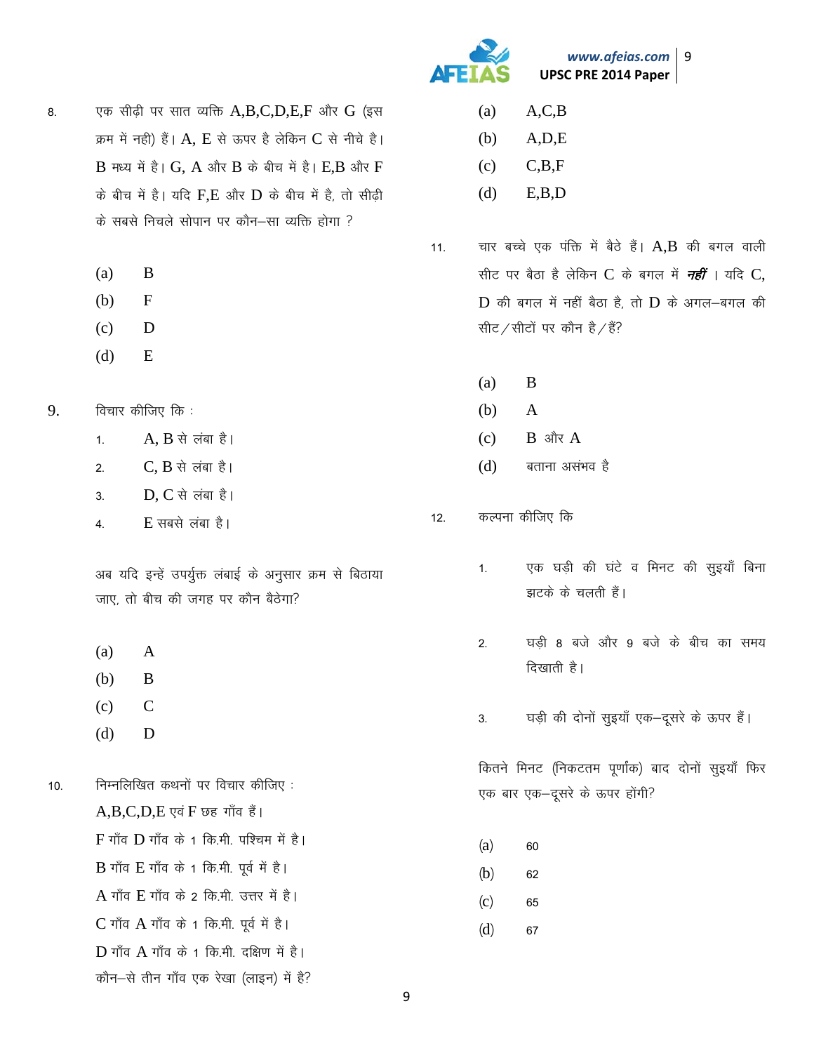8. एक सीढ़ी पर सात व्यक्ति A,B,C,D,E,F और G (इस क्रम में नही) हैं। A, E से ऊपर है लेकिन C से नीचे है। B मध्य में है। G, A और B के बीच में है। E,B और F के बीच में है। यदि F,E और D के बीच में है, तो सीढ़ी के सबसे निचले सोपान पर कौन–सा व्यक्ति होगा ?

(a) B
(b) F
(c) D
(d) E

9. विचार कीजिए कि :

1. A, B से लंबा है।
2. C, B से लंबा है।
3. D, C से लंबा है।
4. E सबसे लंबा है।

अब यदि इन्हें उपर्युक्त लंबाई के अनुसार क्रम से बिठाया जाए, तो बीच की जगह पर कौन बैठेगा?

(a) A
(b) B
(c) C
(d) D

10. निम्नलिखित कथनों पर विचार कीजिए :

A,B,C,D,E एवं F छह गाँव हैं।
F गाँव D गाँव के 1 कि.मी. पश्चिम में है।
B गाँव E गाँव के 1 कि.मी. पूर्व में है।
A गाँव E गाँव के 2 कि.मी. उत्तर में है।
C गाँव A गाँव के 1 कि.मी. पूर्व में है।
D गाँव A गाँव के 1 कि.मी. दक्षिण में है।
कौन–से तीन गाँव एक रेखा (लाइन) में है?

(a) A,C,B
(b) A,D,E
(c) C,B,F
(d) E,B,D

11. चार बच्चे एक पंक्ति में बैठे हैं। A,B की बगल वाली सीट पर बैठा है लेकिन C के बगल में ***नहीं*** । यदि C, D की बगल में नहीं बैठा है, तो D के अगल–बगल की सीट/सीटों पर कौन है/हैं?

(a) B
(b) A
(c) B और A
(d) बताना असंभव है

12. कल्पना कीजिए कि

1. एक घड़ी की घंटे व मिनट की सुइयाँ बिना झटके के चलती हैं।
2. घड़ी 8 बजे और 9 बजे के बीच का समय दिखाती है।
3. घड़ी की दोनों सुइयाँ एक–दूसरे के ऊपर हैं।

कितने मिनट (निकटतम पूर्णांक) बाद दोनों सुइयाँ फिर एक बार एक–दूसरे के ऊपर होंगी?

(a) 60
(b) 62
(c) 65
(d) 67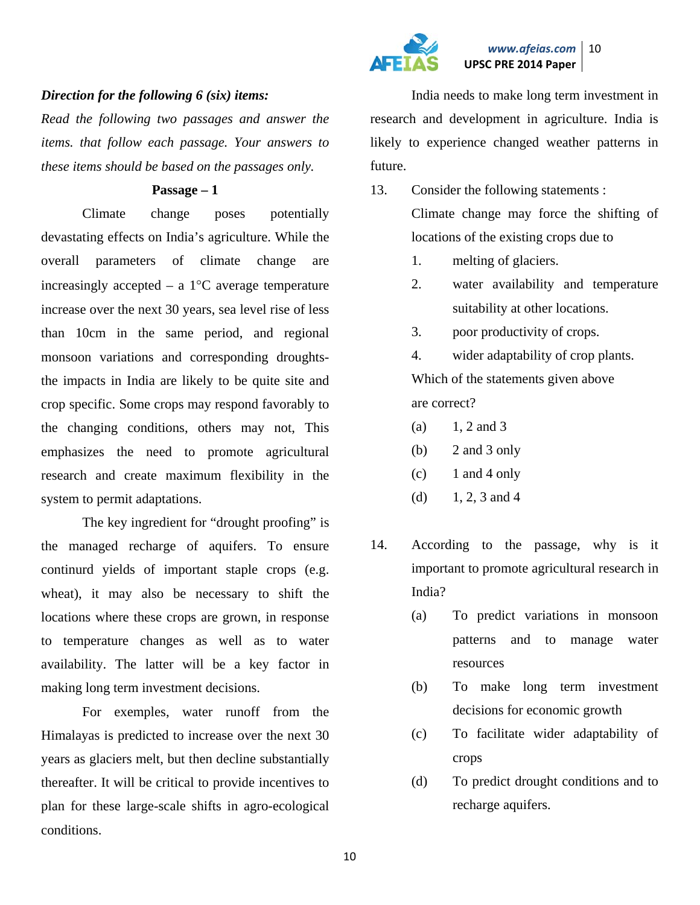*Direction for the following 6 (six) items:*

*Read the following two passages and answer the items. that follow each passage. Your answers to these items should be based on the passages only.*

**Passage – 1**

Climate change poses potentially devastating effects on India's agriculture. While the overall parameters of climate change are increasingly accepted – a 1°C average temperature increase over the next 30 years, sea level rise of less than 10cm in the same period, and regional monsoon variations and corresponding droughts- the impacts in India are likely to be quite site and crop specific. Some crops may respond favorably to the changing conditions, others may not, This emphasizes the need to promote agricultural research and create maximum flexibility in the system to permit adaptations.

The key ingredient for "drought proofing" is the managed recharge of aquifers. To ensure continurd yields of important staple crops (e.g. wheat), it may also be necessary to shift the locations where these crops are grown, in response to temperature changes as well as to water availability. The latter will be a key factor in making long term investment decisions.

For exemples, water runoff from the Himalayas is predicted to increase over the next 30 years as glaciers melt, but then decline substantially thereafter. It will be critical to provide incentives to plan for these large-scale shifts in agro-ecological conditions.

India needs to make long term investment in research and development in agriculture. India is likely to experience changed weather patterns in future.

13. Consider the following statements :

    Climate change may force the shifting of locations of the existing crops due to

    1. melting of glaciers.
    2. water availability and temperature suitability at other locations.
    3. poor productivity of crops.
    4. wider adaptability of crop plants.

    Which of the statements given above are correct?

    (a) 1, 2 and 3
    (b) 2 and 3 only
    (c) 1 and 4 only
    (d) 1, 2, 3 and 4

14. According to the passage, why is it important to promote agricultural research in India?

    (a) To predict variations in monsoon patterns and to manage water resources
    (b) To make long term investment decisions for economic growth
    (c) To facilitate wider adaptability of crops
    (d) To predict drought conditions and to recharge aquifers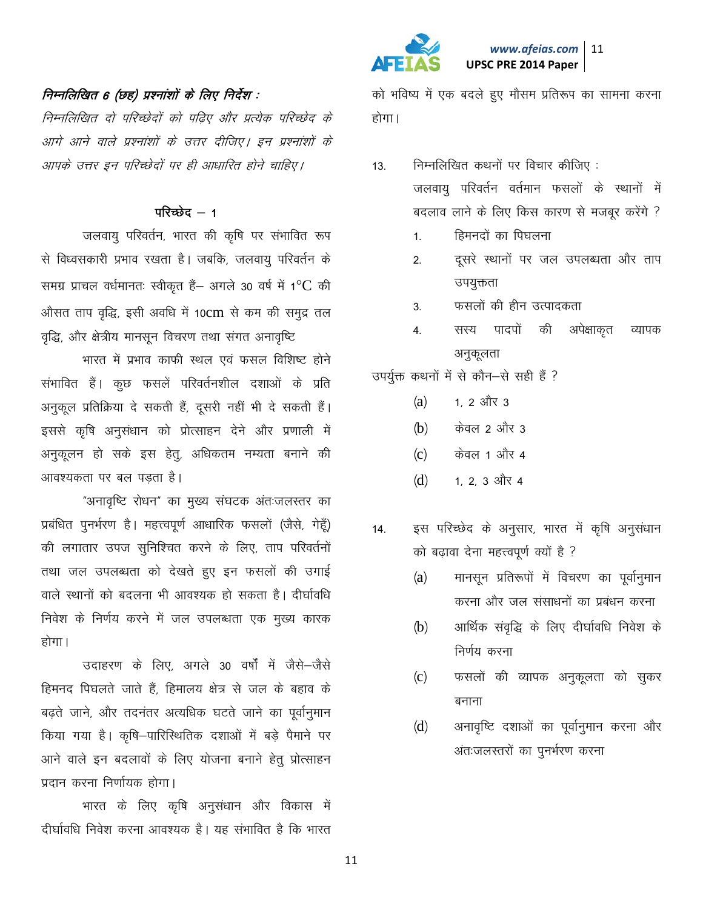*निम्नलिखित 6 (छह) प्रश्नांशों के लिए निर्देश :*

*निम्नलिखित दो परिच्छेदों को पढ़िए और प्रत्येक परिच्छेद के आगे आने वाले प्रश्नांशों के उत्तर दीजिए। इन प्रश्नांशों के आपके उत्तर इन परिच्छेदों पर ही आधारित होने चाहिए।*

## परिच्छेद – 1

जलवायु परिवर्तन, भारत की कृषि पर संभावित रूप से विध्वसकारी प्रभाव रखता है। जबकि, जलवायु परिवर्तन के समग्र प्राचल वर्धमानतः स्वीकृत हैं– अगले 30 वर्ष में 1°C की औसत ताप वृद्धि, इसी अवधि में 10cm से कम की समुद्र तल वृद्धि, और क्षेत्रीय मानसून विचरण तथा संगत अनावृष्टि

भारत में प्रभाव काफी स्थल एवं फसल विशिष्ट होने संभावित हैं। कुछ फसलें परिवर्तनशील दशाओं के प्रति अनुकूल प्रतिक्रिया दे सकती हैं, दूसरी नहीं भी दे सकती हैं। इससे कृषि अनुसंधान को प्रोत्साहन देने और प्रणाली में अनुकूलन हो सके इस हेतु, अधिकतम नम्यता बनाने की आवश्यकता पर बल पड़ता है।

"अनावृष्टि रोधन" का मुख्य संघटक अंतःजलस्तर का प्रबंधित पुनर्भरण है। महत्त्वपूर्ण आधारिक फसलों (जैसे, गेहूँ) की लगातार उपज सुनिश्चित करने के लिए, ताप परिवर्तनों तथा जल उपलब्धता को देखते हुए इन फसलों की उगाई वाले स्थानों को बदलना भी आवश्यक हो सकता है। दीर्घावधि निवेश के निर्णय करने में जल उपलब्धता एक मुख्य कारक होगा।

उदाहरण के लिए, अगले 30 वर्षों में जैसे–जैसे हिमनद पिघलते जाते हैं, हिमालय क्षेत्र से जल के बहाव के बढ़ते जाने, और तदनंतर अत्यधिक घटते जाने का पूर्वानुमान किया गया है। कृषि–पारिस्थितिक दशाओं में बड़े पैमाने पर आने वाले इन बदलावों के लिए योजना बनाने हेतु प्रोत्साहन प्रदान करना निर्णायक होगा।

भारत के लिए कृषि अनुसंधान और विकास में दीर्घावधि निवेश करना आवश्यक है। यह संभावित है कि भारत को भविष्य में एक बदले हुए मौसम प्रतिरूप का सामना करना होगा।

13. निम्नलिखित कथनों पर विचार कीजिए :
    जलवायु परिवर्तन वर्तमान फसलों के स्थानों में बदलाव लाने के लिए किस कारण से मजबूर करेंगे ?
    1. हिमनदों का पिघलना
    2. दूसरे स्थानों पर जल उपलब्धता और ताप उपयुक्तता
    3. फसलों की हीन उत्पादकता
    4. सस्य पादपों की अपेक्षाकृत व्यापक अनुकूलता

    उपर्युक्त कथनों में से कौन–से सही हैं ?
    - (a) 1, 2 और 3
    - (b) केवल 2 और 3
    - (c) केवल 1 और 4
    - (d) 1, 2, 3 और 4

14. इस परिच्छेद के अनुसार, भारत में कृषि अनुसंधान को बढ़ावा देना महत्त्वपूर्ण क्यों है ?
    - (a) मानसून प्रतिरूपों में विचरण का पूर्वानुमान करना और जल संसाधनों का प्रबंधन करना
    - (b) आर्थिक संवृद्धि के लिए दीर्घावधि निवेश के निर्णय करना
    - (c) फसलों की व्यापक अनुकूलता को सुकर बनाना
    - (d) अनावृष्टि दशाओं का पूर्वानुमान करना और अंतःजलस्तरों का पुनर्भरण करना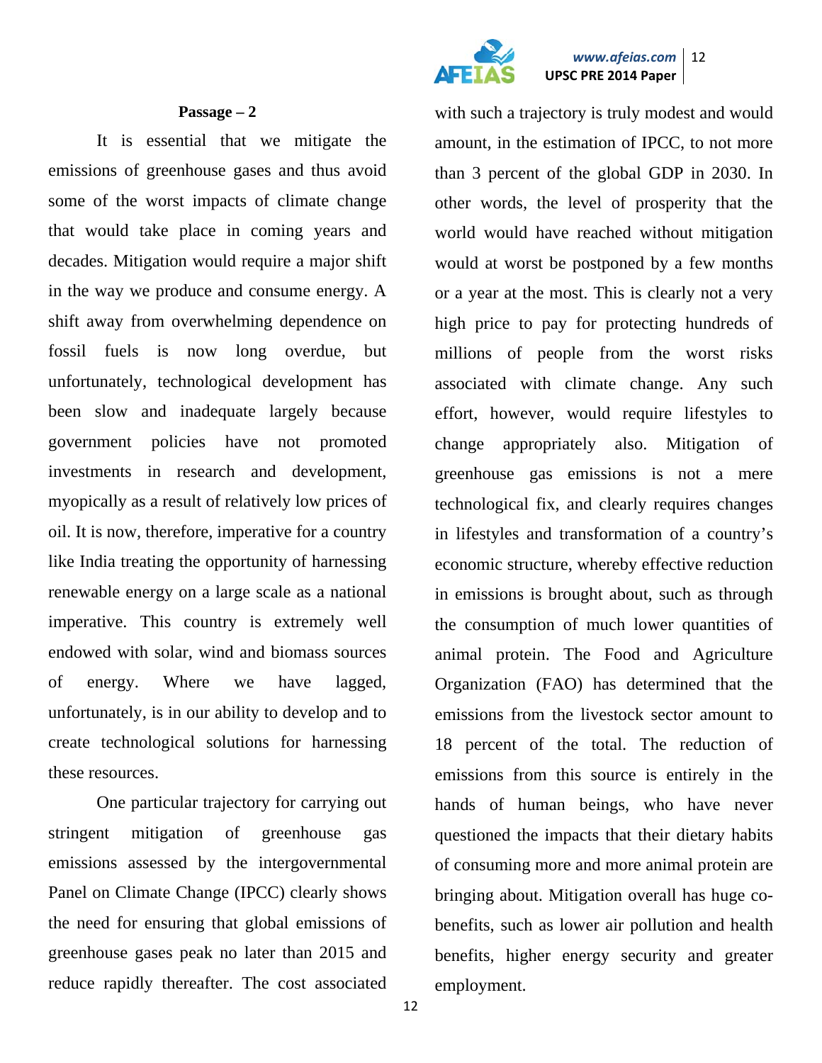**Passage – 2**

It is essential that we mitigate the emissions of greenhouse gases and thus avoid some of the worst impacts of climate change that would take place in coming years and decades. Mitigation would require a major shift in the way we produce and consume energy. A shift away from overwhelming dependence on fossil fuels is now long overdue, but unfortunately, technological development has been slow and inadequate largely because government policies have not promoted investments in research and development, myopically as a result of relatively low prices of oil. It is now, therefore, imperative for a country like India treating the opportunity of harnessing renewable energy on a large scale as a national imperative. This country is extremely well endowed with solar, wind and biomass sources of energy. Where we have lagged, unfortunately, is in our ability to develop and to create technological solutions for harnessing these resources.

One particular trajectory for carrying out stringent mitigation of greenhouse gas emissions assessed by the intergovernmental Panel on Climate Change (IPCC) clearly shows the need for ensuring that global emissions of greenhouse gases peak no later than 2015 and reduce rapidly thereafter. The cost associated with such a trajectory is truly modest and would amount, in the estimation of IPCC, to not more than 3 percent of the global GDP in 2030. In other words, the level of prosperity that the world would have reached without mitigation would at worst be postponed by a few months or a year at the most. This is clearly not a very high price to pay for protecting hundreds of millions of people from the worst risks associated with climate change. Any such effort, however, would require lifestyles to change appropriately also. Mitigation of greenhouse gas emissions is not a mere technological fix, and clearly requires changes in lifestyles and transformation of a country's economic structure, whereby effective reduction in emissions is brought about, such as through the consumption of much lower quantities of animal protein. The Food and Agriculture Organization (FAO) has determined that the emissions from the livestock sector amount to 18 percent of the total. The reduction of emissions from this source is entirely in the hands of human beings, who have never questioned the impacts that their dietary habits of consuming more and more animal protein are bringing about. Mitigation overall has huge co-benefits, such as lower air pollution and health benefits, higher energy security and greater employment.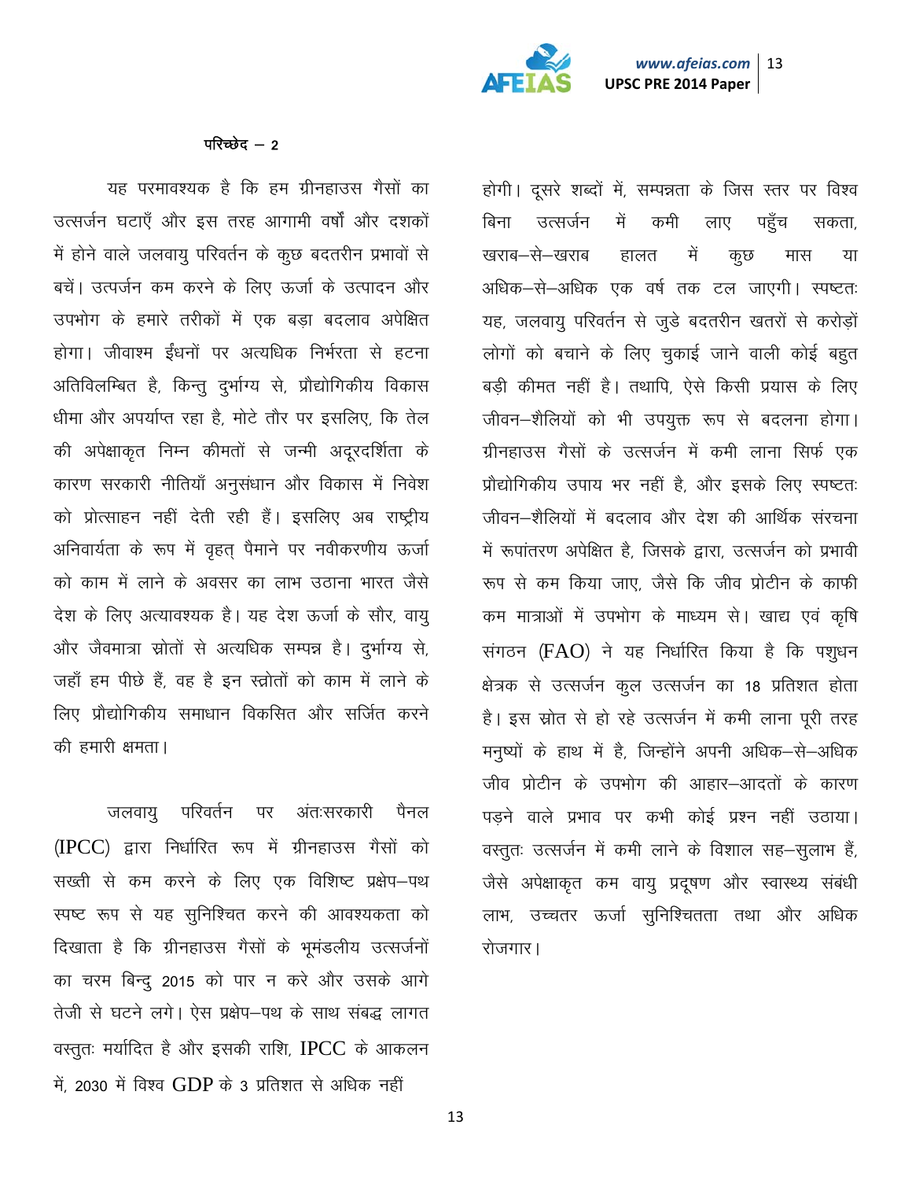परिच्छेद – 2

यह परमावश्यक है कि हम ग्रीनहाउस गैसों का उत्सर्जन घटाएँ और इस तरह आगामी वर्षों और दशकों में होने वाले जलवायु परिवर्तन के कुछ बदतरीन प्रभावों से बचें। उत्पर्जन कम करने के लिए ऊर्जा के उत्पादन और उपभोग के हमारे तरीकों में एक बड़ा बदलाव अपेक्षित होगा। जीवाश्म ईंधनों पर अत्यधिक निर्भरता से हटना अतिविलम्बित है, किन्तु दुर्भाग्य से, प्रौद्योगिकीय विकास धीमा और अपर्याप्त रहा है, मोटे तौर पर इसलिए, कि तेल की अपेक्षाकृत निम्न कीमतों से जन्मी अदूरदर्शिता के कारण सरकारी नीतियाँ अनुसंधान और विकास में निवेश को प्रोत्साहन नहीं देती रही हैं। इसलिए अब राष्ट्रीय अनिवार्यता के रूप में वृहत् पैमाने पर नवीकरणीय ऊर्जा को काम में लाने के अवसर का लाभ उठाना भारत जैसे देश के लिए अत्यावश्यक है। यह देश ऊर्जा के सौर, वायु और जैवमात्रा स्रोतों से अत्यधिक सम्पन्न है। दुर्भाग्य से, जहाँ हम पीछे हैं, वह है इन स्त्रोतों को काम में लाने के लिए प्रौद्योगिकीय समाधान विकसित और सर्जित करने की हमारी क्षमता।

जलवायु परिवर्तन पर अंतःसरकारी पैनल (IPCC) द्वारा निर्धारित रूप में ग्रीनहाउस गैसों को सख्ती से कम करने के लिए एक विशिष्ट प्रक्षेप–पथ स्पष्ट रूप से यह सुनिश्चित करने की आवश्यकता को दिखाता है कि ग्रीनहाउस गैसों के भूमंडलीय उत्सर्जनों का चरम बिन्दु 2015 को पार न करे और उसके आगे तेजी से घटने लगे। ऐस प्रक्षेप–पथ के साथ संबद्ध लागत वस्तुतः मर्यादित है और इसकी राशि, IPCC के आकलन में, 2030 में विश्व GDP के 3 प्रतिशत से अधिक नहीं होगी। दूसरे शब्दों में, सम्पन्नता के जिस स्तर पर विश्व बिना उत्सर्जन में कमी लाए पहुँच सकता, खराब–से–खराब हालत में कुछ मास या अधिक–से–अधिक एक वर्ष तक टल जाएगी। स्पष्टतः यह, जलवायु परिवर्तन से जुडे बदतरीन खतरों से करोड़ों लोगों को बचाने के लिए चुकाई जाने वाली कोई बहुत बड़ी कीमत नहीं है। तथापि, ऐसे किसी प्रयास के लिए जीवन–शैलियों को भी उपयुक्त रूप से बदलना होगा। ग्रीनहाउस गैसों के उत्सर्जन में कमी लाना सिर्फ एक प्रौद्योगिकीय उपाय भर नहीं है, और इसके लिए स्पष्टतः जीवन–शैलियों में बदलाव और देश की आर्थिक संरचना में रूपांतरण अपेक्षित है, जिसके द्वारा, उत्सर्जन को प्रभावी रूप से कम किया जाए, जैसे कि जीव प्रोटीन के काफी कम मात्राओं में उपभोग के माध्यम से। खाद्य एवं कृषि संगठन (FAO) ने यह निर्धारित किया है कि पशुधन क्षेत्रक से उत्सर्जन कुल उत्सर्जन का 18 प्रतिशत होता है। इस स्रोत से हो रहे उत्सर्जन में कमी लाना पूरी तरह मनुष्यों के हाथ में है, जिन्होंने अपनी अधिक–से–अधिक जीव प्रोटीन के उपभोग की आहार–आदतों के कारण पड़ने वाले प्रभाव पर कभी कोई प्रश्न नहीं उठाया। वस्तुतः उत्सर्जन में कमी लाने के विशाल सह–सुलाभ हैं, जैसे अपेक्षाकृत कम वायु प्रदूषण और स्वास्थ्य संबंधी लाभ, उच्चतर ऊर्जा सुनिश्चितता तथा और अधिक रोजगार।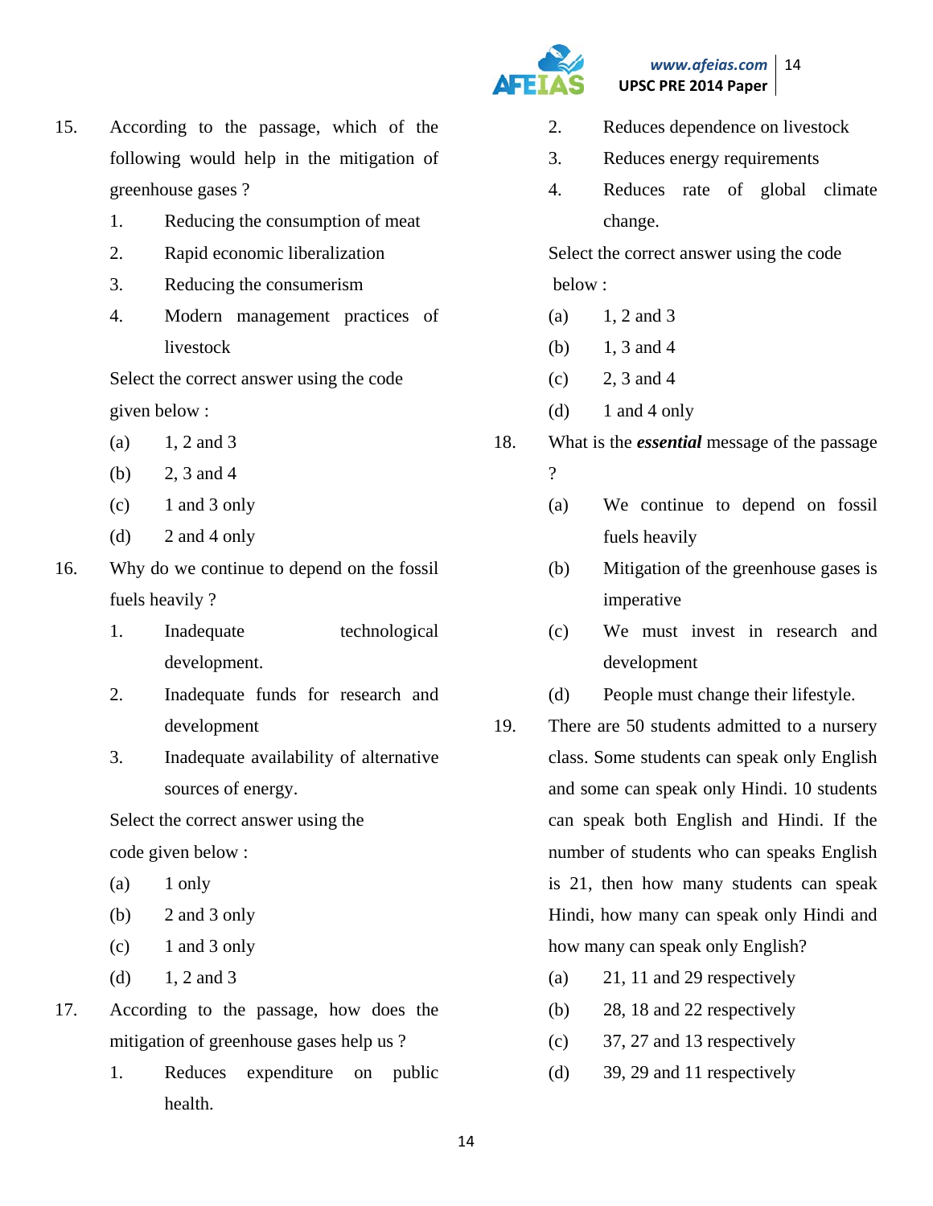15. According to the passage, which of the following would help in the mitigation of greenhouse gases ?

    1. Reducing the consumption of meat
    2. Rapid economic liberalization
    3. Reducing the consumerism
    4. Modern management practices of livestock

    Select the correct answer using the code given below :

    (a) 1, 2 and 3

    (b) 2, 3 and 4

    (c) 1 and 3 only

    (d) 2 and 4 only

16. Why do we continue to depend on the fossil fuels heavily ?

    1. Inadequate technological development.
    2. Inadequate funds for research and development
    3. Inadequate availability of alternative sources of energy.

    Select the correct answer using the code given below :

    (a) 1 only

    (b) 2 and 3 only

    (c) 1 and 3 only

    (d) 1, 2 and 3

17. According to the passage, how does the mitigation of greenhouse gases help us ?

    1. Reduces expenditure on public health.
    2. Reduces dependence on livestock
    3. Reduces energy requirements
    4. Reduces rate of global climate change.

    Select the correct answer using the code below :

    (a) 1, 2 and 3

    (b) 1, 3 and 4

    (c) 2, 3 and 4

    (d) 1 and 4 only

18. What is the ***essential*** message of the passage ?

    (a) We continue to depend on fossil fuels heavily

    (b) Mitigation of the greenhouse gases is imperative

    (c) We must invest in research and development

    (d) People must change their lifestyle.

19. There are 50 students admitted to a nursery class. Some students can speak only English and some can speak only Hindi. 10 students can speak both English and Hindi. If the number of students who can speaks English is 21, then how many students can speak Hindi, how many can speak only Hindi and how many can speak only English?

    (a) 21, 11 and 29 respectively

    (b) 28, 18 and 22 respectively

    (c) 37, 27 and 13 respectively

    (d) 39, 29 and 11 respectively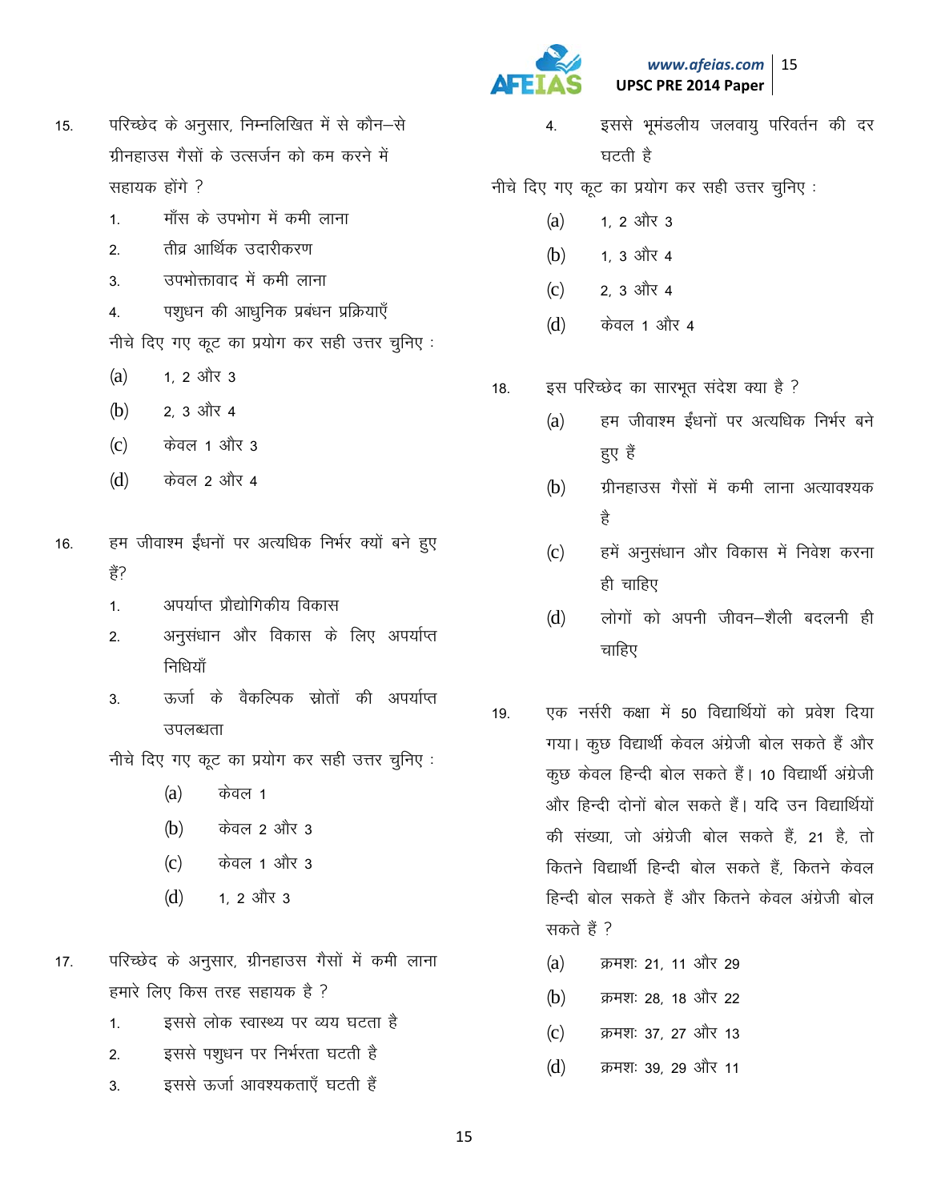15. परिच्छेद के अनुसार, निम्नलिखित में से कौन–से ग्रीनहाउस गैसों के उत्सर्जन को कम करने में सहायक होंगे ?

   1. माँस के उपभोग में कमी लाना
   2. तीव्र आर्थिक उदारीकरण
   3. उपभोक्तावाद में कमी लाना
   4. पशुधन की आधुनिक प्रबंधन प्रक्रियाएँ

   नीचे दिए गए कूट का प्रयोग कर सही उत्तर चुनिए :

   (a) 1, 2 और 3
   (b) 2, 3 और 4
   (c) केवल 1 और 3
   (d) केवल 2 और 4

16. हम जीवाश्म ईंधनों पर अत्यधिक निर्भर क्यों बने हुए हैं?

   1. अपर्याप्त प्रौद्योगिकीय विकास
   2. अनुसंधान और विकास के लिए अपर्याप्त निधियाँ
   3. ऊर्जा के वैकल्पिक स्रोतों की अपर्याप्त उपलब्धता

   नीचे दिए गए कूट का प्रयोग कर सही उत्तर चुनिए :

   (a) केवल 1
   (b) केवल 2 और 3
   (c) केवल 1 और 3
   (d) 1, 2 और 3

17. परिच्छेद के अनुसार, ग्रीनहाउस गैसों में कमी लाना हमारे लिए किस तरह सहायक है ?

   1. इससे लोक स्वास्थ्य पर व्यय घटता है
   2. इससे पशुधन पर निर्भरता घटती है
   3. इससे ऊर्जा आवश्यकताएँ घटती हैं
   4. इससे भूमंडलीय जलवायु परिवर्तन की दर घटती है

   नीचे दिए गए कूट का प्रयोग कर सही उत्तर चुनिए :

   (a) 1, 2 और 3
   (b) 1, 3 और 4
   (c) 2, 3 और 4
   (d) केवल 1 और 4

18. इस परिच्छेद का सारभूत संदेश क्या है ?

   (a) हम जीवाश्म ईंधनों पर अत्यधिक निर्भर बने हुए हैं
   (b) ग्रीनहाउस गैसों में कमी लाना अत्यावश्यक है
   (c) हमें अनुसंधान और विकास में निवेश करना ही चाहिए
   (d) लोगों को अपनी जीवन–शैली बदलनी ही चाहिए

19. एक नर्सरी कक्षा में 50 विद्यार्थियों को प्रवेश दिया गया। कुछ विद्यार्थी केवल अंग्रेजी बोल सकते हैं और कुछ केवल हिन्दी बोल सकते हैं। 10 विद्यार्थी अंग्रेजी और हिन्दी दोनों बोल सकते हैं। यदि उन विद्यार्थियों की संख्या, जो अंग्रेजी बोल सकते हैं, 21 है, तो कितने विद्यार्थी हिन्दी बोल सकते हैं, कितने केवल हिन्दी बोल सकते हैं और कितने केवल अंग्रेजी बोल सकते हैं ?

   (a) क्रमशः 21, 11 और 29
   (b) क्रमशः 28, 18 और 22
   (c) क्रमशः 37, 27 और 13
   (d) क्रमशः 39, 29 और 11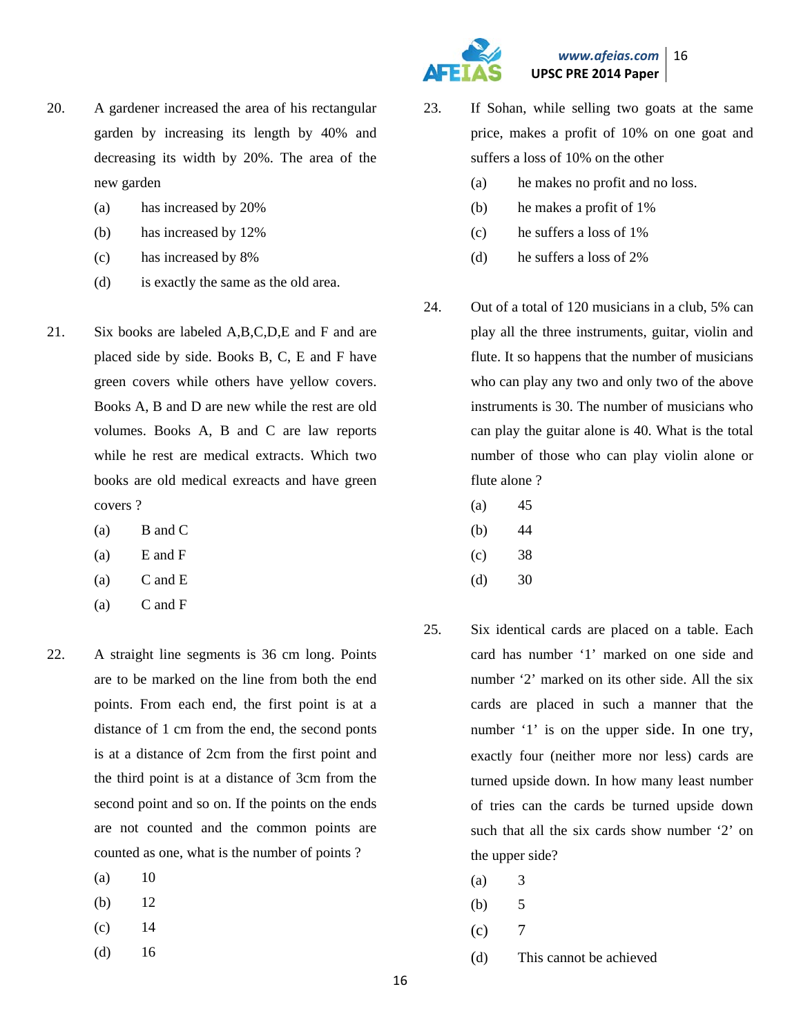20. A gardener increased the area of his rectangular garden by increasing its length by 40% and decreasing its width by 20%. The area of the new garden

    (a) has increased by 20%

    (b) has increased by 12%

    (c) has increased by 8%

    (d) is exactly the same as the old area.

21. Six books are labeled A,B,C,D,E and F and are placed side by side. Books B, C, E and F have green covers while others have yellow covers. Books A, B and D are new while the rest are old volumes. Books A, B and C are law reports while he rest are medical extracts. Which two books are old medical exreacts and have green covers ?

    (a) B and C

    (a) E and F

    (a) C and E

    (a) C and F

22. A straight line segments is 36 cm long. Points are to be marked on the line from both the end points. From each end, the first point is at a distance of 1 cm from the end, the second ponts is at a distance of 2cm from the first point and the third point is at a distance of 3cm from the second point and so on. If the points on the ends are not counted and the common points are counted as one, what is the number of points ?

    (a) 10

    (b) 12

    (c) 14

    (d) 16

23. If Sohan, while selling two goats at the same price, makes a profit of 10% on one goat and suffers a loss of 10% on the other

    (a) he makes no profit and no loss.

    (b) he makes a profit of 1%

    (c) he suffers a loss of 1%

    (d) he suffers a loss of 2%

24. Out of a total of 120 musicians in a club, 5% can play all the three instruments, guitar, violin and flute. It so happens that the number of musicians who can play any two and only two of the above instruments is 30. The number of musicians who can play the guitar alone is 40. What is the total number of those who can play violin alone or flute alone ?

    (a) 45

    (b) 44

    (c) 38

    (d) 30

25. Six identical cards are placed on a table. Each card has number '1' marked on one side and number '2' marked on its other side. All the six cards are placed in such a manner that the number '1' is on the upper side. In one try, exactly four (neither more nor less) cards are turned upside down. In how many least number of tries can the cards be turned upside down such that all the six cards show number '2' on the upper side?

    (a) 3

    (b) 5

    (c) 7

    (d) This cannot be achieved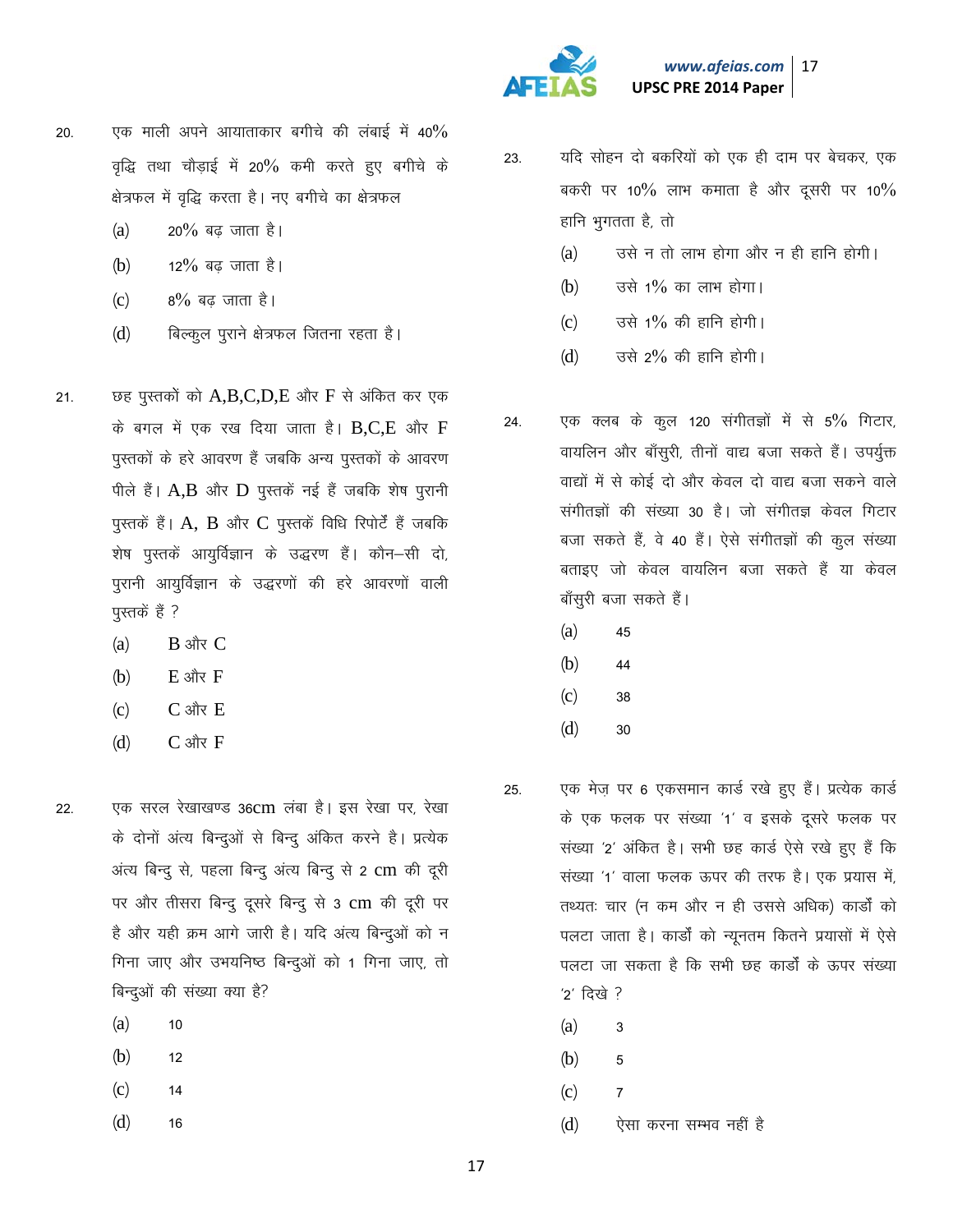20. एक माली अपने आयाताकार बगीचे की लंबाई में 40% वृद्धि तथा चौड़ाई में 20% कमी करते हुए बगीचे के क्षेत्रफल में वृद्धि करता है। नए बगीचे का क्षेत्रफल

(a) 20% बढ़ जाता है।

(b) 12% बढ़ जाता है।

(c) 8% बढ़ जाता है।

(d) बिल्कुल पुराने क्षेत्रफल जितना रहता है।

21. छह पुस्तकों को A,B,C,D,E और F से अंकित कर एक के बगल में एक रख दिया जाता है। B,C,E और F पुस्तकों के हरे आवरण हैं जबकि अन्य पुस्तकों के आवरण पीले हैं। A,B और D पुस्तकें नई हैं जबकि शेष पुरानी पुस्तकें हैं। A, B और C पुस्तकें विधि रिपोर्टें हैं जबकि शेष पुस्तकें आयुर्विज्ञान के उद्धरण हैं। कौन–सी दो, पुरानी आयुर्विज्ञान के उद्धरणों की हरे आवरणों वाली पुस्तकें हैं ?

(a) B और C

(b) E और F

(c) C और E

(d) C और F

22. एक सरल रेखाखण्ड 36cm लंबा है। इस रेखा पर, रेखा के दोनों अंत्य बिन्दुओं से बिन्दु अंकित करने है। प्रत्येक अंत्य बिन्दु से, पहला बिन्दु अंत्य बिन्दु से 2 cm की दूरी पर और तीसरा बिन्दु दूसरे बिन्दु से 3 cm की दूरी पर है और यही क्रम आगे जारी है। यदि अंत्य बिन्दुओं को न गिना जाए और उभयनिष्ठ बिन्दुओं को 1 गिना जाए, तो बिन्दुओं की संख्या क्या है?

(a) 10

(b) 12

(c) 14

(d) 16

23. यदि सोहन दो बकरियों को एक ही दाम पर बेचकर, एक बकरी पर 10% लाभ कमाता है और दूसरी पर 10% हानि भुगतता है, तो

(a) उसे न तो लाभ होगा और न ही हानि होगी।

(b) उसे 1% का लाभ होगा।

(c) उसे 1% की हानि होगी।

(d) उसे 2% की हानि होगी।

24. एक क्लब के कुल 120 संगीतज्ञों में से 5% गिटार, वायलिन और बाँसुरी, तीनों वाद्य बजा सकते हैं। उपर्युक्त वाद्यों में से कोई दो और केवल दो वाद्य बजा सकने वाले संगीतज्ञों की संख्या 30 है। जो संगीतज्ञ केवल गिटार बजा सकते हैं, वे 40 हैं। ऐसे संगीतज्ञों की कुल संख्या बताइए जो केवल वायलिन बजा सकते हैं या केवल बाँसुरी बजा सकते हैं।

(a) 45

(b) 44

(c) 38

(d) 30

25. एक मेज़ पर 6 एकसमान कार्ड रखे हुए हैं। प्रत्येक कार्ड के एक फलक पर संख्या '1' व इसके दूसरे फलक पर संख्या '2' अंकित है। सभी छह कार्ड ऐसे रखे हुए हैं कि संख्या '1' वाला फलक ऊपर की तरफ है। एक प्रयास में, तथ्यतः चार (न कम और न ही उससे अधिक) कार्डों को पलटा जाता है। कार्डों को न्यूनतम कितने प्रयासों में ऐसे पलटा जा सकता है कि सभी छह कार्डों के ऊपर संख्या '2' दिखे ?

(a) 3

(b) 5

(c) 7

(d) ऐसा करना सम्भव नहीं है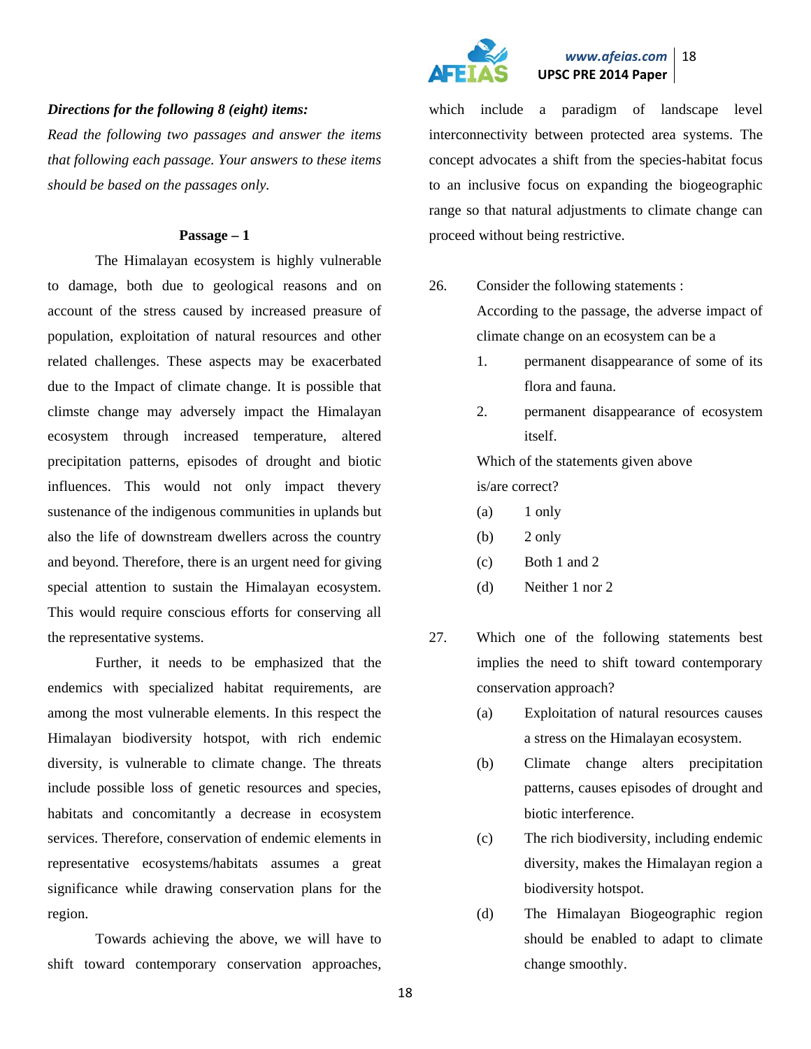***Directions for the following 8 (eight) items:***

*Read the following two passages and answer the items that following each passage. Your answers to these items should be based on the passages only.*

**Passage – 1**

The Himalayan ecosystem is highly vulnerable to damage, both due to geological reasons and on account of the stress caused by increased preasure of population, exploitation of natural resources and other related challenges. These aspects may be exacerbated due to the Impact of climate change. It is possible that climste change may adversely impact the Himalayan ecosystem through increased temperature, altered precipitation patterns, episodes of drought and biotic influences. This would not only impact thevery sustenance of the indigenous communities in uplands but also the life of downstream dwellers across the country and beyond. Therefore, there is an urgent need for giving special attention to sustain the Himalayan ecosystem. This would require conscious efforts for conserving all the representative systems.

Further, it needs to be emphasized that the endemics with specialized habitat requirements, are among the most vulnerable elements. In this respect the Himalayan biodiversity hotspot, with rich endemic diversity, is vulnerable to climate change. The threats include possible loss of genetic resources and species, habitats and concomitantly a decrease in ecosystem services. Therefore, conservation of endemic elements in representative ecosystems/habitats assumes a great significance while drawing conservation plans for the region.

Towards achieving the above, we will have to shift toward contemporary conservation approaches, which include a paradigm of landscape level interconnectivity between protected area systems. The concept advocates a shift from the species-habitat focus to an inclusive focus on expanding the biogeographic range so that natural adjustments to climate change can proceed without being restrictive.

26. Consider the following statements :

    According to the passage, the adverse impact of climate change on an ecosystem can be a

    1. permanent disappearance of some of its flora and fauna.
    2. permanent disappearance of ecosystem itself.

    Which of the statements given above is/are correct?

    (a) 1 only
    (b) 2 only
    (c) Both 1 and 2
    (d) Neither 1 nor 2

27. Which one of the following statements best implies the need to shift toward contemporary conservation approach?

    (a) Exploitation of natural resources causes a stress on the Himalayan ecosystem.
    (b) Climate change alters precipitation patterns, causes episodes of drought and biotic interference.
    (c) The rich biodiversity, including endemic diversity, makes the Himalayan region a biodiversity hotspot.
    (d) The Himalayan Biogeographic region should be enabled to adapt to climate change smoothly.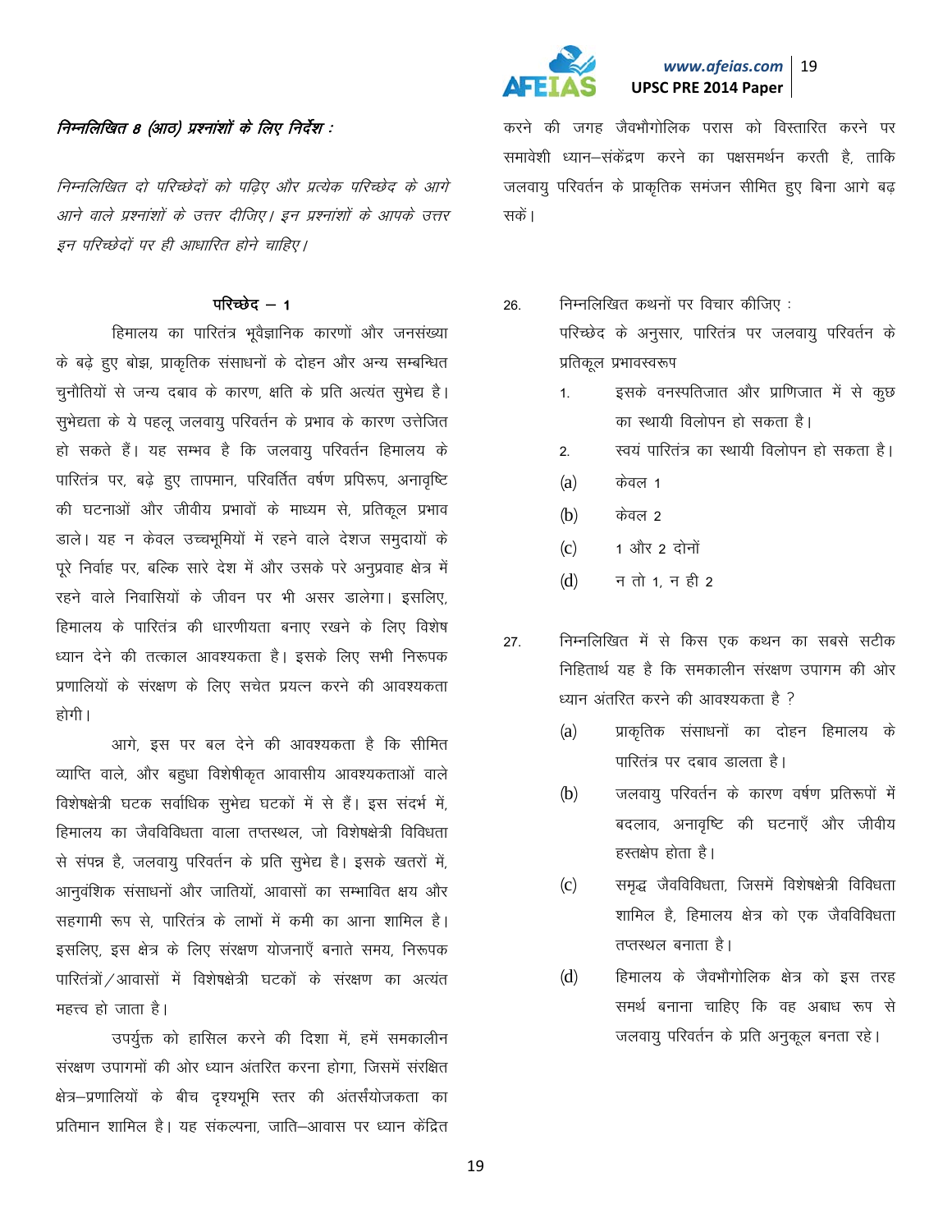*निम्नलिखित 8 (आठ) प्रश्नांशों के लिए निर्देश :*

*निम्नलिखित दो परिच्छेदों को पढ़िए और प्रत्येक परिच्छेद के आगे आने वाले प्रश्नांशों के उत्तर दीजिए। इन प्रश्नांशों के आपके उत्तर इन परिच्छेदों पर ही आधारित होने चाहिए।*

### परिच्छेद – 1

हिमालय का पारितंत्र भूवैज्ञानिक कारणों और जनसंख्या के बढ़े हुए बोझ, प्राकृतिक संसाधनों के दोहन और अन्य सम्बन्धित चुनौतियों से जन्य दबाव के कारण, क्षति के प्रति अत्यंत सुभेद्य है। सुभेद्यता के ये पहलू जलवायु परिवर्तन के प्रभाव के कारण उत्तेजित हो सकते हैं। यह सम्भव है कि जलवायु परिवर्तन हिमालय के पारितंत्र पर, बढ़े हुए तापमान, परिवर्तित वर्षण प्रपिरूप, अनावृष्टि की घटनाओं और जीवीय प्रभावों के माध्यम से, प्रतिकूल प्रभाव डाले। यह न केवल उच्चभूमियों में रहने वाले देशज समुदायों के पूरे निर्वाह पर, बल्कि सारे देश में और उसके परे अनुप्रवाह क्षेत्र में रहने वाले निवासियों के जीवन पर भी असर डालेगा। इसलिए, हिमालय के पारितंत्र की धारणीयता बनाए रखने के लिए विशेष ध्यान देने की तत्काल आवश्यकता है। इसके लिए सभी निरूपक प्रणालियों के संरक्षण के लिए सचेत प्रयत्न करने की आवश्यकता होगी।

आगे, इस पर बल देने की आवश्यकता है कि सीमित व्याप्ति वाले, और बहुधा विशेषीकृत आवासीय आवश्यकताओं वाले विशेषक्षेत्री घटक सर्वाधिक सुभेद्य घटकों में से हैं। इस संदर्भ में, हिमालय का जैवविविधता वाला तप्तस्थल, जो विशेषक्षेत्री विविधता से संपन्न है, जलवायु परिवर्तन के प्रति सुभेद्य है। इसके खतरों में, आनुवंशिक संसाधनों और जातियों, आवासों का सम्भावित क्षय और सहगामी रूप से, पारितंत्र के लाभों में कमी का आना शामिल है। इसलिए, इस क्षेत्र के लिए संरक्षण योजनाएँ बनाते समय, निरूपक पारितंत्रों / आवासों में विशेषक्षेत्री घटकों के संरक्षण का अत्यंत महत्त्व हो जाता है।

उपर्युक्त को हासिल करने की दिशा में, हमें समकालीन संरक्षण उपागमों की ओर ध्यान अंतरित करना होगा, जिसमें संरक्षित क्षेत्र–प्रणालियों के बीच दृश्यभूमि स्तर की अंतर्संयोजकता का प्रतिमान शामिल है। यह संकल्पना, जाति–आवास पर ध्यान केंद्रित करने की जगह जैवभौगोलिक परास को विस्तारित करने पर समावेशी ध्यान–संकेंद्रण करने का पक्षसमर्थन करती है, ताकि जलवायु परिवर्तन के प्राकृतिक समंजन सीमित हुए बिना आगे बढ़ सकें।

26. निम्नलिखित कथनों पर विचार कीजिए :
    परिच्छेद के अनुसार, पारितंत्र पर जलवायु परिवर्तन के प्रतिकूल प्रभावस्वरूप
    1. इसके वनस्पतिजात और प्राणिजात में से कुछ का स्थायी विलोपन हो सकता है।
    2. स्वयं पारितंत्र का स्थायी विलोपन हो सकता है।

    (a) केवल 1
    (b) केवल 2
    (c) 1 और 2 दोनों
    (d) न तो 1, न ही 2

27. निम्नलिखित में से किस एक कथन का सबसे सटीक निहितार्थ यह है कि समकालीन संरक्षण उपागम की ओर ध्यान अंतरित करने की आवश्यकता है ?

    (a) प्राकृतिक संसाधनों का दोहन हिमालय के पारितंत्र पर दबाव डालता है।
    (b) जलवायु परिवर्तन के कारण वर्षण प्रतिरूपों में बदलाव, अनावृष्टि की घटनाएँ और जीवीय हस्तक्षेप होता है।
    (c) समृद्ध जैवविविधता, जिसमें विशेषक्षेत्री विविधता शामिल है, हिमालय क्षेत्र को एक जैवविविधता तप्तस्थल बनाता है।
    (d) हिमालय के जैवभौगोलिक क्षेत्र को इस तरह समर्थ बनाना चाहिए कि वह अबाध रूप से जलवायु परिवर्तन के प्रति अनुकूल बनता रहे।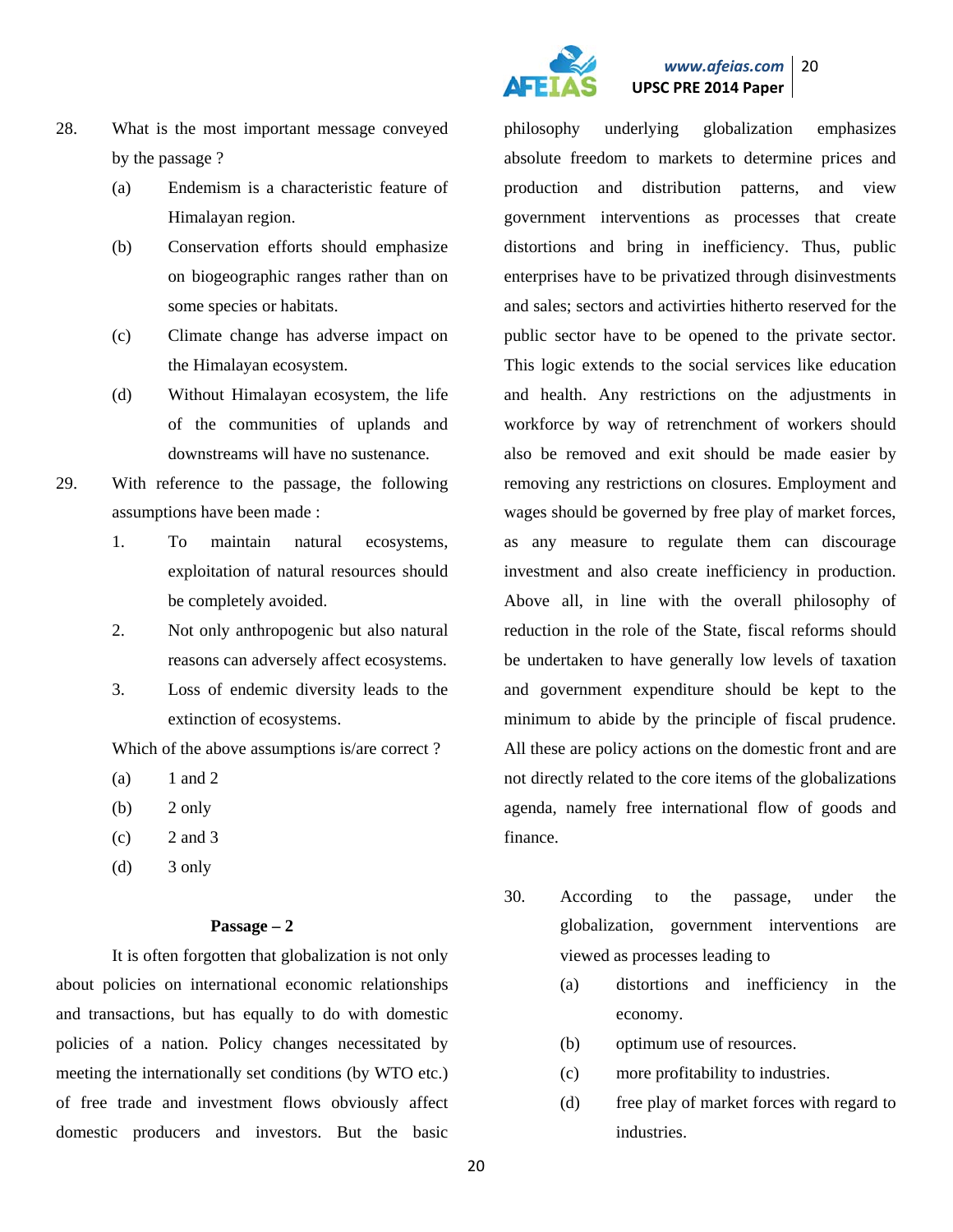28. What is the most important message conveyed by the passage ?

    (a) Endemism is a characteristic feature of Himalayan region.

    (b) Conservation efforts should emphasize on biogeographic ranges rather than on some species or habitats.

    (c) Climate change has adverse impact on the Himalayan ecosystem.

    (d) Without Himalayan ecosystem, the life of the communities of uplands and downstreams will have no sustenance.

29. With reference to the passage, the following assumptions have been made :

    1. To maintain natural ecosystems, exploitation of natural resources should be completely avoided.
    2. Not only anthropogenic but also natural reasons can adversely affect ecosystems.
    3. Loss of endemic diversity leads to the extinction of ecosystems.

    Which of the above assumptions is/are correct ?

    (a) 1 and 2

    (b) 2 only

    (c) 2 and 3

    (d) 3 only

**Passage – 2**

It is often forgotten that globalization is not only about policies on international economic relationships and transactions, but has equally to do with domestic policies of a nation. Policy changes necessitated by meeting the internationally set conditions (by WTO etc.) of free trade and investment flows obviously affect domestic producers and investors. But the basic philosophy underlying globalization emphasizes absolute freedom to markets to determine prices and production and distribution patterns, and view government interventions as processes that create distortions and bring in inefficiency. Thus, public enterprises have to be privatized through disinvestments and sales; sectors and activirties hitherto reserved for the public sector have to be opened to the private sector. This logic extends to the social services like education and health. Any restrictions on the adjustments in workforce by way of retrenchment of workers should also be removed and exit should be made easier by removing any restrictions on closures. Employment and wages should be governed by free play of market forces, as any measure to regulate them can discourage investment and also create inefficiency in production. Above all, in line with the overall philosophy of reduction in the role of the State, fiscal reforms should be undertaken to have generally low levels of taxation and government expenditure should be kept to the minimum to abide by the principle of fiscal prudence. All these are policy actions on the domestic front and are not directly related to the core items of the globalizations agenda, namely free international flow of goods and finance.

30. According to the passage, under the globalization, government interventions are viewed as processes leading to

    (a) distortions and inefficiency in the economy.

    (b) optimum use of resources.

    (c) more profitability to industries.

    (d) free play of market forces with regard to industries.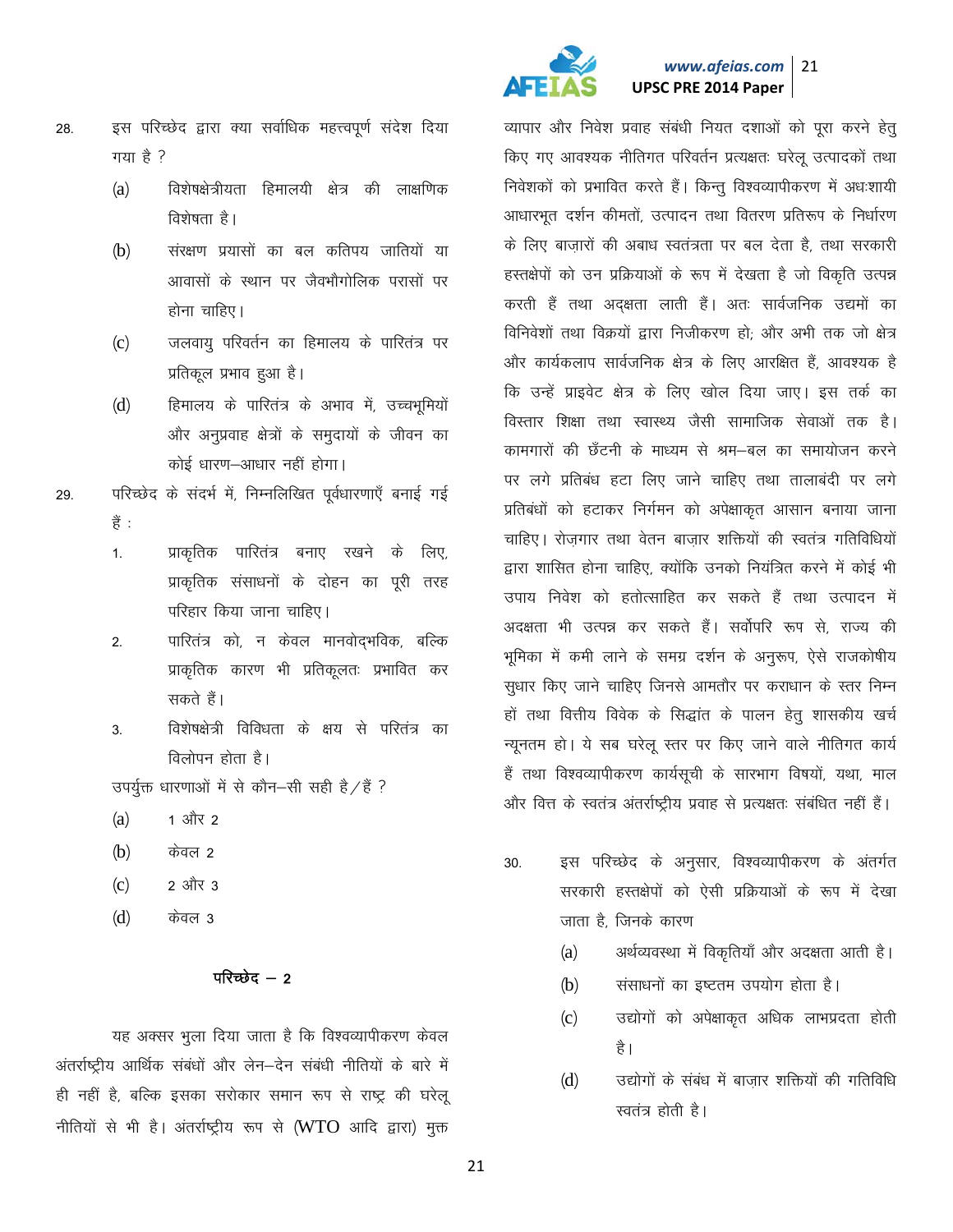28. इस परिच्छेद द्वारा क्या सर्वाधिक महत्त्वपूर्ण संदेश दिया गया है ?

    (a) विशेषक्षेत्रीयता हिमालयी क्षेत्र की लाक्षणिक विशेषता है।

    (b) संरक्षण प्रयासों का बल कतिपय जातियों या आवासों के स्थान पर जैवभौगोलिक परासों पर होना चाहिए।

    (c) जलवायु परिवर्तन का हिमालय के पारितंत्र पर प्रतिकूल प्रभाव हुआ है।

    (d) हिमालय के पारितंत्र के अभाव में, उच्चभूमियों और अनुप्रवाह क्षेत्रों के समुदायों के जीवन का कोई धारण–आधार नहीं होगा।

29. परिच्छेद के संदर्भ में, निम्नलिखित पूर्वधारणाएँ बनाई गई हैं :

    1. प्राकृतिक पारितंत्र बनाए रखने के लिए, प्राकृतिक संसाधनों के दोहन का पूरी तरह परिहार किया जाना चाहिए।
    2. पारितंत्र को, न केवल मानवोद्भविक, बल्कि प्राकृतिक कारण भी प्रतिकूलतः प्रभावित कर सकते हैं।
    3. विशेषक्षेत्री विविधता के क्षय से परितंत्र का विलोपन होता है।

    उपर्युक्त धारणाओं में से कौन–सी सही है/हैं ?

    (a) 1 और 2

    (b) केवल 2

    (c) 2 और 3

    (d) केवल 3

## परिच्छेद – 2

यह अक्सर भुला दिया जाता है कि विश्वव्यापीकरण केवल अंतर्राष्ट्रीय आर्थिक संबंधों और लेन–देन संबंधी नीतियों के बारे में ही नहीं है, बल्कि इसका सरोकार समान रूप से राष्ट्र की घरेलू नीतियों से भी है। अंतर्राष्ट्रीय रूप से (WTO आदि द्वारा) मुक्त व्यापार और निवेश प्रवाह संबंधी नियत दशाओं को पूरा करने हेतु किए गए आवश्यक नीतिगत परिवर्तन प्रत्यक्षतः घरेलू उत्पादकों तथा निवेशकों को प्रभावित करते हैं। किन्तु विश्वव्यापीकरण में अधःशायी आधारभूत दर्शन कीमतों, उत्पादन तथा वितरण प्रतिरूप के निर्धारण के लिए बाज़ारों की अबाध स्वतंत्रता पर बल देता है, तथा सरकारी हस्तक्षेपों को उन प्रक्रियाओं के रूप में देखता है जो विकृति उत्पन्न करती हैं तथा अदक्षता लाती हैं। अतः सार्वजनिक उद्यमों का विनिवेशों तथा विक्रयों द्वारा निजीकरण हो; और अभी तक जो क्षेत्र और कार्यकलाप सार्वजनिक क्षेत्र के लिए आरक्षित हैं, आवश्यक है कि उन्हें प्राइवेट क्षेत्र के लिए खोल दिया जाए। इस तर्क का विस्तार शिक्षा तथा स्वास्थ्य जैसी सामाजिक सेवाओं तक है। कामगारों की छँटनी के माध्यम से श्रम–बल का समायोजन करने पर लगे प्रतिबंध हटा लिए जाने चाहिए तथा तालाबंदी पर लगे प्रतिबंधों को हटाकर निर्गमन को अपेक्षाकृत आसान बनाया जाना चाहिए। रोज़गार तथा वेतन बाज़ार शक्तियों की स्वतंत्र गतिविधियों द्वारा शासित होना चाहिए, क्योंकि उनको नियंत्रित करने में कोई भी उपाय निवेश को हतोत्साहित कर सकते हैं तथा उत्पादन में अदक्षता भी उत्पन्न कर सकते हैं। सर्वोपरि रूप से, राज्य की भूमिका में कमी लाने के समग्र दर्शन के अनुरूप, ऐसे राजकोषीय सुधार किए जाने चाहिए जिनसे आमतौर पर कराधान के स्तर निम्न हों तथा वित्तीय विवेक के सिद्धांत के पालन हेतु शासकीय खर्च न्यूनतम हो। ये सब घरेलू स्तर पर किए जाने वाले नीतिगत कार्य हैं तथा विश्वव्यापीकरण कार्यसूची के सारभाग विषयों, यथा, माल और वित्त के स्वतंत्र अंतर्राष्ट्रीय प्रवाह से प्रत्यक्षतः संबंधित नहीं हैं।

30. इस परिच्छेद के अनुसार, विश्वव्यापीकरण के अंतर्गत सरकारी हस्तक्षेपों को ऐसी प्रक्रियाओं के रूप में देखा जाता है, जिनके कारण

    (a) अर्थव्यवस्था में विकृतियाँ और अदक्षता आती है।

    (b) संसाधनों का इष्टतम उपयोग होता है।

    (c) उद्योगों को अपेक्षाकृत अधिक लाभप्रदता होती है।

    (d) उद्योगों के संबंध में बाज़ार शक्तियों की गतिविधि स्वतंत्र होती है।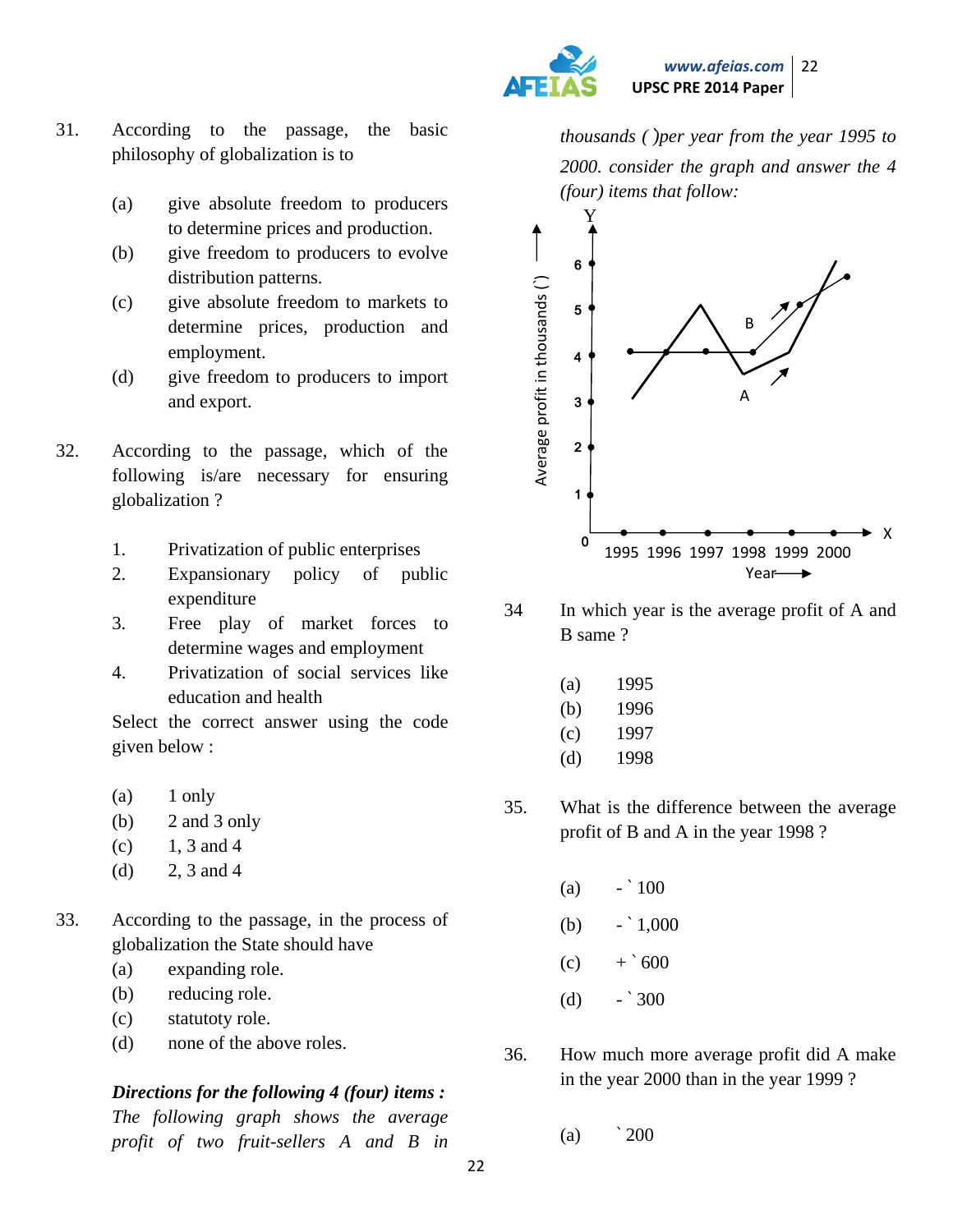31. According to the passage, the basic philosophy of globalization is to

    (a) give absolute freedom to producers to determine prices and production.
    (b) give freedom to producers to evolve distribution patterns.
    (c) give absolute freedom to markets to determine prices, production and employment.
    (d) give freedom to producers to import and export.

32. According to the passage, which of the following is/are necessary for ensuring globalization ?

    1. Privatization of public enterprises
    2. Expansionary policy of public expenditure
    3. Free play of market forces to determine wages and employment
    4. Privatization of social services like education and health

    Select the correct answer using the code given below :

    (a) 1 only
    (b) 2 and 3 only
    (c) 1, 3 and 4
    (d) 2, 3 and 4

33. According to the passage, in the process of globalization the State should have

    (a) expanding role.
    (b) reducing role.
    (c) statutoty role.
    (d) none of the above roles.

***Directions for the following 4 (four) items :***

*The following graph shows the average profit of two fruit-sellers A and B in thousands ( )per year from the year 1995 to 2000. consider the graph and answer the 4 (four) items that follow:*

34 In which year is the average profit of A and B same ?

    (a) 1995
    (b) 1996
    (c) 1997
    (d) 1998

35. What is the difference between the average profit of B and A in the year 1998 ?

    (a) - ` 100
    (b) - ` 1,000
    (c) + ` 600
    (d) - ` 300

36. How much more average profit did A make in the year 2000 than in the year 1999 ?

    (a) ` 200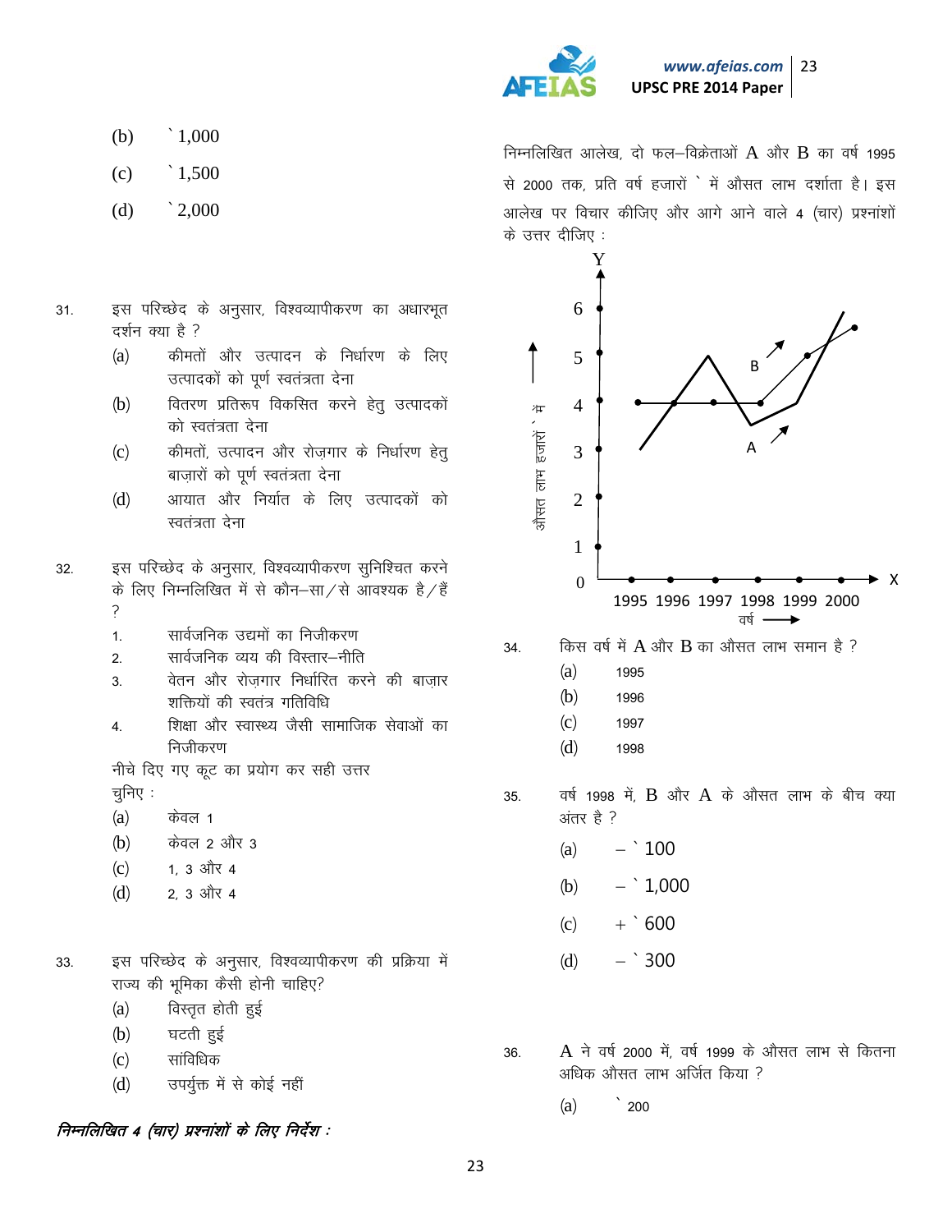(b) ` 1,000

(c) ` 1,500

(d) ` 2,000

31. इस परिच्छेद के अनुसार, विश्वव्यापीकरण का अधारभूत दर्शन क्या है ?

(a) कीमतों और उत्पादन के निर्धारण के लिए उत्पादकों को पूर्ण स्वतंत्रता देना

(b) वितरण प्रतिरूप विकसित करने हेतु उत्पादकों को स्वतंत्रता देना

(c) कीमतों, उत्पादन और रोज़गार के निर्धारण हेतु बाज़ारों को पूर्ण स्वतंत्रता देना

(d) आयात और निर्यात के लिए उत्पादकों को स्वतंत्रता देना

32. इस परिच्छेद के अनुसार, विश्वव्यापीकरण सुनिश्चित करने के लिए निम्नलिखित में से कौन–सा/से आवश्यक है/हैं ?

1. सार्वजनिक उद्यमों का निजीकरण
2. सार्वजनिक व्यय की विस्तार–नीति
3. वेतन और रोज़गार निर्धारित करने की बाज़ार शक्तियों की स्वतंत्र गतिविधि
4. शिक्षा और स्वास्थ्य जैसी सामाजिक सेवाओं का निजीकरण

नीचे दिए गए कूट का प्रयोग कर सही उत्तर चुनिए :

(a) केवल 1

(b) केवल 2 और 3

(c) 1, 3 और 4

(d) 2, 3 और 4

33. इस परिच्छेद के अनुसार, विश्वव्यापीकरण की प्रक्रिया में राज्य की भूमिका कैसी होनी चाहिए?

(a) विस्तृत होती हुई

(b) घटती हुई

(c) सांविधिक

(d) उपर्युक्त में से कोई नहीं

***निम्नलिखित 4 (चार) प्रश्नांशों के लिए निर्देश :***

निम्नलिखित आलेख, दो फल–विक्रेताओं A और B का वर्ष 1995 से 2000 तक, प्रति वर्ष हजारों ` में औसत लाभ दर्शाता है। इस आलेख पर विचार कीजिए और आगे आने वाले 4 (चार) प्रश्नांशों के उत्तर दीजिए :

34. किस वर्ष में A और B का औसत लाभ समान है ?

(a) 1995

(b) 1996

(c) 1997

(d) 1998

35. वर्ष 1998 में, B और A के औसत लाभ के बीच क्या अंतर है ?

(a) – ` 100

(b) – ` 1,000

(c) + ` 600

(d) – ` 300

36. A ने वर्ष 2000 में, वर्ष 1999 के औसत लाभ से कितना अधिक औसत लाभ अर्जित किया ?

(a) ` 200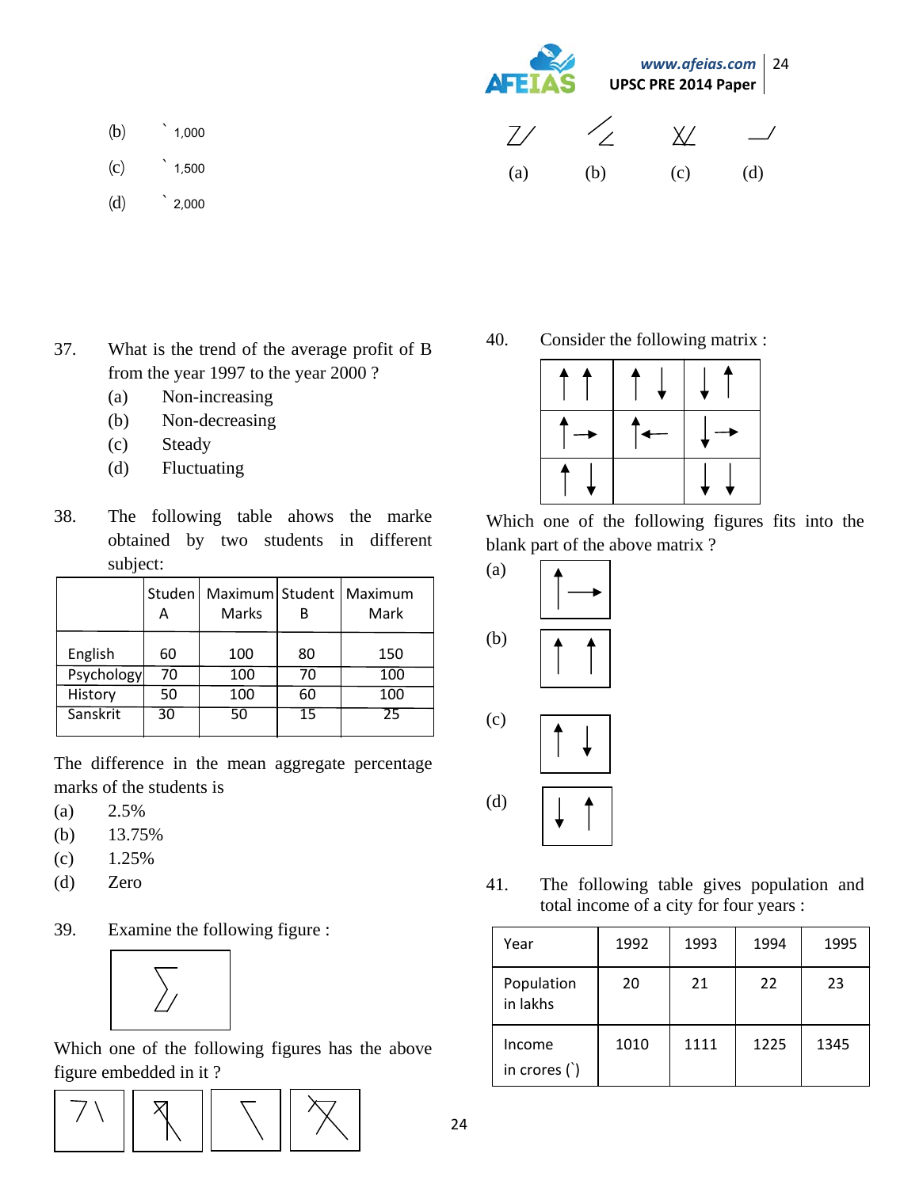(b) ` 1,000

(c) ` 1,500

(d) ` 2,000

(a) (b) (c) (d)

37. What is the trend of the average profit of B from the year 1997 to the year 2000 ?

 (a) Non-increasing
 (b) Non-decreasing
 (c) Steady
 (d) Fluctuating

38. The following table ahows the marke obtained by two students in different subject:

| | Studen A | Maximum Marks | Student B | Maximum Mark |
|---|---|---|---|---|
| English | 60 | 100 | 80 | 150 |
| Psychology | 70 | 100 | 70 | 100 |
| History | 50 | 100 | 60 | 100 |
| Sanskrit | 30 | 50 | 15 | 25 |

The difference in the mean aggregate percentage marks of the students is

(a) 2.5%
(b) 13.75%
(c) 1.25%
(d) Zero

39. Examine the following figure :

Which one of the following figures has the above figure embedded in it ?

40. Consider the following matrix :

Which one of the following figures fits into the blank part of the above matrix ?

(a)

(b)

(c)

(d)

41. The following table gives population and total income of a city for four years :

| Year | 1992 | 1993 | 1994 | 1995 |
|---|---|---|---|---|
| Population in lakhs | 20 | 21 | 22 | 23 |
| Income in crores (`) | 1010 | 1111 | 1225 | 1345 |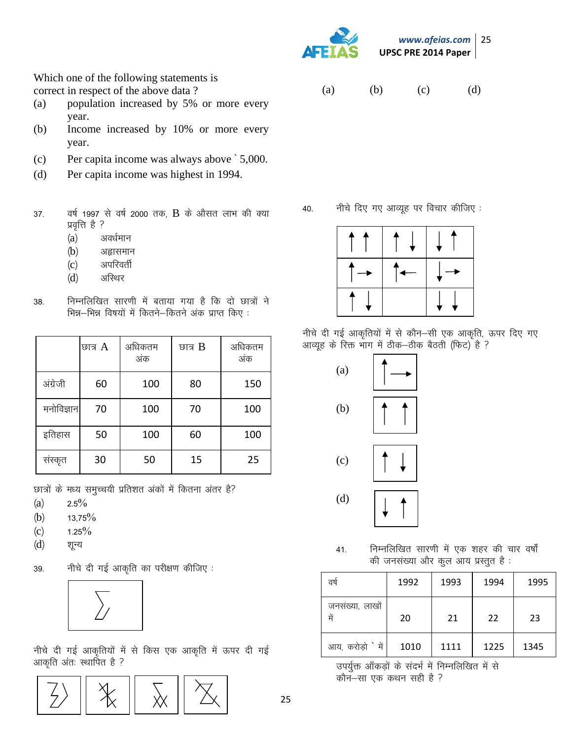Which one of the following statements is correct in respect of the above data ?

(a) population increased by 5% or more every year.

(b) Income increased by 10% or more every year.

(c) Per capita income was always above ` 5,000.

(d) Per capita income was highest in 1994.

37. वर्ष 1997 से वर्ष 2000 तक, B के औसत लाभ की क्या प्रवृत्ति है ?

(a) अवर्धमान

(b) अह्रासमान

(c) अपरिवर्ती

(d) अस्थिर

38. निम्नलिखित सारणी में बताया गया है कि दो छात्रों ने भिन्न–भिन्न विषयों में कितने–कितने अंक प्राप्त किए :

| | छात्र A | अधिकतम अंक | छात्र B | अधिकतम अंक |
|---|---|---|---|---|
| अंग्रेजी | 60 | 100 | 80 | 150 |
| मनोविज्ञान | 70 | 100 | 70 | 100 |
| इतिहास | 50 | 100 | 60 | 100 |
| संस्कृत | 30 | 50 | 15 | 25 |

छात्रों के मध्य समुच्चयी प्रतिशत अंकों में कितना अंतर है?

(a) 2.5%

(b) 13,75%

(c) 1.25%

(d) शून्य

39. नीचे दी गई आकृति का परीक्षण कीजिए :

नीचे दी गई आकृतियों में से किस एक आकृति में ऊपर दी गई आकृति अंतः स्थापित है ?

(a) (b) (c) (d)

40. नीचे दिए गए आव्यूह पर विचार कीजिए :

नीचे दी गई आकृतियों में से कौन–सी एक आकृति, ऊपर दिए गए आव्यूह के रिक्त भाग में ठीक–ठीक बैठती (फिट) है ?

(a)

(b)

(c)

(d)

41. निम्नलिखित सारणी में एक शहर की चार वर्षों की जनसंख्या और कुल आय प्रस्तुत है :

| वर्ष | 1992 | 1993 | 1994 | 1995 |
|---|---|---|---|---|
| जनसंख्या, लाखों में | 20 | 21 | 22 | 23 |
| आय, करोड़ो ` में | 1010 | 1111 | 1225 | 1345 |

उपर्युक्त आँकड़ों के संदर्भ में निम्नलिखित में से कौन–सा एक कथन सही है ?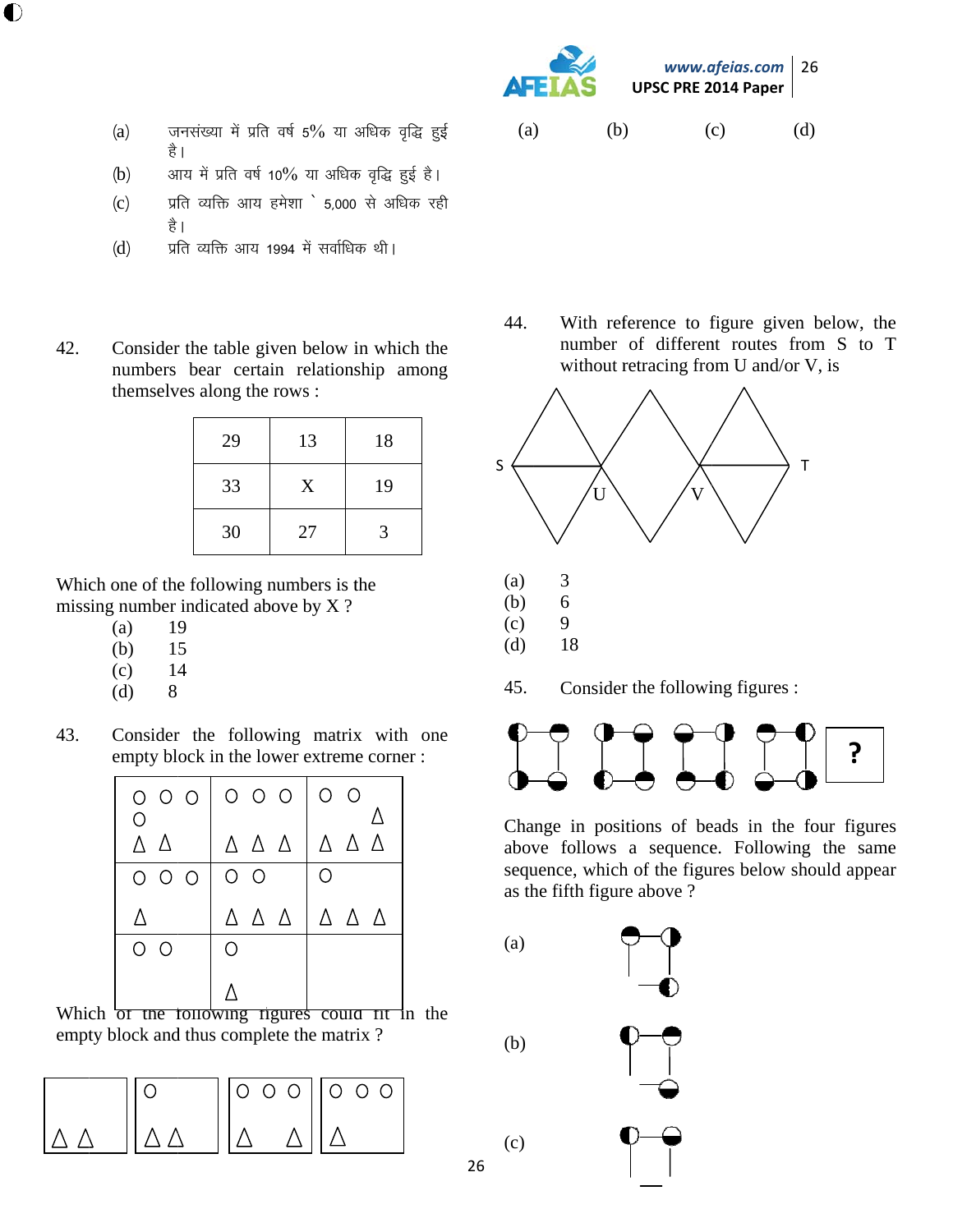(a) जनसंख्या में प्रति वर्ष 5% या अधिक वृद्धि हुई है।

(b) आय में प्रति वर्ष 10% या अधिक वृद्धि हुई है।

(c) प्रति व्यक्ति आय हमेशा ` 5,000 से अधिक रही है।

(d) प्रति व्यक्ति आय 1994 में सर्वाधिक थी।

(a) (b) (c) (d)

42. Consider the table given below in which the numbers bear certain relationship among themselves along the rows :

| 29 | 13 | 18 |
|---|---|---|
| 33 | X | 19 |
| 30 | 27 | 3 |

Which one of the following numbers is the missing number indicated above by X ?

(a) 19
(b) 15
(c) 14
(d) 8

43. Consider the following matrix with one empty block in the lower extreme corner :

| ○ ○ ○ ○ △ △ | ○ ○ ○ △ △ △ | ○ ○ △ △ △ △ |
|---|---|---|
| ○ ○ ○ △ | ○ ○ △ △ △ | ○ △ △ △ |
| ○ ○ | ○ △ | |

Which of the following figures could fit in the empty block and thus complete the matrix ?

| (a) | (b) | (c) | (d) |
|---|---|---|---|
| △ △ | ○ △ △ | ○ ○ ○ △ △ | ○ ○ ○ △ |

44. With reference to figure given below, the number of different routes from S to T without retracing from U and/or V, is

(a) 3
(b) 6
(c) 9
(d) 18

45. Consider the following figures :

Change in positions of beads in the four figures above follows a sequence. Following the same sequence, which of the figures below should appear as the fifth figure above ?

(a)

(b)

(c)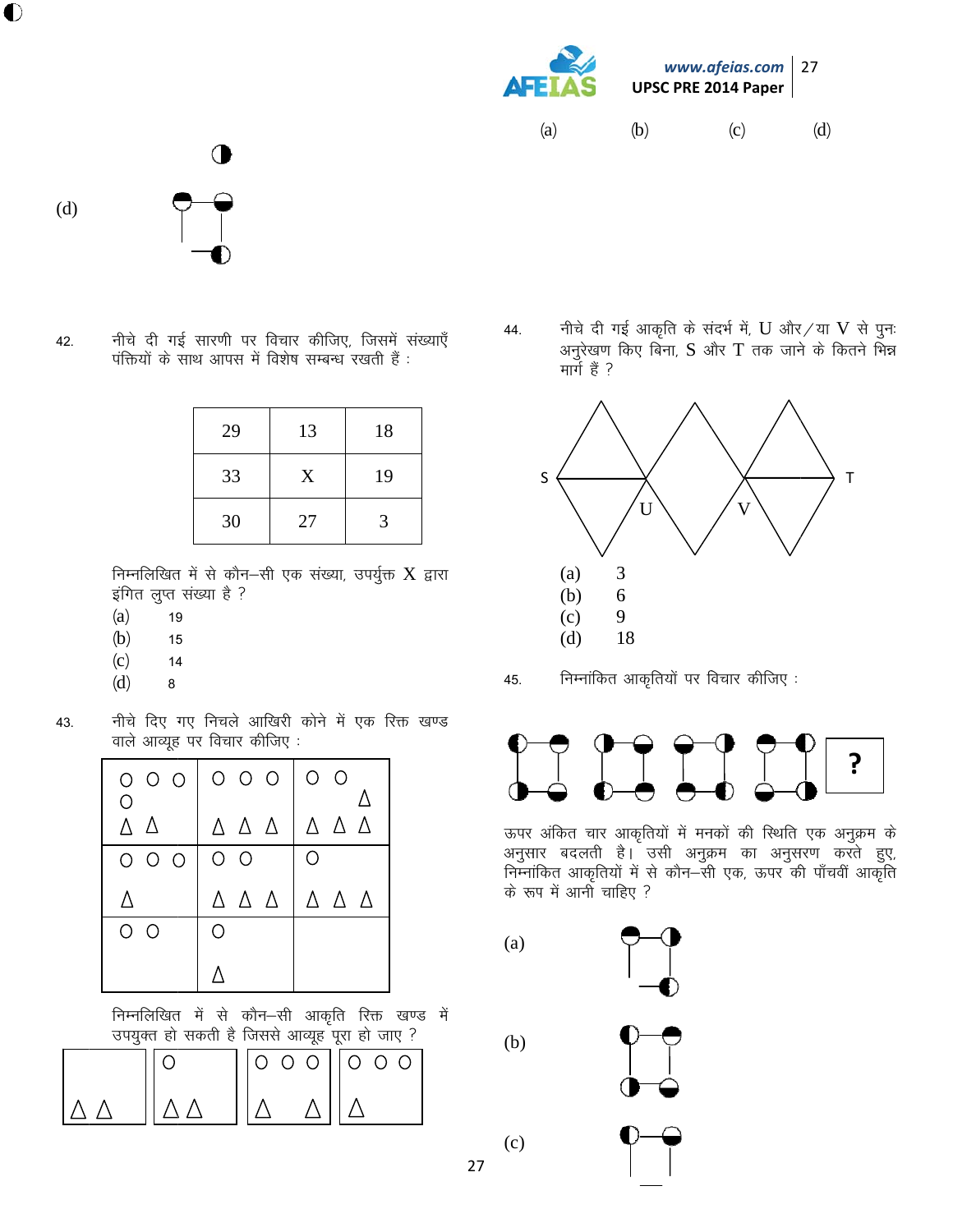(a) (b) (c) (d)

(d)

42. नीचे दी गई सारणी पर विचार कीजिए, जिसमें संख्याएँ पंक्तियों के साथ आपस में विशेष सम्बन्ध रखती हैं :

| 29 | 13 | 18 |
|---|---|---|
| 33 | X | 19 |
| 30 | 27 | 3 |

निम्नलिखित में से कौन–सी एक संख्या, उपर्युक्त X द्वारा इंगित लुप्त संख्या है ?

(a) 19
(b) 15
(c) 14
(d) 8

43. नीचे दिए गए निचले आखिरी कोने में एक रिक्त खण्ड वाले आव्यूह पर विचार कीजिए :

| O O O O Δ Δ | O O O Δ Δ Δ | O O Δ Δ Δ Δ |
|---|---|---|
| O O O Δ | O O Δ Δ Δ | O Δ Δ Δ |
| O O | O Δ | |

निम्नलिखित में से कौन–सी आकृति रिक्त खण्ड में उपयुक्त हो सकती है जिससे आव्यूह पूरा हो जाए ?

| Δ Δ | O Δ Δ | O O O Δ Δ | O O O Δ |
|---|---|---|---|

44. नीचे दी गई आकृति के संदर्भ में, U और/या V से पुनः अनुरेखण किए बिना, S और T तक जाने के कितने भिन्न मार्ग हैं ?

S U V T

(a) 3
(b) 6
(c) 9
(d) 18

45. निम्नांकित आकृतियों पर विचार कीजिए :

?

ऊपर अंकित चार आकृतियों में मनकों की स्थिति एक अनुक्रम के अनुसार बदलती है। उसी अनुक्रम का अनुसरण करते हुए, निम्नांकित आकृतियों में से कौन–सी एक, ऊपर की पाँचवीं आकृति के रूप में आनी चाहिए ?

(a)

(b)

(c)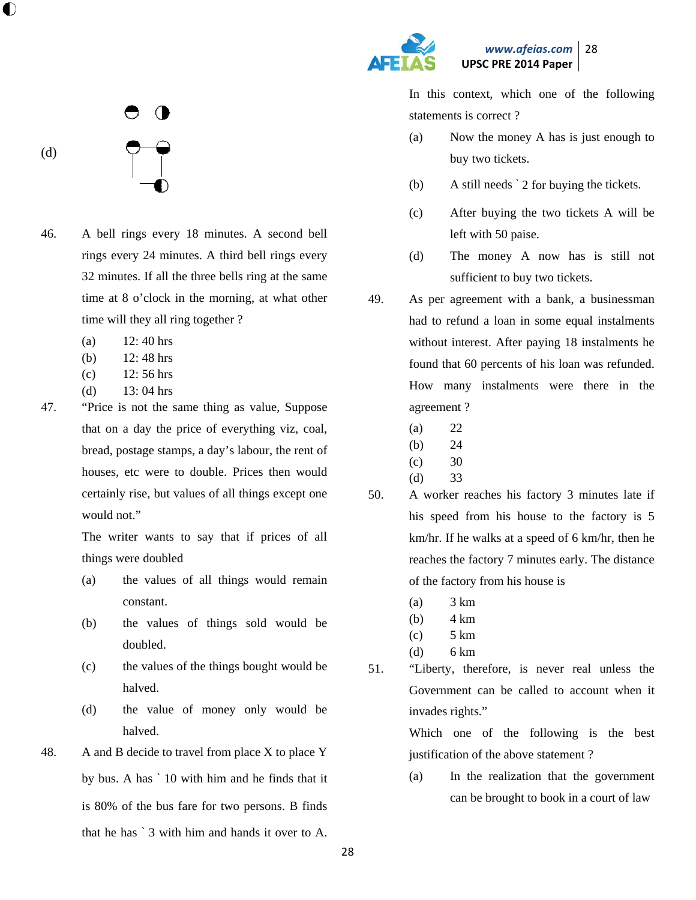(d)

46. A bell rings every 18 minutes. A second bell rings every 24 minutes. A third bell rings every 32 minutes. If all the three bells ring at the same time at 8 o'clock in the morning, at what other time will they all ring together ?

(a) 12: 40 hrs
(b) 12: 48 hrs
(c) 12: 56 hrs
(d) 13: 04 hrs

47. "Price is not the same thing as value, Suppose that on a day the price of everything viz, coal, bread, postage stamps, a day's labour, the rent of houses, etc were to double. Prices then would certainly rise, but values of all things except one would not."

The writer wants to say that if prices of all things were doubled

(a) the values of all things would remain constant.
(b) the values of things sold would be doubled.
(c) the values of the things bought would be halved.
(d) the value of money only would be halved.

48. A and B decide to travel from place X to place Y by bus. A has ` 10 with him and he finds that it is 80% of the bus fare for two persons. B finds that he has ` 3 with him and hands it over to A. In this context, which one of the following statements is correct ?

(a) Now the money A has is just enough to buy two tickets.
(b) A still needs ` 2 for buying the tickets.
(c) After buying the two tickets A will be left with 50 paise.
(d) The money A now has is still not sufficient to buy two tickets.

49. As per agreement with a bank, a businessman had to refund a loan in some equal instalments without interest. After paying 18 instalments he found that 60 percents of his loan was refunded. How many instalments were there in the agreement ?

(a) 22
(b) 24
(c) 30
(d) 33

50. A worker reaches his factory 3 minutes late if his speed from his house to the factory is 5 km/hr. If he walks at a speed of 6 km/hr, then he reaches the factory 7 minutes early. The distance of the factory from his house is

(a) 3 km
(b) 4 km
(c) 5 km
(d) 6 km

51. "Liberty, therefore, is never real unless the Government can be called to account when it invades rights."

Which one of the following is the best justification of the above statement ?

(a) In the realization that the government can be brought to book in a court of law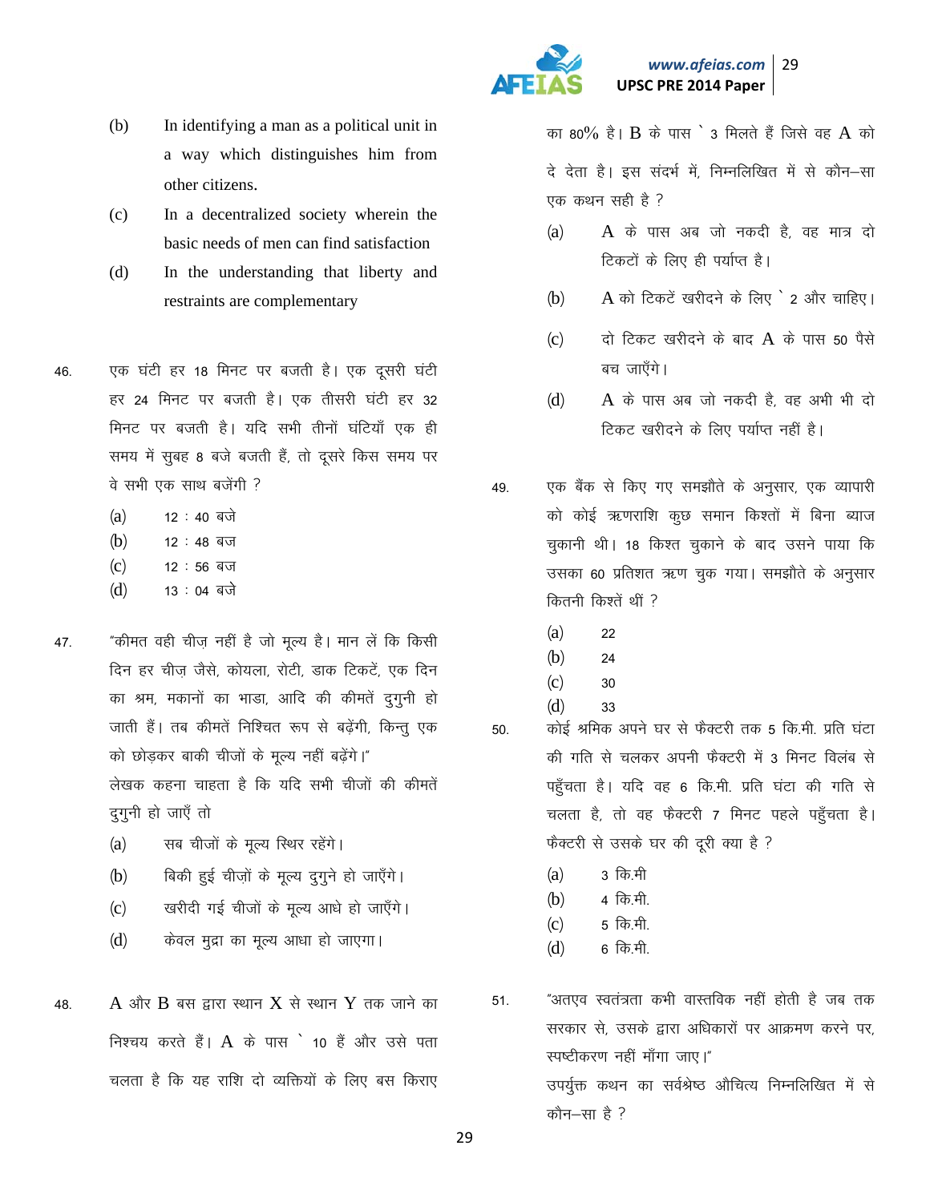(b) In identifying a man as a political unit in a way which distinguishes him from other citizens.

(c) In a decentralized society wherein the basic needs of men can find satisfaction

(d) In the understanding that liberty and restraints are complementary

46. एक घंटी हर 18 मिनट पर बजती है। एक दूसरी घंटी हर 24 मिनट पर बजती है। एक तीसरी घंटी हर 32 मिनट पर बजती है। यदि सभी तीनों घंटियाँ एक ही समय में सुबह 8 बजे बजती हैं, तो दूसरे किस समय पर वे सभी एक साथ बजेंगी ?

(a) 12 : 40 बजे
(b) 12 : 48 बज
(c) 12 : 56 बज
(d) 13 : 04 बजे

47. "कीमत वही चीज़ नहीं है जो मूल्य है। मान लें कि किसी दिन हर चीज़ जैसे, कोयला, रोटी, डाक टिकटें, एक दिन का श्रम, मकानों का भाडा, आदि की कीमतें दुगुनी हो जाती हैं। तब कीमतें निश्चित रूप से बढ़ेंगी, किन्तु एक को छोड़कर बाकी चीजों के मूल्य नहीं बढ़ेंगे।"
लेखक कहना चाहता है कि यदि सभी चीजों की कीमतें दुगुनी हो जाएँ तो

(a) सब चीजों के मूल्य स्थिर रहेंगे।
(b) बिकी हुई चीज़ों के मूल्य दुगुने हो जाएँगे।
(c) खरीदी गई चीजों के मूल्य आधे हो जाएँगे।
(d) केवल मुद्रा का मूल्य आधा हो जाएगा।

48. A और B बस द्वारा स्थान X से स्थान Y तक जाने का निश्चय करते हैं। A के पास ` 10 हैं और उसे पता चलता है कि यह राशि दो व्यक्तियों के लिए बस किराए का 80% है। B के पास ` 3 मिलते हैं जिसे वह A को दे देता है। इस संदर्भ में, निम्नलिखित में से कौन–सा एक कथन सही है ?

(a) A के पास अब जो नकदी है, वह मात्र दो टिकटों के लिए ही पर्याप्त है।
(b) A को टिकटें खरीदने के लिए ` 2 और चाहिए।
(c) दो टिकट खरीदने के बाद A के पास 50 पैसे बच जाएँगे।
(d) A के पास अब जो नकदी है, वह अभी भी दो टिकट खरीदने के लिए पर्याप्त नहीं है।

49. एक बैंक से किए गए समझौते के अनुसार, एक व्यापारी को कोई ऋणराशि कुछ समान किश्तों में बिना ब्याज चुकानी थी। 18 किश्त चुकाने के बाद उसने पाया कि उसका 60 प्रतिशत ऋण चुक गया। समझौते के अनुसार कितनी किश्तें थीं ?

(a) 22
(b) 24
(c) 30
(d) 33

50. कोई श्रमिक अपने घर से फैक्टरी तक 5 कि.मी. प्रति घंटा की गति से चलकर अपनी फैक्टरी में 3 मिनट विलंब से पहुँचता है। यदि वह 6 कि.मी. प्रति घंटा की गति से चलता है, तो वह फैक्टरी 7 मिनट पहले पहुँचता है। फैक्टरी से उसके घर की दूरी क्या है ?

(a) 3 कि.मी
(b) 4 कि.मी.
(c) 5 कि.मी.
(d) 6 कि.मी.

51. "अतएव स्वतंत्रता कभी वास्तविक नहीं होती है जब तक सरकार से, उसके द्वारा अधिकारों पर आक्रमण करने पर, स्पष्टीकरण नहीं माँगा जाए।"
उपर्युक्त कथन का सर्वश्रेष्ठ औचित्य निम्नलिखित में से कौन–सा है ?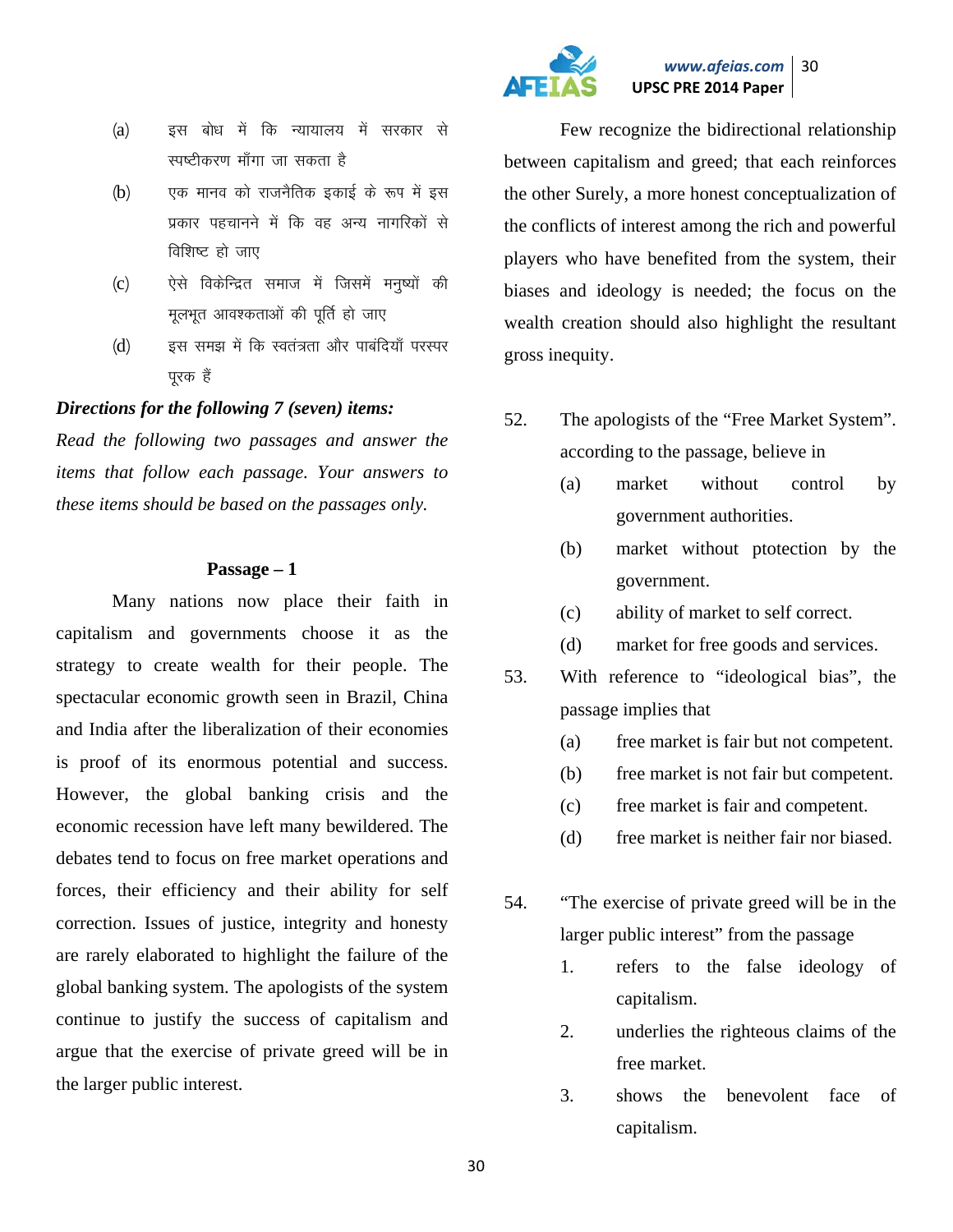(a) इस बोध में कि न्यायालय में सरकार से स्पष्टीकरण माँगा जा सकता है

(b) एक मानव को राजनैतिक इकाई के रूप में इस प्रकार पहचानने में कि वह अन्य नागरिकों से विशिष्ट हो जाए

(c) ऐसे विकेन्द्रित समाज में जिसमें मनुष्यों की मूलभूत आवश्कताओं की पूर्ति हो जाए

(d) इस समझ में कि स्वतंत्रता और पाबंदियाँ परस्पर पूरक हैं

***Directions for the following 7 (seven) items:***

*Read the following two passages and answer the items that follow each passage. Your answers to these items should be based on the passages only.*

**Passage – 1**

Many nations now place their faith in capitalism and governments choose it as the strategy to create wealth for their people. The spectacular economic growth seen in Brazil, China and India after the liberalization of their economies is proof of its enormous potential and success. However, the global banking crisis and the economic recession have left many bewildered. The debates tend to focus on free market operations and forces, their efficiency and their ability for self correction. Issues of justice, integrity and honesty are rarely elaborated to highlight the failure of the global banking system. The apologists of the system continue to justify the success of capitalism and argue that the exercise of private greed will be in the larger public interest.

Few recognize the bidirectional relationship between capitalism and greed; that each reinforces the other Surely, a more honest conceptualization of the conflicts of interest among the rich and powerful players who have benefited from the system, their biases and ideology is needed; the focus on the wealth creation should also highlight the resultant gross inequity.

52. The apologists of the "Free Market System". according to the passage, believe in
    - (a) market without control by government authorities.
    - (b) market without ptotection by the government.
    - (c) ability of market to self correct.
    - (d) market for free goods and services.

53. With reference to "ideological bias", the passage implies that
    - (a) free market is fair but not competent.
    - (b) free market is not fair but competent.
    - (c) free market is fair and competent.
    - (d) free market is neither fair nor biased.

54. "The exercise of private greed will be in the larger public interest" from the passage
    1. refers to the false ideology of capitalism.
    2. underlies the righteous claims of the free market.
    3. shows the benevolent face of capitalism.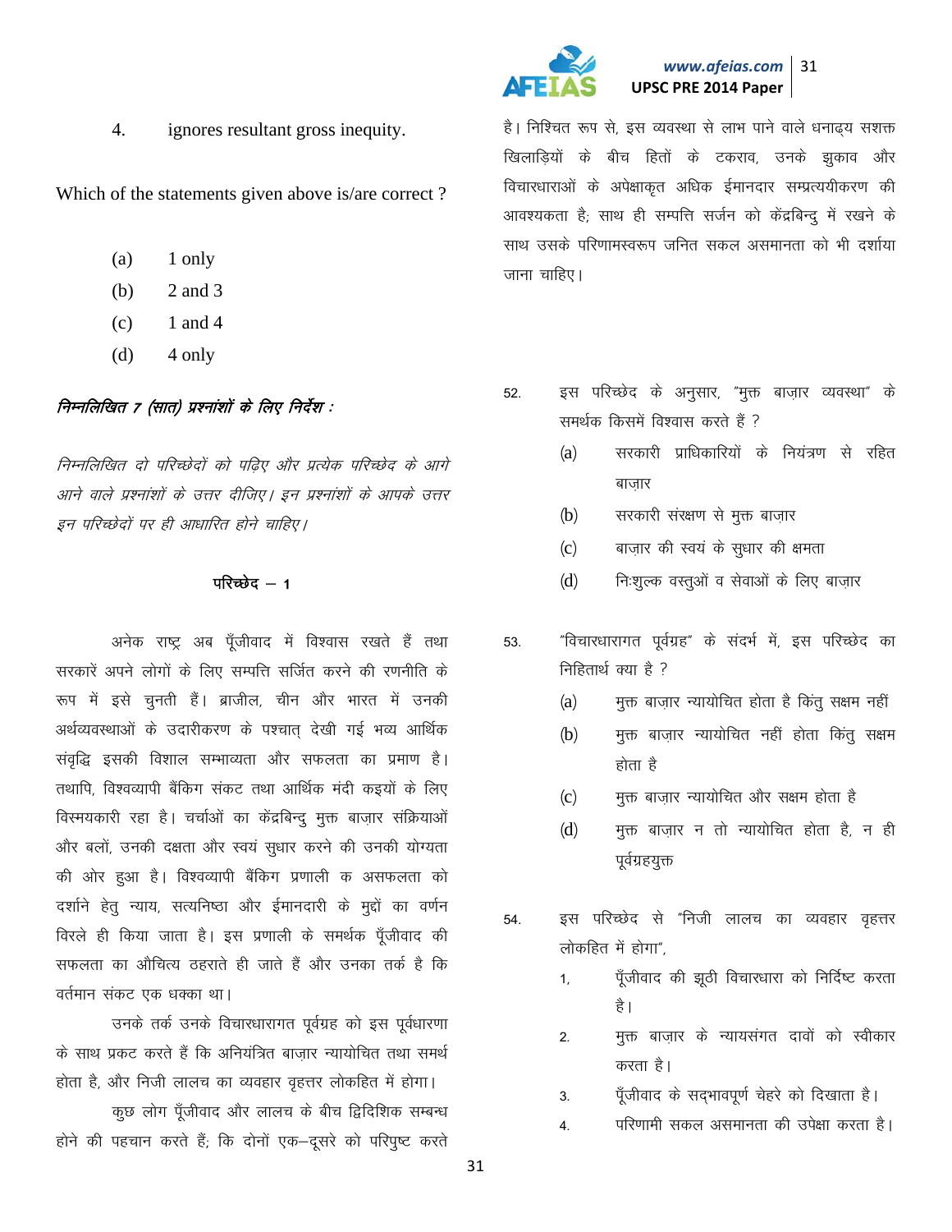4. ignores resultant gross inequity.

Which of the statements given above is/are correct ?

(a) 1 only
(b) 2 and 3
(c) 1 and 4
(d) 4 only

***निम्नलिखित 7 (सात) प्रश्नांशों के लिए निर्देश :***

*निम्नलिखित दो परिच्छेदों को पढ़िए और प्रत्येक परिच्छेद के आगे आने वाले प्रश्नांशों के उत्तर दीजिए। इन प्रश्नांशों के आपके उत्तर इन परिच्छेदों पर ही आधारित होने चाहिए।*

**परिच्छेद – 1**

अनेक राष्ट्र अब पूँजीवाद में विश्वास रखते हैं तथा सरकारें अपने लोगों के लिए सम्पत्ति सर्जित करने की रणनीति के रूप में इसे चुनती हैं। ब्राजील, चीन और भारत में उनकी अर्थव्यवस्थाओं के उदारीकरण के पश्चात् देखी गई भव्य आर्थिक संवृद्धि इसकी विशाल सम्भाव्यता और सफलता का प्रमाण है। तथापि, विश्वव्यापी बैंकिग संकट तथा आर्थिक मंदी कइयों के लिए विस्मयकारी रहा है। चर्चाओं का केंद्रबिन्दु मुक्त बाज़ार संक्रियाओं और बलों, उनकी दक्षता और स्वयं सुधार करने की उनकी योग्यता की ओर हुआ है। विश्वव्यापी बैंकिग प्रणाली क असफलता को दर्शाने हेतु न्याय, सत्यनिष्ठा और ईमानदारी के मुद्दों का वर्णन विरले ही किया जाता है। इस प्रणाली के समर्थक पूँजीवाद की सफलता का औचित्य ठहराते ही जाते हैं और उनका तर्क है कि वर्तमान संकट एक धक्का था।

उनके तर्क उनके विचारधारागत पूर्वग्रह को इस पूर्वधारणा के साथ प्रकट करते हैं कि अनियंत्रित बाज़ार न्यायोचित तथा समर्थ होता है, और निजी लालच का व्यवहार वृहत्तर लोकहित में होगा।

कुछ लोग पूँजीवाद और लालच के बीच द्विदिशिक सम्बन्ध होने की पहचान करते हैं; कि दोनों एक–दूसरे को परिपुष्ट करते है। निश्चित रूप से, इस व्यवस्था से लाभ पाने वाले धनाढ्य सशक्त खिलाड़ियों के बीच हितों के टकराव, उनके झुकाव और विचारधाराओं के अपेक्षाकृत अधिक ईमानदार सम्प्रत्ययीकरण की आवश्यकता है; साथ ही सम्पत्ति सर्जन को केंद्रबिन्दु में रखने के साथ उसके परिणामस्वरूप जनित सकल असमानता को भी दर्शाया जाना चाहिए।

52. इस परिच्छेद के अनुसार, "मुक्त बाज़ार व्यवस्था" के समर्थक किसमें विश्वास करते हैं ?

(a) सरकारी प्राधिकारियों के नियंत्रण से रहित बाज़ार
(b) सरकारी संरक्षण से मुक्त बाज़ार
(c) बाज़ार की स्वयं के सुधार की क्षमता
(d) निःशुल्क वस्तुओं व सेवाओं के लिए बाज़ार

53. "विचारधारागत पूर्वग्रह" के संदर्भ में, इस परिच्छेद का निहितार्थ क्या है ?

(a) मुक्त बाज़ार न्यायोचित होता है किंतु सक्षम नहीं
(b) मुक्त बाज़ार न्यायोचित नहीं होता किंतु सक्षम होता है
(c) मुक्त बाज़ार न्यायोचित और सक्षम होता है
(d) मुक्त बाज़ार न तो न्यायोचित होता है, न ही पूर्वग्रहयुक्त

54. इस परिच्छेद से "निजी लालच का व्यवहार वृहत्तर लोकहित में होगा",

1. पूँजीवाद की झूठी विचारधारा को निर्दिष्ट करता है।
2. मुक्त बाज़ार के न्यायसंगत दावों को स्वीकार करता है।
3. पूँजीवाद के सद्भावपूर्ण चेहरे को दिखाता है।
4. परिणामी सकल असमानता की उपेक्षा करता है।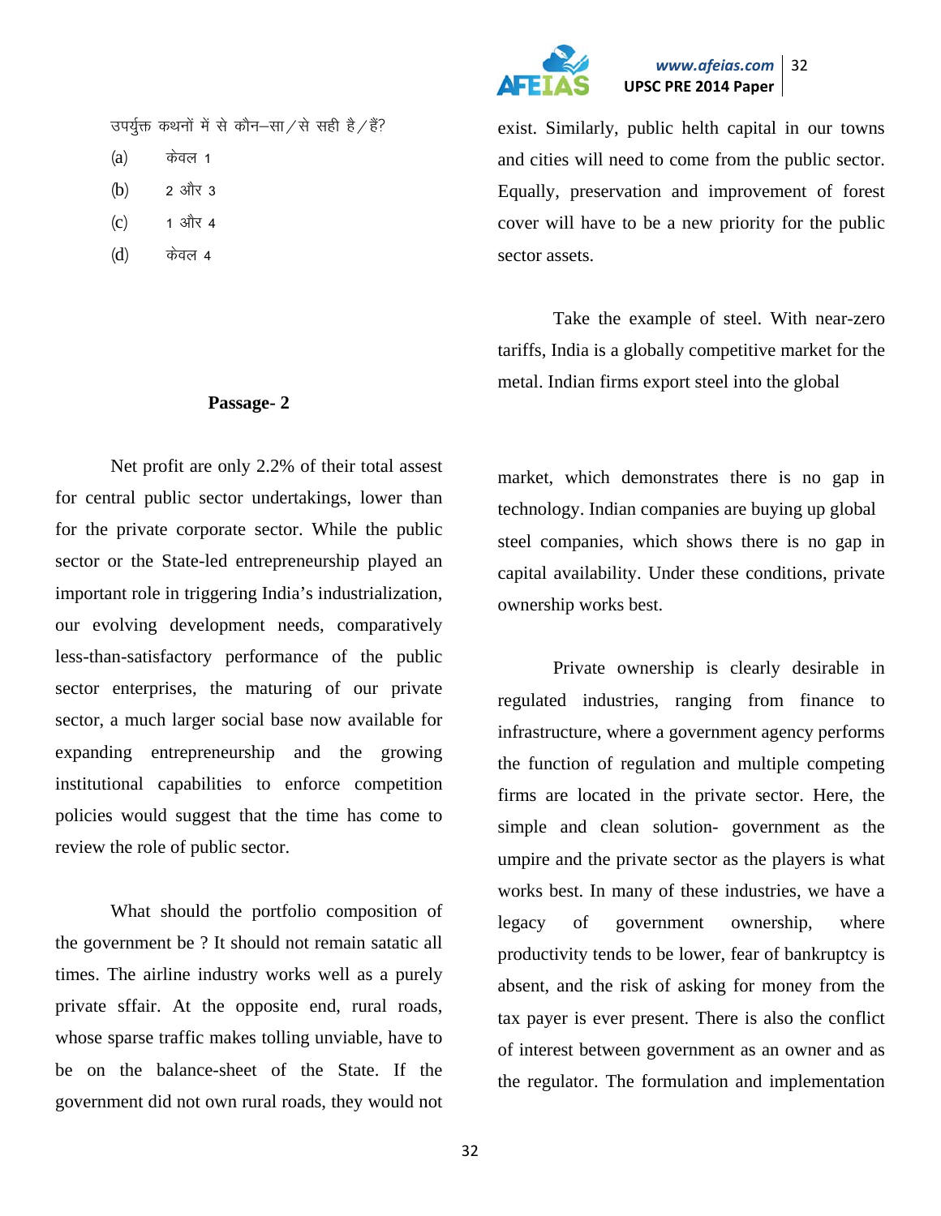उपर्युक्त कथनों में से कौन–सा/से सही है/हैं?

(a) केवल 1

(b) 2 और 3

(c) 1 और 4

(d) केवल 4

**Passage- 2**

Net profit are only 2.2% of their total assest for central public sector undertakings, lower than for the private corporate sector. While the public sector or the State-led entrepreneurship played an important role in triggering India's industrialization, our evolving development needs, comparatively less-than-satisfactory performance of the public sector enterprises, the maturing of our private sector, a much larger social base now available for expanding entrepreneurship and the growing institutional capabilities to enforce competition policies would suggest that the time has come to review the role of public sector.

What should the portfolio composition of the government be ? It should not remain satatic all times. The airline industry works well as a purely private sffair. At the opposite end, rural roads, whose sparse traffic makes tolling unviable, have to be on the balance-sheet of the State. If the government did not own rural roads, they would not exist. Similarly, public helth capital in our towns and cities will need to come from the public sector. Equally, preservation and improvement of forest cover will have to be a new priority for the public sector assets.

Take the example of steel. With near-zero tariffs, India is a globally competitive market for the metal. Indian firms export steel into the global market, which demonstrates there is no gap in technology. Indian companies are buying up global steel companies, which shows there is no gap in capital availability. Under these conditions, private ownership works best.

Private ownership is clearly desirable in regulated industries, ranging from finance to infrastructure, where a government agency performs the function of regulation and multiple competing firms are located in the private sector. Here, the simple and clean solution- government as the umpire and the private sector as the players is what works best. In many of these industries, we have a legacy of government ownership, where productivity tends to be lower, fear of bankruptcy is absent, and the risk of asking for money from the tax payer is ever present. There is also the conflict of interest between government as an owner and as the regulator. The formulation and implementation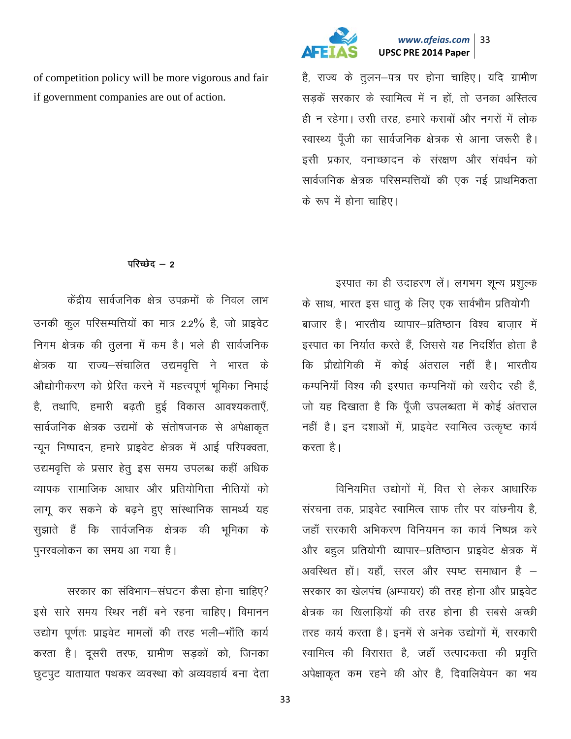of competition policy will be more vigorous and fair if government companies are out of action.

है, राज्य के तुलन–पत्र पर होना चाहिए। यदि ग्रामीण सड़कें सरकार के स्वामित्व में न हों, तो उनका अस्तित्व ही न रहेगा। उसी तरह, हमारे कसबों और नगरों में लोक स्वास्थ्य पूँजी का सार्वजनिक क्षेत्रक से आना जरूरी है। इसी प्रकार, वनाच्छादन के संरक्षण और संवर्धन को सार्वजनिक क्षेत्रक परिसम्पत्तियों की एक नई प्राथमिकता के रूप में होना चाहिए।

**परिच्छेद – 2**

केंद्रीय सार्वजनिक क्षेत्र उपक्रमों के निवल लाभ उनकी कुल परिसम्पत्तियों का मात्र 2.2% है, जो प्राइवेट निगम क्षेत्रक की तुलना में कम है। भले ही सार्वजनिक क्षेत्रक या राज्य–संचालित उद्यमवृत्ति ने भारत के औद्योगीकरण को प्रेरित करने में महत्त्वपूर्ण भूमिका निभाई है, तथापि, हमारी बढ़ती हुई विकास आवश्यकताएँ, सार्वजनिक क्षेत्रक उद्यमों के संतोषजनक से अपेक्षाकृत न्यून निष्पादन, हमारे प्राइवेट क्षेत्रक में आई परिपक्वता, उद्यमवृत्ति के प्रसार हेतु इस समय उपलब्ध कहीं अधिक व्यापक सामाजिक आधार और प्रतियोगिता नीतियों को लागू कर सकने के बढ़ने हुए सांस्थानिक सामर्थ्य यह सुझाते हैं कि सार्वजनिक क्षेत्रक की भूमिका के पुनरवलोकन का समय आ गया है।

सरकार का संविभाग–संघटन कैसा होना चाहिए? इसे सारे समय स्थिर नहीं बने रहना चाहिए। विमानन उद्योग पूर्णतः प्राइवेट मामलों की तरह भली–भाँति कार्य करता है। दूसरी तरफ, ग्रामीण सड़कों को, जिनका छुटपुट यातायात पथकर व्यवस्था को अव्यवहार्य बना देता है, राज्य के तुलन–पत्र पर होना चाहिए। यदि ग्रामीण सड़कें सरकार के स्वामित्व में न हों, तो उनका अस्तित्व ही न रहेगा। उसी तरह, हमारे कसबों और नगरों में लोक स्वास्थ्य पूँजी का सार्वजनिक क्षेत्रक से आना जरूरी है। इसी प्रकार, वनाच्छादन के संरक्षण और संवर्धन को सार्वजनिक क्षेत्रक परिसम्पत्तियों की एक नई प्राथमिकता के रूप में होना चाहिए।

इस्पात का ही उदाहरण लें। लगभग शून्य प्रशुल्क के साथ, भारत इस धातु के लिए एक सार्वभौम प्रतियोगी बाजार है। भारतीय व्यापार–प्रतिष्ठान विश्व बाज़ार में इस्पात का निर्यात करते हैं, जिससे यह निदर्शित होता है कि प्रौद्योगिकी में कोई अंतराल नहीं है। भारतीय कम्पनियाँ विश्व की इस्पात कम्पनियों को खरीद रही हैं, जो यह दिखाता है कि पूँजी उपलब्धता में कोई अंतराल नहीं है। इन दशाओं में, प्राइवेट स्वामित्व उत्कृष्ट कार्य करता है।

विनियमित उद्योगों में, वित्त से लेकर आधारिक संरचना तक, प्राइवेट स्वामित्व साफ तौर पर वांछनीय है, जहाँ सरकारी अभिकरण विनियमन का कार्य निष्पन्न करे और बहुल प्रतियोगी व्यापार–प्रतिष्ठान प्राइवेट क्षेत्रक में अवस्थित हों। यहाँ, सरल और स्पष्ट समाधान है – सरकार का खेलपंच (अम्पायर) की तरह होना और प्राइवेट क्षेत्रक का खिलाड़ियों की तरह होना ही सबसे अच्छी तरह कार्य करता है। इनमें से अनेक उद्योगों में, सरकारी स्वामित्व की विरासत है, जहाँ उत्पादकता की प्रवृत्ति अपेक्षाकृत कम रहने की ओर है, दिवालियेपन का भय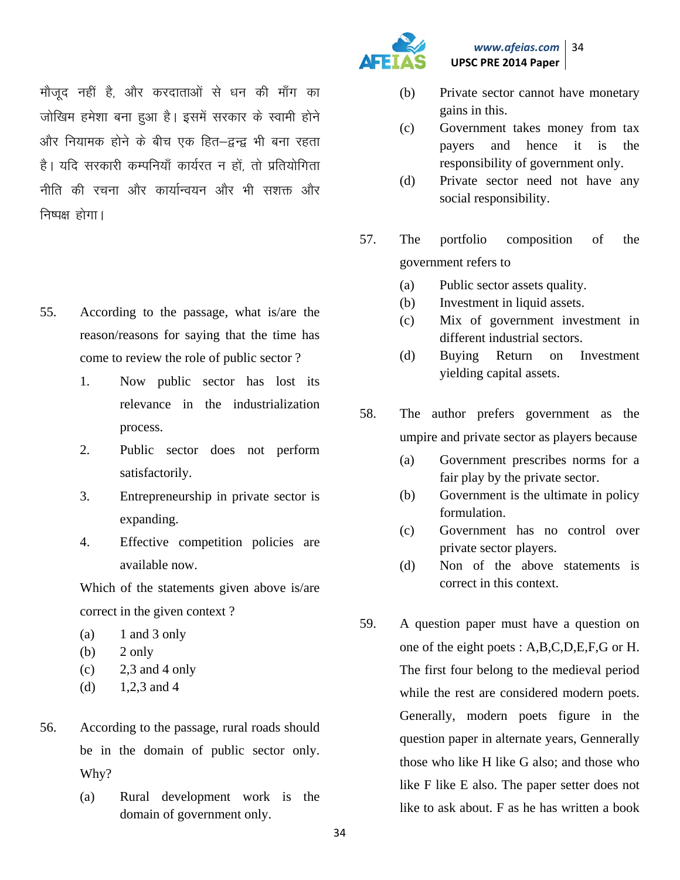मौजूद नहीं है, और करदाताओं से धन की माँग का जोखिम हमेशा बना हुआ है। इसमें सरकार के स्वामी होने और नियामक होने के बीच एक हित–द्वन्द्व भी बना रहता है। यदि सरकारी कम्पनियाँ कार्यरत न हों, तो प्रतियोगिता नीति की रचना और कार्यान्वयन और भी सशक्त और निष्पक्ष होगा।

55. According to the passage, what is/are the reason/reasons for saying that the time has come to review the role of public sector ?

1. Now public sector has lost its relevance in the industrialization process.
2. Public sector does not perform satisfactorily.
3. Entrepreneurship in private sector is expanding.
4. Effective competition policies are available now.

Which of the statements given above is/are correct in the given context ?

(a) 1 and 3 only
(b) 2 only
(c) 2,3 and 4 only
(d) 1,2,3 and 4

56. According to the passage, rural roads should be in the domain of public sector only. Why?

(a) Rural development work is the domain of government only.
(b) Private sector cannot have monetary gains in this.
(c) Government takes money from tax payers and hence it is the responsibility of government only.
(d) Private sector need not have any social responsibility.

57. The portfolio composition of the government refers to

(a) Public sector assets quality.
(b) Investment in liquid assets.
(c) Mix of government investment in different industrial sectors.
(d) Buying Return on Investment yielding capital assets.

58. The author prefers government as the umpire and private sector as players because

(a) Government prescribes norms for a fair play by the private sector.
(b) Government is the ultimate in policy formulation.
(c) Government has no control over private sector players.
(d) Non of the above statements is correct in this context.

59. A question paper must have a question on one of the eight poets : A,B,C,D,E,F,G or H. The first four belong to the medieval period while the rest are considered modern poets. Generally, modern poets figure in the question paper in alternate years, Gennerally those who like H like G also; and those who like F like E also. The paper setter does not like to ask about. F as he has written a book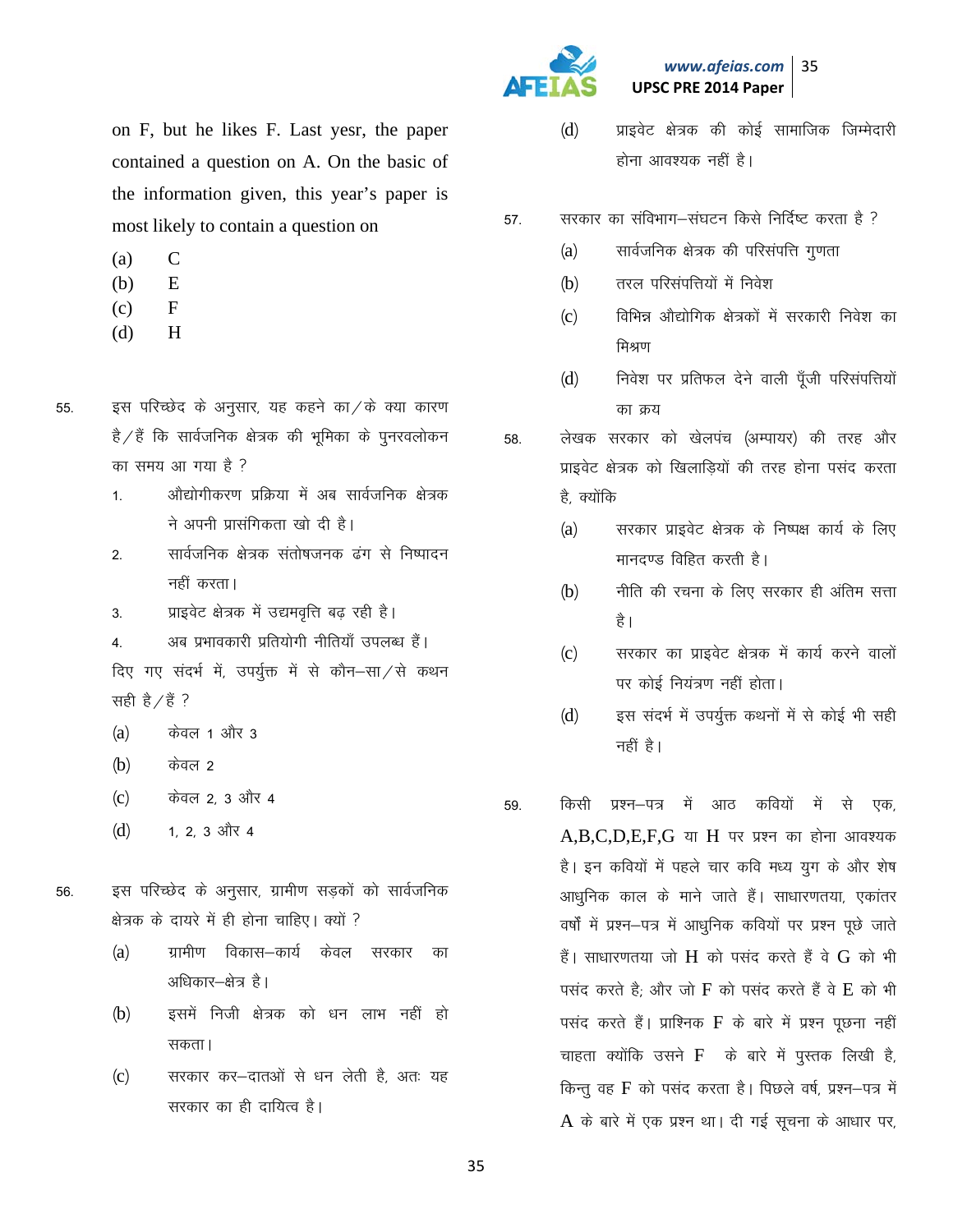on F, but he likes F. Last yesr, the paper contained a question on A. On the basic of the information given, this year's paper is most likely to contain a question on

(a) C
(b) E
(c) F
(d) H

55. इस परिच्छेद के अनुसार, यह कहने का/के क्या कारण है/हैं कि सार्वजनिक क्षेत्रक की भूमिका के पुनरवलोकन का समय आ गया है ?

1. औद्योगीकरण प्रक्रिया में अब सार्वजनिक क्षेत्रक ने अपनी प्रासंगिकता खो दी है।
2. सार्वजनिक क्षेत्रक संतोषजनक ढंग से निष्पादन नहीं करता।
3. प्राइवेट क्षेत्रक में उद्यमवृत्ति बढ़ रही है।
4. अब प्रभावकारी प्रतियोगी नीतियाँ उपलब्ध हैं।

दिए गए संदर्भ में, उपर्युक्त में से कौन–सा/से कथन सही है/हैं ?

(a) केवल 1 और 3
(b) केवल 2
(c) केवल 2, 3 और 4
(d) 1, 2, 3 और 4

56. इस परिच्छेद के अनुसार, ग्रामीण सड़कों को सार्वजनिक क्षेत्रक के दायरे में ही होना चाहिए। क्यों ?

(a) ग्रामीण विकास–कार्य केवल सरकार का अधिकार–क्षेत्र है।
(b) इसमें निजी क्षेत्रक को धन लाभ नहीं हो सकता।
(c) सरकार कर–दाताओं से धन लेती है, अतः यह सरकार का ही दायित्व है।
(d) प्राइवेट क्षेत्रक की कोई सामाजिक जिम्मेदारी होना आवश्यक नहीं है।

57. सरकार का संविभाग–संघटन किसे निर्दिष्ट करता है ?

(a) सार्वजनिक क्षेत्रक की परिसंपत्ति गुणता
(b) तरल परिसंपत्तियों में निवेश
(c) विभिन्न औद्योगिक क्षेत्रकों में सरकारी निवेश का मिश्रण
(d) निवेश पर प्रतिफल देने वाली पूँजी परिसंपत्तियों का क्रय

58. लेखक सरकार को खेलपंच (अम्पायर) की तरह और प्राइवेट क्षेत्रक को खिलाड़ियों की तरह होना पसंद करता है, क्योंकि

(a) सरकार प्राइवेट क्षेत्रक के निष्पक्ष कार्य के लिए मानदण्ड विहित करती है।
(b) नीति की रचना के लिए सरकार ही अंतिम सत्ता है।
(c) सरकार का प्राइवेट क्षेत्रक में कार्य करने वालों पर कोई नियंत्रण नहीं होता।
(d) इस संदर्भ में उपर्युक्त कथनों में से कोई भी सही नहीं है।

59. किसी प्रश्न–पत्र में आठ कवियों में से एक, A,B,C,D,E,F,G या H पर प्रश्न का होना आवश्यक है। इन कवियों में पहले चार कवि मध्य युग के और शेष आधुनिक काल के माने जाते हैं। साधारणतया, एकांतर वर्षों में प्रश्न–पत्र में आधुनिक कवियों पर प्रश्न पूछे जाते हैं। साधारणतया जो H को पसंद करते हैं वे G को भी पसंद करते है; और जो F को पसंद करते हैं वे E को भी पसंद करते हैं। प्राश्निक F के बारे में प्रश्न पूछना नहीं चाहता क्योंकि उसने F के बारे में पुस्तक लिखी है, किन्तु वह F को पसंद करता है। पिछले वर्ष, प्रश्न–पत्र में A के बारे में एक प्रश्न था। दी गई सूचना के आधार पर,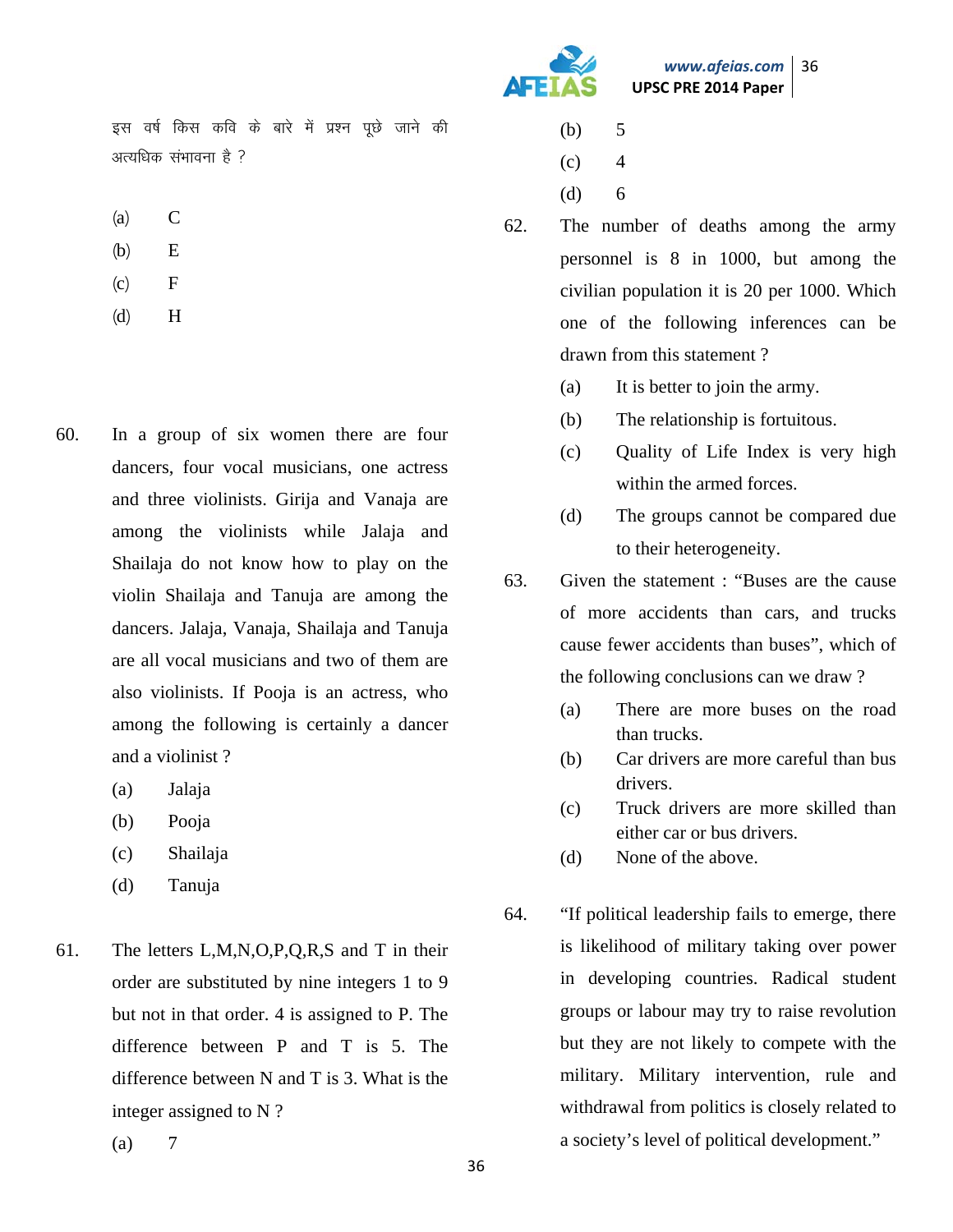इस वर्ष किस कवि के बारे में प्रश्न पूछे जाने की अत्यधिक संभावना है ?

(a) C

(b) E

(c) F

(d) H

60. In a group of six women there are four dancers, four vocal musicians, one actress and three violinists. Girija and Vanaja are among the violinists while Jalaja and Shailaja do not know how to play on the violin Shailaja and Tanuja are among the dancers. Jalaja, Vanaja, Shailaja and Tanuja are all vocal musicians and two of them are also violinists. If Pooja is an actress, who among the following is certainly a dancer and a violinist ?

(a) Jalaja

(b) Pooja

(c) Shailaja

(d) Tanuja

61. The letters L,M,N,O,P,Q,R,S and T in their order are substituted by nine integers 1 to 9 but not in that order. 4 is assigned to P. The difference between P and T is 5. The difference between N and T is 3. What is the integer assigned to N ?

(a) 7

(b) 5

(c) 4

(d) 6

62. The number of deaths among the army personnel is 8 in 1000, but among the civilian population it is 20 per 1000. Which one of the following inferences can be drawn from this statement ?

(a) It is better to join the army.

(b) The relationship is fortuitous.

(c) Quality of Life Index is very high within the armed forces.

(d) The groups cannot be compared due to their heterogeneity.

63. Given the statement : "Buses are the cause of more accidents than cars, and trucks cause fewer accidents than buses", which of the following conclusions can we draw ?

(a) There are more buses on the road than trucks.

(b) Car drivers are more careful than bus drivers.

(c) Truck drivers are more skilled than either car or bus drivers.

(d) None of the above.

64. "If political leadership fails to emerge, there is likelihood of military taking over power in developing countries. Radical student groups or labour may try to raise revolution but they are not likely to compete with the military. Military intervention, rule and withdrawal from politics is closely related to a society's level of political development."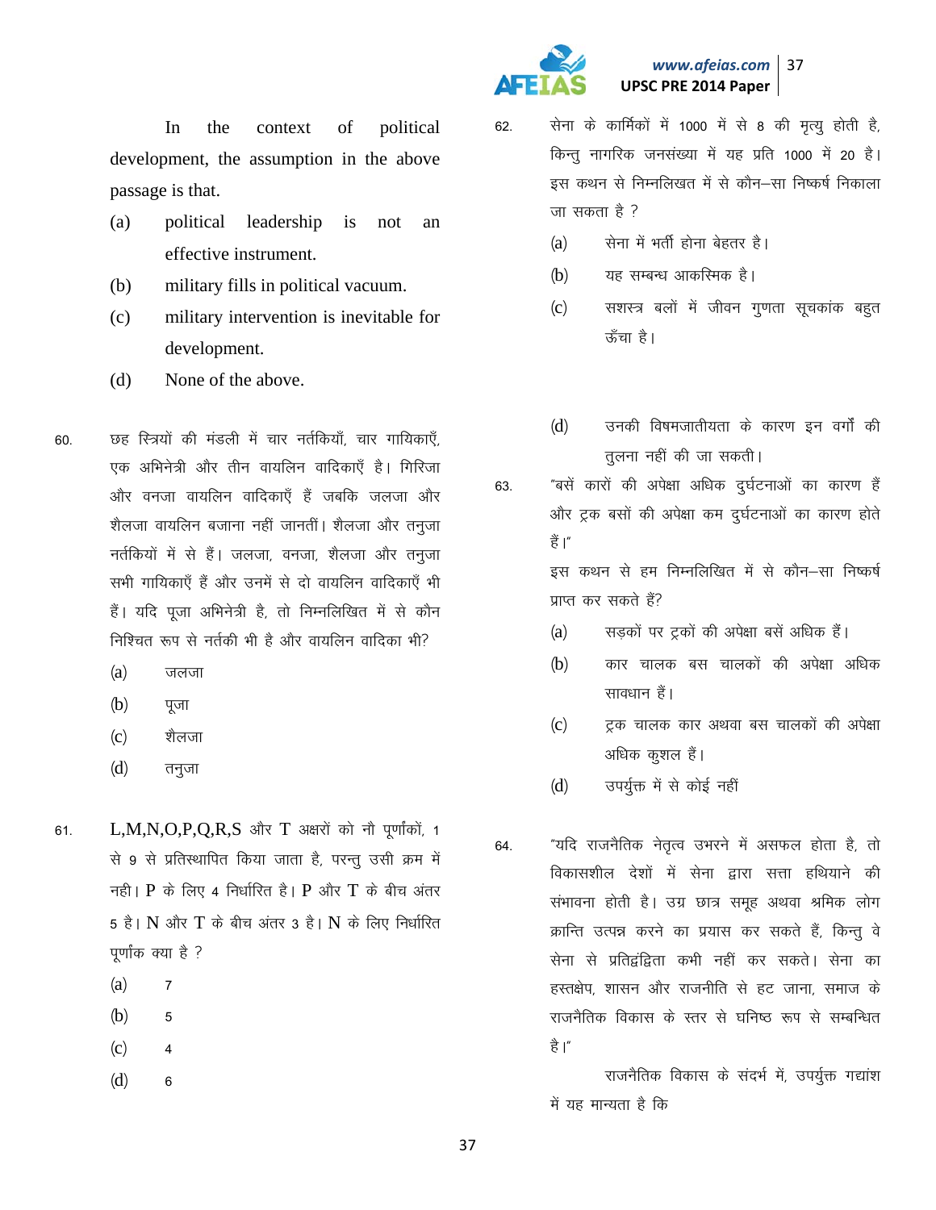In the context of political development, the assumption in the above passage is that.

(a) political leadership is not an effective instrument.

(b) military fills in political vacuum.

(c) military intervention is inevitable for development.

(d) None of the above.

60. छह स्त्रियों की मंडली में चार नर्तकियाँ, चार गायिकाएँ, एक अभिनेत्री और तीन वायलिन वादिकाएँ है। गिरिजा और वनजा वायलिन वादिकाएँ हैं जबकि जलजा और शैलजा वायलिन बजाना नहीं जानतीं। शैलजा और तनुजा नर्तकियों में से हैं। जलजा, वनजा, शैलजा और तनुजा सभी गायिकाएँ हैं और उनमें से दो वायलिन वादिकाएँ भी हैं। यदि पूजा अभिनेत्री है, तो निम्नलिखित में से कौन निश्चित रूप से नर्तकी भी है और वायलिन वादिका भी?

(a) जलजा

(b) पूजा

(c) शैलजा

(d) तनुजा

61. L,M,N,O,P,Q,R,S और T अक्षरों को नौ पूर्णांकों, 1 से 9 से प्रतिस्थापित किया जाता है, परन्तु उसी क्रम में नही। P के लिए 4 निर्धारित है। P और T के बीच अंतर 5 है। N और T के बीच अंतर 3 है। N के लिए निर्धारित पूर्णांक क्या है ?

(a) 7

(b) 5

(c) 4

(d) 6

62. सेना के कार्मिकों में 1000 में से 8 की मृत्यु होती है, किन्तु नागरिक जनसंख्या में यह प्रति 1000 में 20 है। इस कथन से निम्नलिखित में से कौन–सा निष्कर्ष निकाला जा सकता है ?

(a) सेना में भर्ती होना बेहतर है।

(b) यह सम्बन्ध आकस्मिक है।

(c) सशस्त्र बलों में जीवन गुणता सूचकांक बहुत ऊँचा है।

(d) उनकी विषमजातीयता के कारण इन वर्गों की तुलना नहीं की जा सकती।

63. "बसें कारों की अपेक्षा अधिक दुर्घटनाओं का कारण हैं और ट्रक बसों की अपेक्षा कम दुर्घटनाओं का कारण होते हैं।"

इस कथन से हम निम्नलिखित में से कौन–सा निष्कर्ष प्राप्त कर सकते हैं?

(a) सड़कों पर ट्रकों की अपेक्षा बसें अधिक हैं।

(b) कार चालक बस चालकों की अपेक्षा अधिक सावधान हैं।

(c) ट्रक चालक कार अथवा बस चालकों की अपेक्षा अधिक कुशल हैं।

(d) उपर्युक्त में से कोई नहीं

64. "यदि राजनैतिक नेतृत्व उभरने में असफल होता है, तो विकासशील देशों में सेना द्वारा सत्ता हथियाने की संभावना होती है। उग्र छात्र समूह अथवा श्रमिक लोग क्रान्ति उत्पन्न करने का प्रयास कर सकते हैं, किन्तु वे सेना से प्रतिद्वंद्विता कभी नहीं कर सकते। सेना का हस्तक्षेप, शासन और राजनीति से हट जाना, समाज के राजनैतिक विकास के स्तर से घनिष्ठ रूप से सम्बन्धित है।"

राजनैतिक विकास के संदर्भ में, उपर्युक्त गद्यांश में यह मान्यता है कि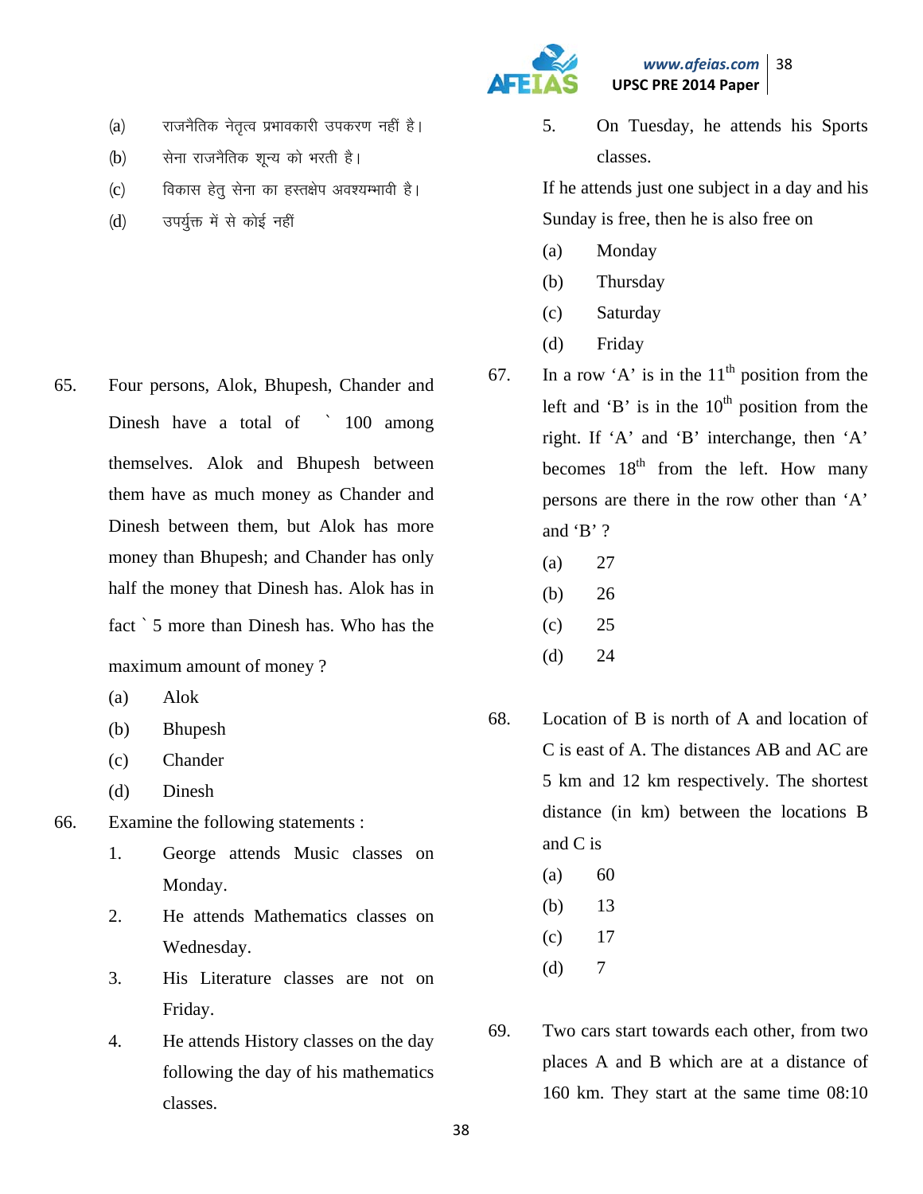(a) राजनैतिक नेतृत्व प्रभावकारी उपकरण नहीं है।

(b) सेना राजनैतिक शून्य को भरती है।

(c) विकास हेतु सेना का हस्तक्षेप अवश्यम्भावी है।

(d) उपर्युक्त में से कोई नहीं

65. Four persons, Alok, Bhupesh, Chander and Dinesh have a total of ` 100 among themselves. Alok and Bhupesh between them have as much money as Chander and Dinesh between them, but Alok has more money than Bhupesh; and Chander has only half the money that Dinesh has. Alok has in fact ` 5 more than Dinesh has. Who has the maximum amount of money ?

(a) Alok

(b) Bhupesh

(c) Chander

(d) Dinesh

66. Examine the following statements :

1. George attends Music classes on Monday.
2. He attends Mathematics classes on Wednesday.
3. His Literature classes are not on Friday.
4. He attends History classes on the day following the day of his mathematics classes.
5. On Tuesday, he attends his Sports classes.

If he attends just one subject in a day and his Sunday is free, then he is also free on

(a) Monday

(b) Thursday

(c) Saturday

(d) Friday

67. In a row 'A' is in the 11th position from the left and 'B' is in the 10th position from the right. If 'A' and 'B' interchange, then 'A' becomes 18th from the left. How many persons are there in the row other than 'A' and 'B' ?

(a) 27

(b) 26

(c) 25

(d) 24

68. Location of B is north of A and location of C is east of A. The distances AB and AC are 5 km and 12 km respectively. The shortest distance (in km) between the locations B and C is

(a) 60

(b) 13

(c) 17

(d) 7

69. Two cars start towards each other, from two places A and B which are at a distance of 160 km. They start at the same time 08:10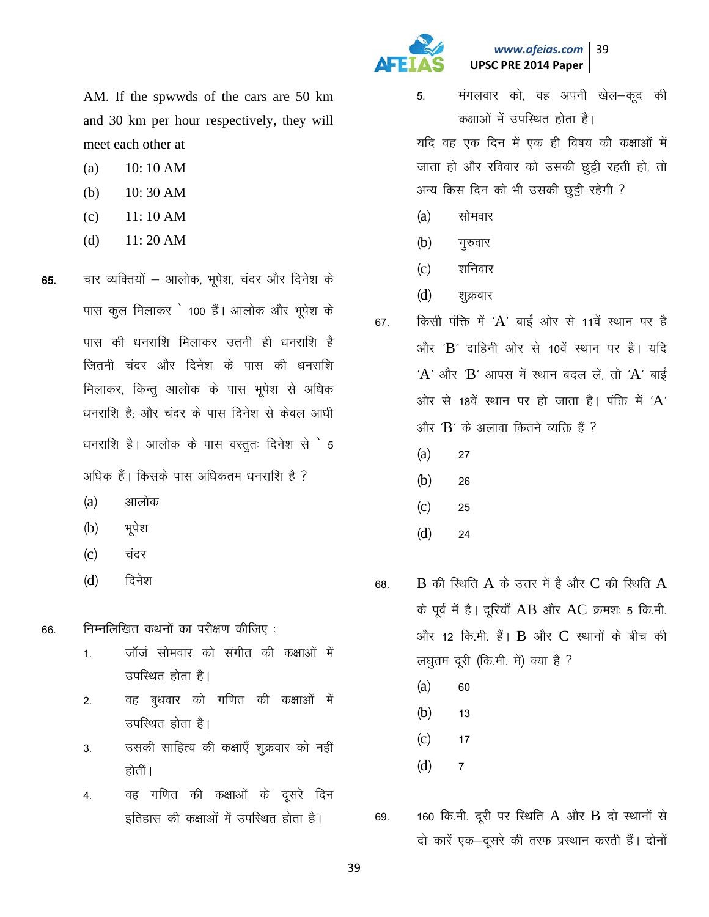AM. If the spwwds of the cars are 50 km and 30 km per hour respectively, they will meet each other at

(a) 10: 10 AM

(b) 10: 30 AM

(c) 11: 10 AM

(d) 11: 20 AM

**65.** चार व्यक्तियों – आलोक, भूपेश, चंदर और दिनेश के पास कुल मिलाकर ` 100 हैं। आलोक और भूपेश के पास की धनराशि मिलाकर उतनी ही धनराशि है जितनी चंदर और दिनेश के पास की धनराशि मिलाकर, किन्तु आलोक के पास भूपेश से अधिक धनराशि है; और चंदर के पास दिनेश से केवल आधी धनराशि है। आलोक के पास वस्तुतः दिनेश से ` 5 अधिक हैं। किसके पास अधिकतम धनराशि है ?

(a) आलोक

(b) भूपेश

(c) चंदर

(d) दिनेश

66. निम्नलिखित कथनों का परीक्षण कीजिए :

1. जॉर्ज सोमवार को संगीत की कक्षाओं में उपस्थित होता है।
2. वह बुधवार को गणित की कक्षाओं में उपस्थित होता है।
3. उसकी साहित्य की कक्षाएँ शुक्रवार को नहीं होतीं।
4. वह गणित की कक्षाओं के दूसरे दिन इतिहास की कक्षाओं में उपस्थित होता है।
5. मंगलवार को, वह अपनी खेल–कूद की कक्षाओं में उपस्थित होता है।

यदि वह एक दिन में एक ही विषय की कक्षाओं में जाता हो और रविवार को उसकी छुट्टी रहती हो, तो अन्य किस दिन को भी उसकी छुट्टी रहेगी ?

(a) सोमवार

(b) गुरुवार

(c) शनिवार

(d) शुक्रवार

67. किसी पंक्ति में 'A' बाईं ओर से 11वें स्थान पर है और 'B' दाहिनी ओर से 10वें स्थान पर है। यदि 'A' और 'B' आपस में स्थान बदल लें, तो 'A' बाईं ओर से 18वें स्थान पर हो जाता है। पंक्ति में 'A' और 'B' के अलावा कितने व्यक्ति हैं ?

(a) 27

(b) 26

(c) 25

(d) 24

68. B की स्थिति A के उत्तर में है और C की स्थिति A के पूर्व में है। दूरियाँ AB और AC क्रमशः 5 कि.मी. और 12 कि.मी. हैं। B और C स्थानों के बीच की लघुतम दूरी (कि.मी. में) क्या है ?

(a) 60

(b) 13

(c) 17

(d) 7

69. 160 कि.मी. दूरी पर स्थिति A और B दो स्थानों से दो कारें एक–दूसरे की तरफ प्रस्थान करती हैं। दोनों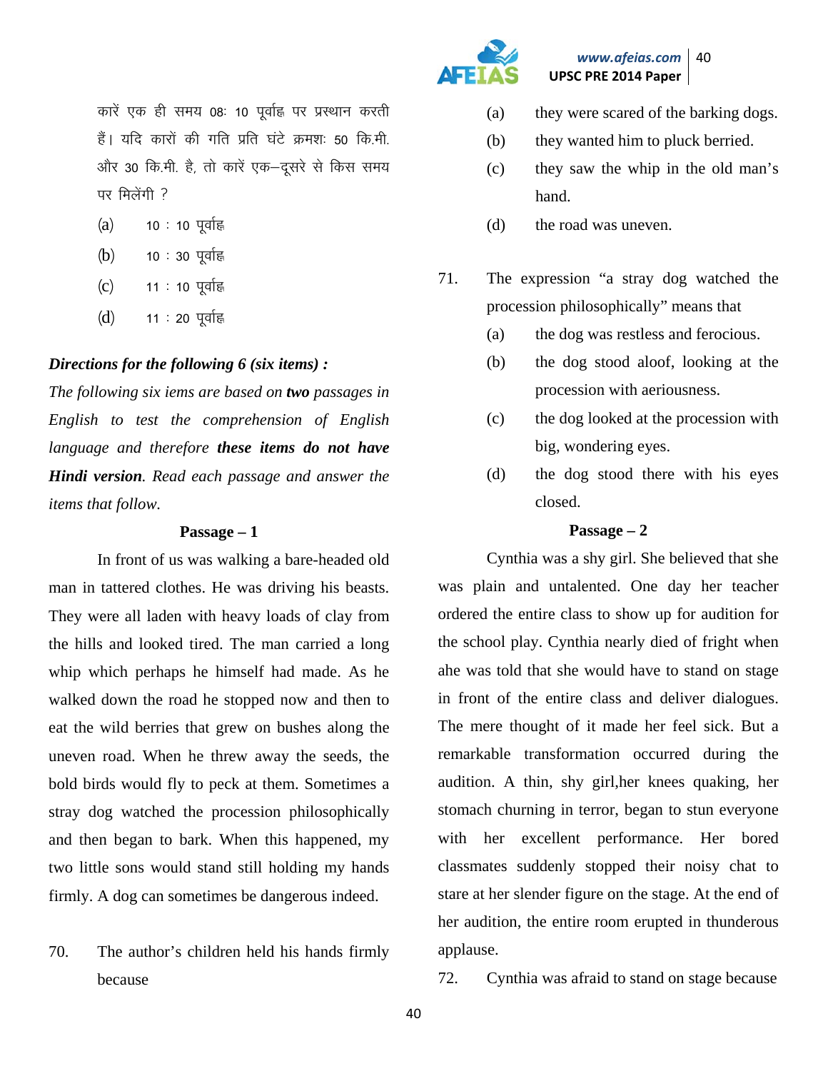कारें एक ही समय 08: 10 पूर्वाह्न पर प्रस्थान करती हैं। यदि कारों की गति प्रति घंटे क्रमशः 50 कि.मी. और 30 कि.मी. है, तो कारें एक–दूसरे से किस समय पर मिलेंगी ?

(a) 10 : 10 पूर्वाह्न

(b) 10 : 30 पूर्वाह्न

(c) 11 : 10 पूर्वाह्न

(d) 11 : 20 पूर्वाह्न

***Directions for the following 6 (six items) :***

*The following six iems are based on **two** passages in English to test the comprehension of English language and therefore **these items do not have Hindi version**. Read each passage and answer the items that follow.*

**Passage – 1**

In front of us was walking a bare-headed old man in tattered clothes. He was driving his beasts. They were all laden with heavy loads of clay from the hills and looked tired. The man carried a long whip which perhaps he himself had made. As he walked down the road he stopped now and then to eat the wild berries that grew on bushes along the uneven road. When he threw away the seeds, the bold birds would fly to peck at them. Sometimes a stray dog watched the procession philosophically and then began to bark. When this happened, my two little sons would stand still holding my hands firmly. A dog can sometimes be dangerous indeed.

70. The author's children held his hands firmly because

(a) they were scared of the barking dogs.

(b) they wanted him to pluck berried.

(c) they saw the whip in the old man's hand.

(d) the road was uneven.

71. The expression "a stray dog watched the procession philosophically" means that

(a) the dog was restless and ferocious.

(b) the dog stood aloof, looking at the procession with aeriousness.

(c) the dog looked at the procession with big, wondering eyes.

(d) the dog stood there with his eyes closed.

**Passage – 2**

Cynthia was a shy girl. She believed that she was plain and untalented. One day her teacher ordered the entire class to show up for audition for the school play. Cynthia nearly died of fright when ahe was told that she would have to stand on stage in front of the entire class and deliver dialogues. The mere thought of it made her feel sick. But a remarkable transformation occurred during the audition. A thin, shy girl,her knees quaking, her stomach churning in terror, began to stun everyone with her excellent performance. Her bored classmates suddenly stopped their noisy chat to stare at her slender figure on the stage. At the end of her audition, the entire room erupted in thunderous applause.

72. Cynthia was afraid to stand on stage because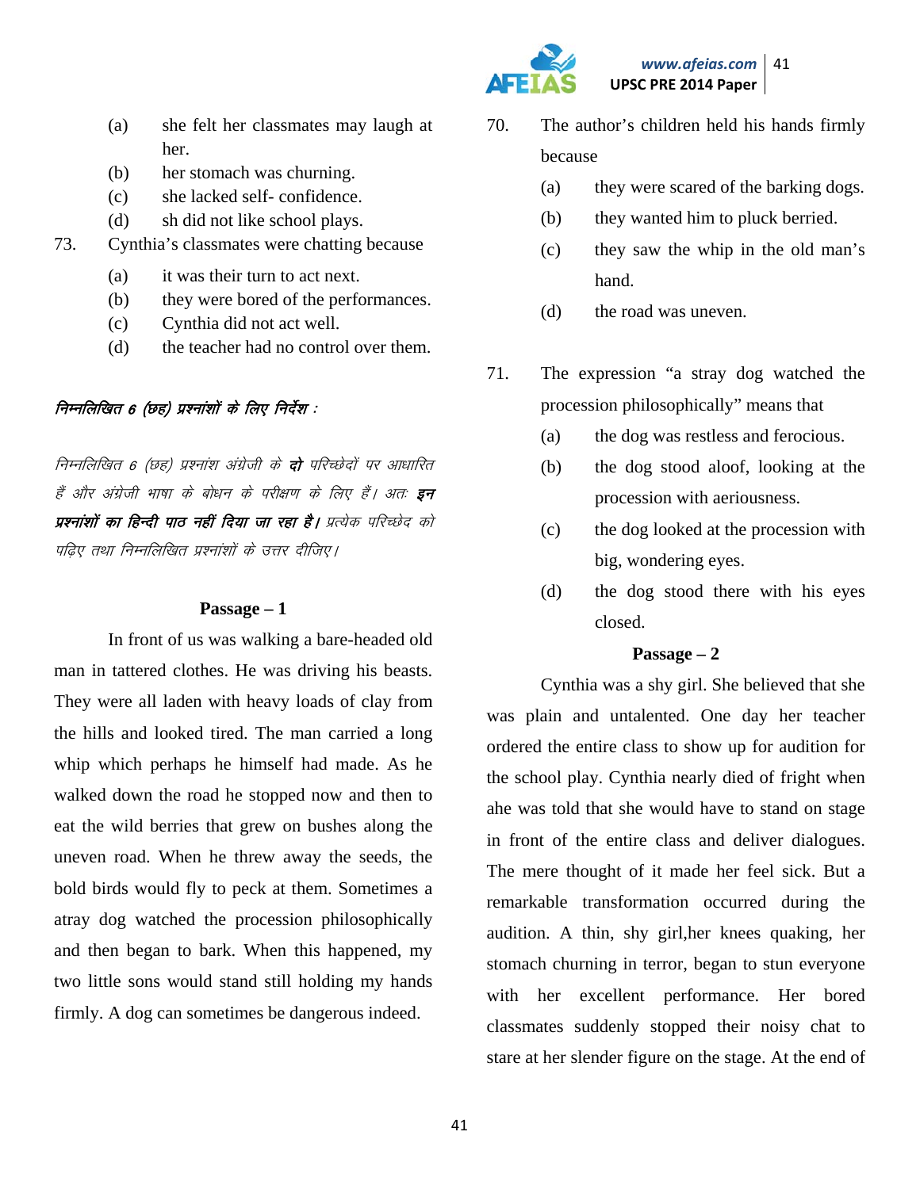(a) she felt her classmates may laugh at her.
(b) her stomach was churning.
(c) she lacked self- confidence.
(d) sh did not like school plays.

73. Cynthia's classmates were chatting because

(a) it was their turn to act next.
(b) they were bored of the performances.
(c) Cynthia did not act well.
(d) the teacher had no control over them.

*निम्नलिखित 6 (छह) प्रश्नांशों के लिए निर्देश :*

*निम्नलिखित 6 (छह) प्रश्नांश अंग्रेजी के **दो** परिच्छेदों पर आधारित हैं और अंग्रेजी भाषा के बोधन के परीक्षण के लिए हैं। अतः **इन प्रश्नांशों का हिन्दी पाठ नहीं दिया जा रहा है।** प्रत्येक परिच्छेद को पढ़िए तथा निम्नलिखित प्रश्नांशों के उत्तर दीजिए।*

**Passage – 1**

In front of us was walking a bare-headed old man in tattered clothes. He was driving his beasts. They were all laden with heavy loads of clay from the hills and looked tired. The man carried a long whip which perhaps he himself had made. As he walked down the road he stopped now and then to eat the wild berries that grew on bushes along the uneven road. When he threw away the seeds, the bold birds would fly to peck at them. Sometimes a atray dog watched the procession philosophically and then began to bark. When this happened, my two little sons would stand still holding my hands firmly. A dog can sometimes be dangerous indeed.

70. The author's children held his hands firmly because

(a) they were scared of the barking dogs.
(b) they wanted him to pluck berried.
(c) they saw the whip in the old man's hand.
(d) the road was uneven.

71. The expression "a stray dog watched the procession philosophically" means that

(a) the dog was restless and ferocious.
(b) the dog stood aloof, looking at the procession with aeriousness.
(c) the dog looked at the procession with big, wondering eyes.
(d) the dog stood there with his eyes closed.

**Passage – 2**

Cynthia was a shy girl. She believed that she was plain and untalented. One day her teacher ordered the entire class to show up for audition for the school play. Cynthia nearly died of fright when ahe was told that she would have to stand on stage in front of the entire class and deliver dialogues. The mere thought of it made her feel sick. But a remarkable transformation occurred during the audition. A thin, shy girl,her knees quaking, her stomach churning in terror, began to stun everyone with her excellent performance. Her bored classmates suddenly stopped their noisy chat to stare at her slender figure on the stage. At the end of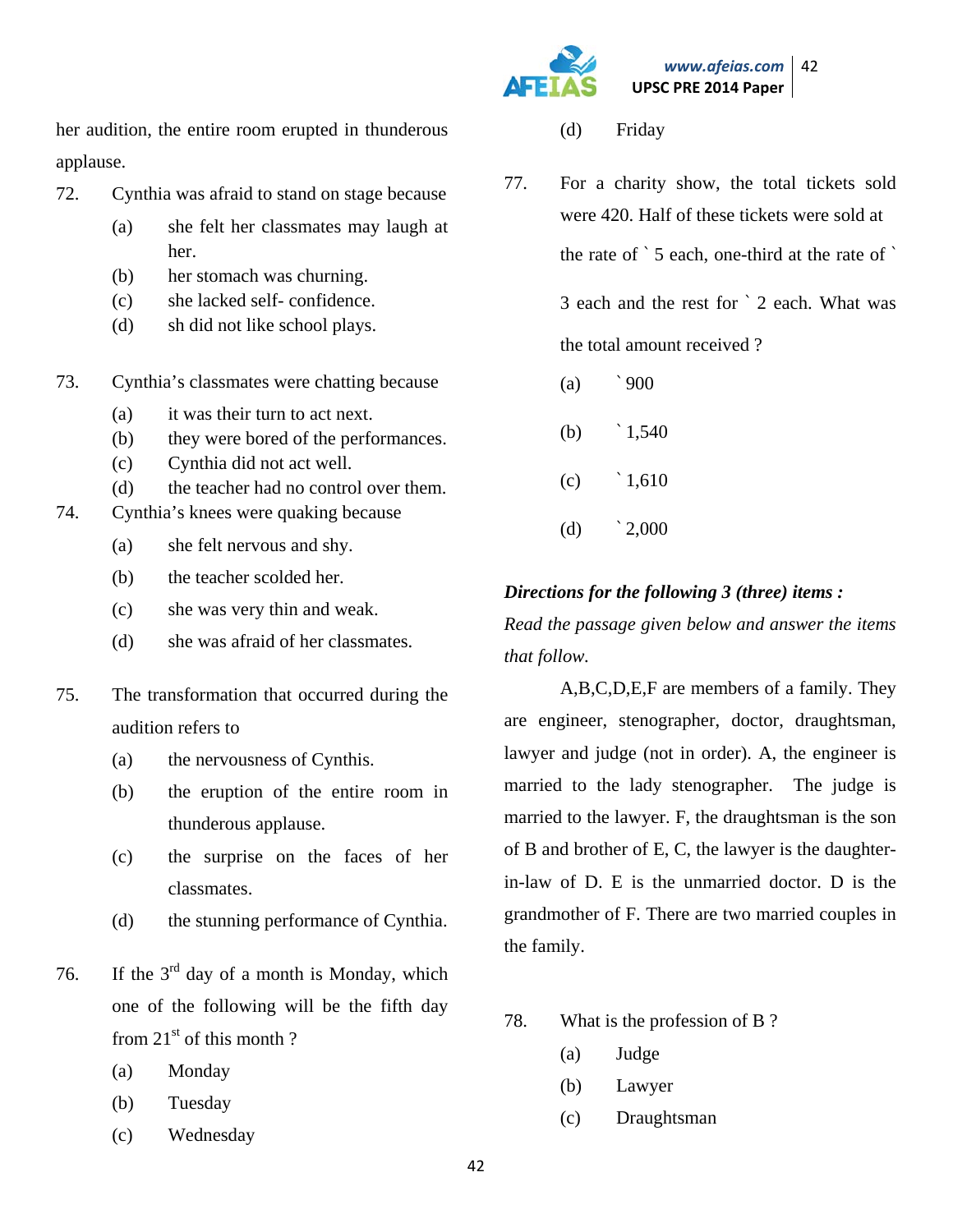her audition, the entire room erupted in thunderous applause.

72. Cynthia was afraid to stand on stage because
   (a) she felt her classmates may laugh at her.
   (b) her stomach was churning.
   (c) she lacked self- confidence.
   (d) sh did not like school plays.

73. Cynthia's classmates were chatting because
   (a) it was their turn to act next.
   (b) they were bored of the performances.
   (c) Cynthia did not act well.
   (d) the teacher had no control over them.

74. Cynthia's knees were quaking because
   (a) she felt nervous and shy.
   (b) the teacher scolded her.
   (c) she was very thin and weak.
   (d) she was afraid of her classmates.

75. The transformation that occurred during the audition refers to
   (a) the nervousness of Cynthis.
   (b) the eruption of the entire room in thunderous applause.
   (c) the surprise on the faces of her classmates.
   (d) the stunning performance of Cynthia.

76. If the 3rd day of a month is Monday, which one of the following will be the fifth day from 21st of this month ?
   (a) Monday
   (b) Tuesday
   (c) Wednesday
   (d) Friday

77. For a charity show, the total tickets sold were 420. Half of these tickets were sold at the rate of ` 5 each, one-third at the rate of ` 3 each and the rest for ` 2 each. What was the total amount received ?
   (a) ` 900
   (b) ` 1,540
   (c) ` 1,610
   (d) ` 2,000

***Directions for the following 3 (three) items :***

*Read the passage given below and answer the items that follow.*

A,B,C,D,E,F are members of a family. They are engineer, stenographer, doctor, draughtsman, lawyer and judge (not in order). A, the engineer is married to the lady stenographer. The judge is married to the lawyer. F, the draughtsman is the son of B and brother of E, C, the lawyer is the daughter-in-law of D. E is the unmarried doctor. D is the grandmother of F. There are two married couples in the family.

78. What is the profession of B ?
   (a) Judge
   (b) Lawyer
   (c) Draughtsman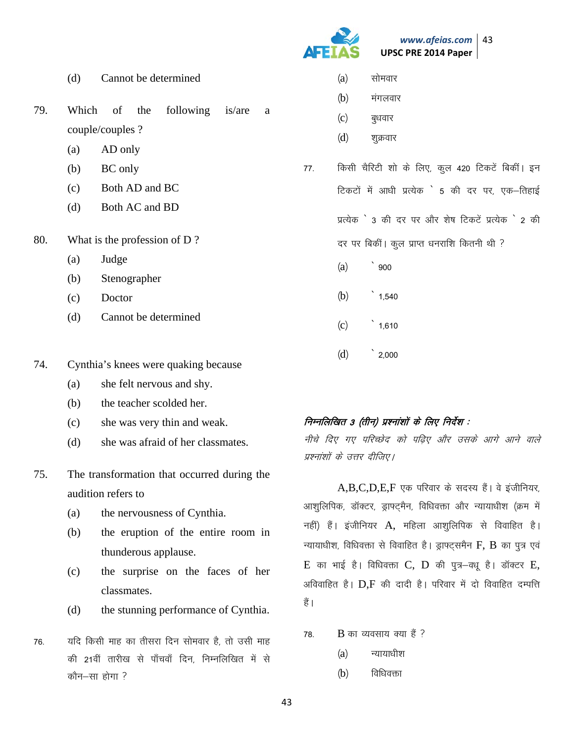(d) Cannot be determined

79. Which of the following is/are a couple/couples ?

(a) AD only

(b) BC only

(c) Both AD and BC

(d) Both AC and BD

80. What is the profession of D ?

(a) Judge

(b) Stenographer

(c) Doctor

(d) Cannot be determined

74. Cynthia's knees were quaking because

(a) she felt nervous and shy.

(b) the teacher scolded her.

(c) she was very thin and weak.

(d) she was afraid of her classmates.

75. The transformation that occurred during the audition refers to

(a) the nervousness of Cynthia.

(b) the eruption of the entire room in thunderous applause.

(c) the surprise on the faces of her classmates.

(d) the stunning performance of Cynthia.

76. यदि किसी माह का तीसरा दिन सोमवार है, तो उसी माह की 21वीं तारीख से पाँचवाँ दिन, निम्नलिखित में से कौन–सा होगा ?

(a) सोमवार

(b) मंगलवार

(c) बुधवार

(d) शुक्रवार

77. किसी चैरिटी शो के लिए, कुल 420 टिकटें बिकीं। इन टिकटों में आधी प्रत्येक ` 5 की दर पर, एक–तिहाई प्रत्येक ` 3 की दर पर और शेष टिकटें प्रत्येक ` 2 की दर पर बिकीं। कुल प्राप्त धनराशि कितनी थी ?

(a) ` 900

(b) ` 1,540

(c) ` 1,610

(d) ` 2,000

*निम्नलिखित 3 (तीन) प्रश्नांशों के लिए निर्देश :*

*नीचे दिए गए परिच्छेद को पढ़िए और उसके आगे आने वाले प्रश्नांशों के उत्तर दीजिए।*

A,B,C,D,E,F एक परिवार के सदस्य हैं। वे इंजीनियर, आशुलिपिक, डॉक्टर, ड्राफ्ट्मैन, विधिवक्ता और न्यायाधीश (क्रम में नहीं) हैं। इंजीनियर A, महिला आशुलिपिक से विवाहित है। न्यायाधीश, विधिवक्ता से विवाहित है। ड्राफ्टसमैन F, B का पुत्र एवं E का भाई है। विधिवक्ता C, D की पुत्र–वधू है। डॉक्टर E, अविवाहित है। D,F की दादी है। परिवार में दो विवाहित दम्पत्ति हैं।

78. B का व्यवसाय क्या हैं ?

(a) न्यायाधीश

(b) विधिवक्ता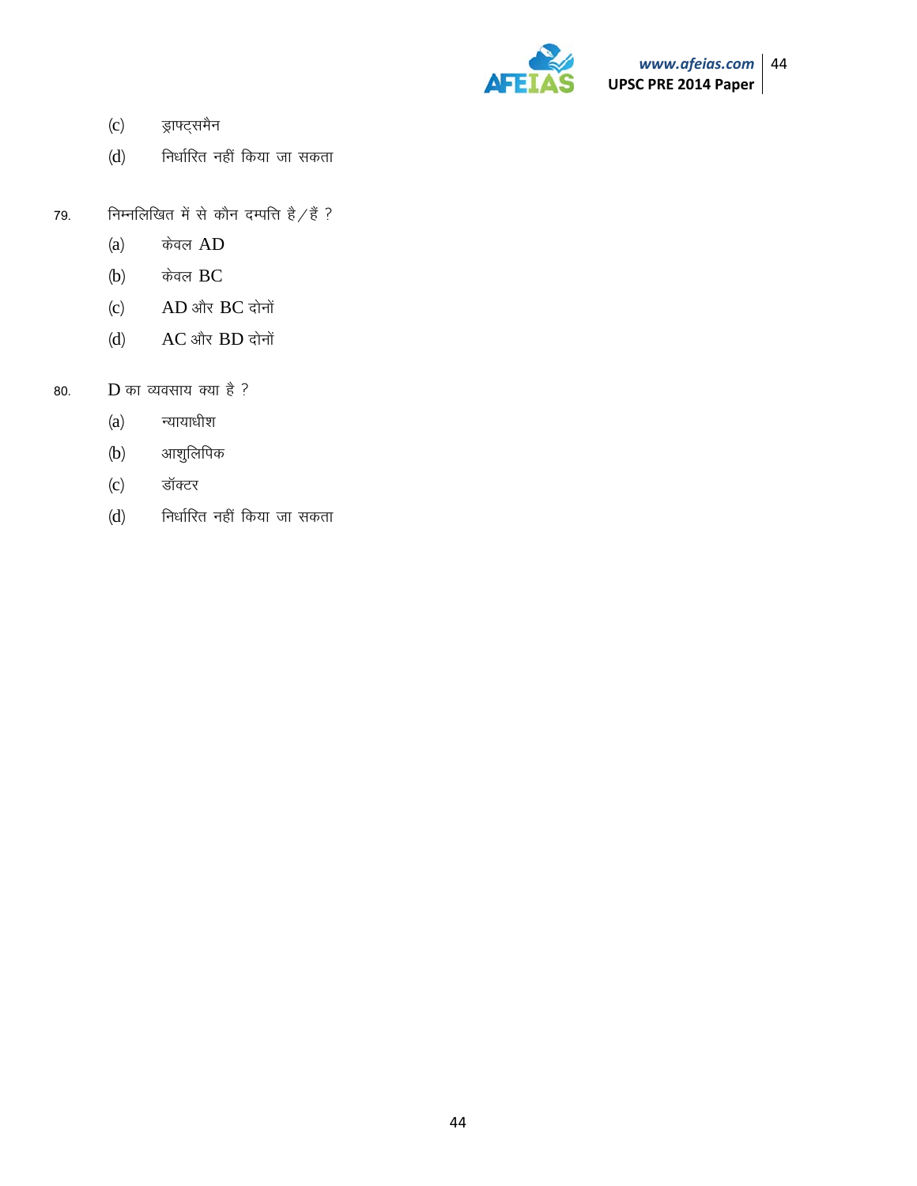(c) ड्राफ्ट्समैन

(d) निर्धारित नहीं किया जा सकता

79. निम्नलिखित में से कौन दम्पत्ति है/हैं ?

(a) केवल AD

(b) केवल BC

(c) AD और BC दोनों

(d) AC और BD दोनों

80. D का व्यवसाय क्या है ?

(a) न्यायाधीश

(b) आशुलिपिक

(c) डॉक्टर

(d) निर्धारित नहीं किया जा सकता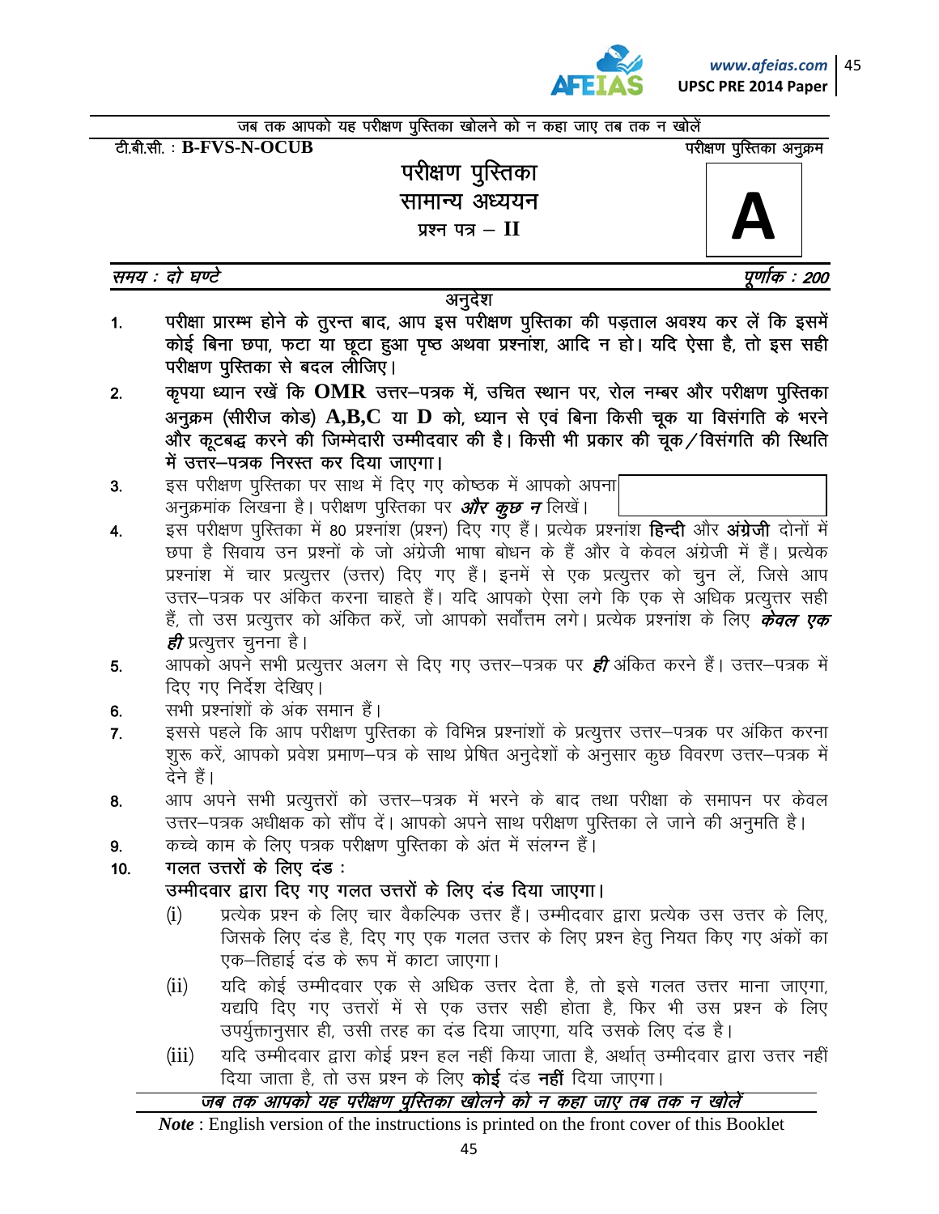जब तक आपको यह परीक्षण पुस्तिका खोलने को न कहा जाए तब तक न खोलें

टी.बी.सी. : **B-FVS-N-OCUB**

परीक्षण पुस्तिका अनुक्रम

# परीक्षण पुस्तिका
## सामान्य अध्ययन
### प्रश्न पत्र – II

**A**

*समय : दो घण्टे* | *पूर्णांक : 200*

## अनुदेश

1. **परीक्षा प्रारम्भ होने के तुरन्त बाद, आप इस परीक्षण पुस्तिका की पड़ताल अवश्य कर लें कि इसमें कोई बिना छपा, फटा या छूटा हुआ पृष्ठ अथवा प्रश्नांश, आदि न हो। यदि ऐसा है, तो इस सही परीक्षण पुस्तिका से बदल लीजिए।**
2. **कृपया ध्यान रखें कि OMR उत्तर–पत्रक में, उचित स्थान पर, रोल नम्बर और परीक्षण पुस्तिका अनुक्रम (सीरीज कोड) A,B,C या D को, ध्यान से एवं बिना किसी चूक या विसंगति के भरने और कूटबद्ध करने की जिम्मेदारी उम्मीदवार की है। किसी भी प्रकार की चूक/विसंगति की स्थिति में उत्तर–पत्रक निरस्त कर दिया जाएगा।**
3. इस परीक्षण पुस्तिका पर साथ में दिए गए कोष्ठक में आपको अपना अनुक्रमांक लिखना है। परीक्षण पुस्तिका पर ***और कुछ न*** लिखें।
4. इस परीक्षण पुस्तिका में 80 प्रश्नांश (प्रश्न) दिए गए हैं। प्रत्येक प्रश्नांश **हिन्दी** और **अंग्रेजी** दोनों में छपा है सिवाय उन प्रश्नों के जो अंग्रेजी भाषा बोधन के हैं और वे केवल अंग्रेजी में हैं। प्रत्येक प्रश्नांश में चार प्रत्युत्तर (उत्तर) दिए गए हैं। इनमें से एक प्रत्युत्तर को चुन लें, जिसे आप उत्तर–पत्रक पर अंकित करना चाहते हैं। यदि आपको ऐसा लगे कि एक से अधिक प्रत्युत्तर सही हैं, तो उस प्रत्युत्तर को अंकित करें, जो आपको सर्वोत्तम लगे। प्रत्येक प्रश्नांश के लिए ***केवल एक ही*** प्रत्युत्तर चुनना है।
5. आपको अपने सभी प्रत्युत्तर अलग से दिए गए उत्तर–पत्रक पर ***ही*** अंकित करने हैं। उत्तर–पत्रक में दिए गए निर्देश देखिए।
6. सभी प्रश्नांशों के अंक समान हैं।
7. इससे पहले कि आप परीक्षण पुस्तिका के विभिन्न प्रश्नांशों के प्रत्युत्तर उत्तर–पत्रक पर अंकित करना शुरू करें, आपको प्रवेश प्रमाण–पत्र के साथ प्रेषित अनुदेशों के अनुसार कुछ विवरण उत्तर–पत्रक में देने हैं।
8. आप अपने सभी प्रत्युत्तरों को उत्तर–पत्रक में भरने के बाद तथा परीक्षा के समापन पर केवल उत्तर–पत्रक अधीक्षक को सौंप दें। आपको अपने साथ परीक्षण पुस्तिका ले जाने की अनुमति है।
9. कच्चे काम के लिए पत्रक परीक्षण पुस्तिका के अंत में संलग्न हैं।
10. **गलत उत्तरों के लिए दंड :**

    **उम्मीदवार द्वारा दिए गए गलत उत्तरों के लिए दंड दिया जाएगा।**

    (i) प्रत्येक प्रश्न के लिए चार वैकल्पिक उत्तर हैं। उम्मीदवार द्वारा प्रत्येक उस उत्तर के लिए, जिसके लिए दंड है, दिए गए एक गलत उत्तर के लिए प्रश्न हेतु नियत किए गए अंकों का एक–तिहाई दंड के रूप में काटा जाएगा।

    (ii) यदि कोई उम्मीदवार एक से अधिक उत्तर देता है, तो इसे गलत उत्तर माना जाएगा, यद्यपि दिए गए उत्तरों में से एक उत्तर सही होता है, फिर भी उस प्रश्न के लिए उपर्युक्तानुसार ही, उसी तरह का दंड दिया जाएगा, यदि उसके लिए दंड है।

    (iii) यदि उम्मीदवार द्वारा कोई प्रश्न हल नहीं किया जाता है, अर्थात् उम्मीदवार द्वारा उत्तर नहीं दिया जाता है, तो उस प्रश्न के लिए **कोई** दंड **नहीं** दिया जाएगा।

***जब तक आपको यह परीक्षण पुस्तिका खोलने को न कहा जाए तब तक न खोलें***

***Note*** : English version of the instructions is printed on the front cover of this Booklet